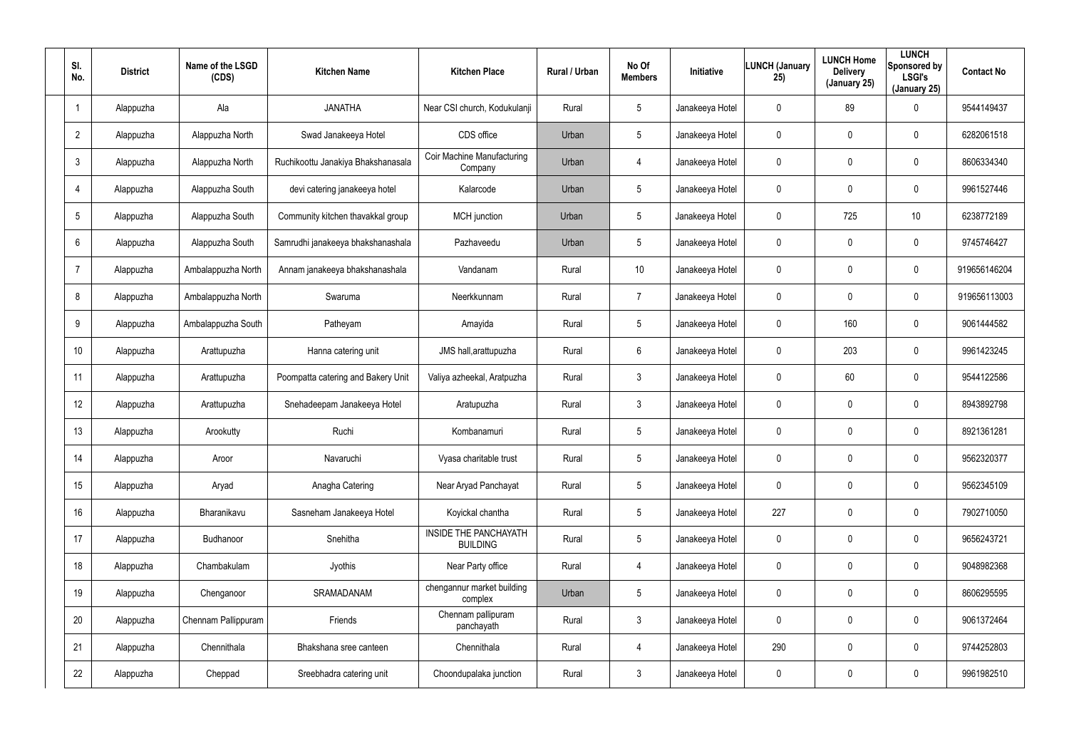| Sl. No. | District | Name of the LSGD (CDS) | Kitchen Name | Kitchen Place | Rural / Urban | No Of Members | Initiative | LUNCH (January 25) | LUNCH Home Delivery (January 25) | LUNCH Sponsored by LSGI's (January 25) | Contact No |
|---|---|---|---|---|---|---|---|---|---|---|---|
| 1 | Alappuzha | Ala | JANATHA | Near CSI church, Kodukulanji | Rural | 5 | Janakeeya Hotel | 0 | 89 | 0 | 9544149437 |
| 2 | Alappuzha | Alappuzha North | Swad Janakeeya Hotel | CDS office | Urban | 5 | Janakeeya Hotel | 0 | 0 | 0 | 6282061518 |
| 3 | Alappuzha | Alappuzha North | Ruchikoottu Janakiya Bhakshanasala | Coir Machine Manufacturing Company | Urban | 4 | Janakeeya Hotel | 0 | 0 | 0 | 8606334340 |
| 4 | Alappuzha | Alappuzha South | devi catering janakeeya hotel | Kalarcode | Urban | 5 | Janakeeya Hotel | 0 | 0 | 0 | 9961527446 |
| 5 | Alappuzha | Alappuzha South | Community kitchen thavakkal group | MCH junction | Urban | 5 | Janakeeya Hotel | 0 | 725 | 10 | 6238772189 |
| 6 | Alappuzha | Alappuzha South | Samrudhi janakeeya bhakshanashala | Pazhaveedu | Urban | 5 | Janakeeya Hotel | 0 | 0 | 0 | 9745746427 |
| 7 | Alappuzha | Ambalappuzha North | Annam janakeeya bhakshanashala | Vandanam | Rural | 10 | Janakeeya Hotel | 0 | 0 | 0 | 919656146204 |
| 8 | Alappuzha | Ambalappuzha North | Swaruma | Neerkkunnam | Rural | 7 | Janakeeya Hotel | 0 | 0 | 0 | 919656113003 |
| 9 | Alappuzha | Ambalappuzha South | Patheyam | Amayida | Rural | 5 | Janakeeya Hotel | 0 | 160 | 0 | 9061444582 |
| 10 | Alappuzha | Arattupuzha | Hanna catering unit | JMS hall,arattupuzha | Rural | 6 | Janakeeya Hotel | 0 | 203 | 0 | 9961423245 |
| 11 | Alappuzha | Arattupuzha | Poompatta catering and Bakery Unit | Valiya azheekal, Aratpuzha | Rural | 3 | Janakeeya Hotel | 0 | 60 | 0 | 9544122586 |
| 12 | Alappuzha | Arattupuzha | Snehadeepam Janakeeya Hotel | Aratupuzha | Rural | 3 | Janakeeya Hotel | 0 | 0 | 0 | 8943892798 |
| 13 | Alappuzha | Arookutty | Ruchi | Kombanamuri | Rural | 5 | Janakeeya Hotel | 0 | 0 | 0 | 8921361281 |
| 14 | Alappuzha | Aroor | Navaruchi | Vyasa charitable trust | Rural | 5 | Janakeeya Hotel | 0 | 0 | 0 | 9562320377 |
| 15 | Alappuzha | Aryad | Anagha Catering | Near Aryad Panchayat | Rural | 5 | Janakeeya Hotel | 0 | 0 | 0 | 9562345109 |
| 16 | Alappuzha | Bharanikavu | Sasneham Janakeeya Hotel | Koyickal chantha | Rural | 5 | Janakeeya Hotel | 227 | 0 | 0 | 7902710050 |
| 17 | Alappuzha | Budhanoor | Snehitha | INSIDE THE PANCHAYATH BUILDING | Rural | 5 | Janakeeya Hotel | 0 | 0 | 0 | 9656243721 |
| 18 | Alappuzha | Chambakulam | Jyothis | Near Party office | Rural | 4 | Janakeeya Hotel | 0 | 0 | 0 | 9048982368 |
| 19 | Alappuzha | Chenganoor | SRAMADANAM | chengannur market building complex | Urban | 5 | Janakeeya Hotel | 0 | 0 | 0 | 8606295595 |
| 20 | Alappuzha | Chennam Pallippuram | Friends | Chennam pallipuram panchayath | Rural | 3 | Janakeeya Hotel | 0 | 0 | 0 | 9061372464 |
| 21 | Alappuzha | Chennithala | Bhakshana sree canteen | Chennithala | Rural | 4 | Janakeeya Hotel | 290 | 0 | 0 | 9744252803 |
| 22 | Alappuzha | Cheppad | Sreebhadra catering unit | Choondupalaka junction | Rural | 3 | Janakeeya Hotel | 0 | 0 | 0 | 9961982510 |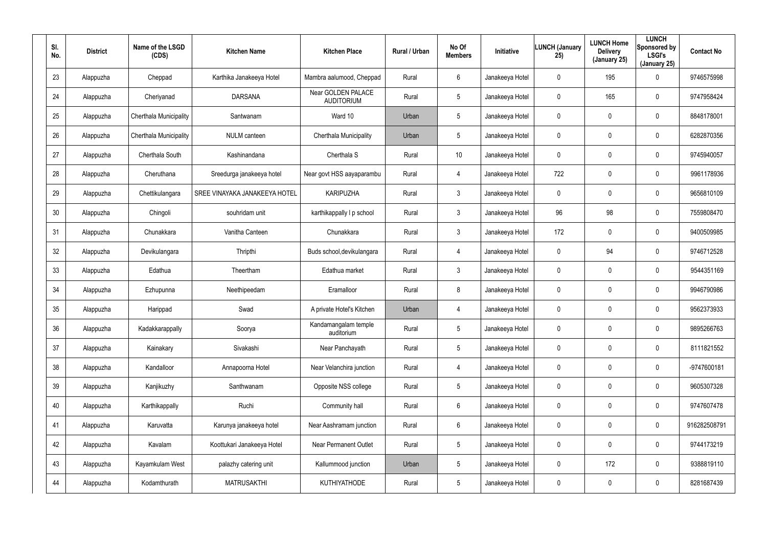| Sl. No. | District | Name of the LSGD (CDS) | Kitchen Name | Kitchen Place | Rural / Urban | No Of Members | Initiative | LUNCH (January 25) | LUNCH Home Delivery (January 25) | LUNCH Sponsored by LSGI's (January 25) | Contact No |
|---|---|---|---|---|---|---|---|---|---|---|---|
| 23 | Alappuzha | Cheppad | Karthika Janakeeya Hotel | Mambra aalumood, Cheppad | Rural | 6 | Janakeeya Hotel | 0 | 195 | 0 | 9746575998 |
| 24 | Alappuzha | Cheriyanad | DARSANA | Near GOLDEN PALACE AUDITORIUM | Rural | 5 | Janakeeya Hotel | 0 | 165 | 0 | 9747958424 |
| 25 | Alappuzha | Cherthala Municipality | Santwanam | Ward 10 | Urban | 5 | Janakeeya Hotel | 0 | 0 | 0 | 8848178001 |
| 26 | Alappuzha | Cherthala Municipality | NULM canteen | Cherthala Municipality | Urban | 5 | Janakeeya Hotel | 0 | 0 | 0 | 6282870356 |
| 27 | Alappuzha | Cherthala South | Kashinandana | Cherthala S | Rural | 10 | Janakeeya Hotel | 0 | 0 | 0 | 9745940057 |
| 28 | Alappuzha | Cheruthana | Sreedurga janakeeya hotel | Near govt HSS aayaparambu | Rural | 4 | Janakeeya Hotel | 722 | 0 | 0 | 9961178936 |
| 29 | Alappuzha | Chettikulangara | SREE VINAYAKA JANAKEEYA HOTEL | KARIPUZHA | Rural | 3 | Janakeeya Hotel | 0 | 0 | 0 | 9656810109 |
| 30 | Alappuzha | Chingoli | souhridam unit | karthikappally l p school | Rural | 3 | Janakeeya Hotel | 96 | 98 | 0 | 7559808470 |
| 31 | Alappuzha | Chunakkara | Vanitha Canteen | Chunakkara | Rural | 3 | Janakeeya Hotel | 172 | 0 | 0 | 9400509985 |
| 32 | Alappuzha | Devikulangara | Thripthi | Buds school,devikulangara | Rural | 4 | Janakeeya Hotel | 0 | 94 | 0 | 9746712528 |
| 33 | Alappuzha | Edathua | Theertham | Edathua market | Rural | 3 | Janakeeya Hotel | 0 | 0 | 0 | 9544351169 |
| 34 | Alappuzha | Ezhupunna | Neethipeedam | Eramalloor | Rural | 8 | Janakeeya Hotel | 0 | 0 | 0 | 9946790986 |
| 35 | Alappuzha | Harippad | Swad | A private Hotel's Kitchen | Urban | 4 | Janakeeya Hotel | 0 | 0 | 0 | 9562373933 |
| 36 | Alappuzha | Kadakkarappally | Soorya | Kandamangalam temple auditorium | Rural | 5 | Janakeeya Hotel | 0 | 0 | 0 | 9895266763 |
| 37 | Alappuzha | Kainakary | Sivakashi | Near Panchayath | Rural | 5 | Janakeeya Hotel | 0 | 0 | 0 | 8111821552 |
| 38 | Alappuzha | Kandalloor | Annapoorna Hotel | Near Velanchira junction | Rural | 4 | Janakeeya Hotel | 0 | 0 | 0 | -9747600181 |
| 39 | Alappuzha | Kanjikuzhy | Santhwanam | Opposite NSS college | Rural | 5 | Janakeeya Hotel | 0 | 0 | 0 | 9605307328 |
| 40 | Alappuzha | Karthikappally | Ruchi | Community hall | Rural | 6 | Janakeeya Hotel | 0 | 0 | 0 | 9747607478 |
| 41 | Alappuzha | Karuvatta | Karunya janakeeya hotel | Near Aashramam junction | Rural | 6 | Janakeeya Hotel | 0 | 0 | 0 | 916282508791 |
| 42 | Alappuzha | Kavalam | Koottukari Janakeeya Hotel | Near Permanent Outlet | Rural | 5 | Janakeeya Hotel | 0 | 0 | 0 | 9744173219 |
| 43 | Alappuzha | Kayamkulam West | palazhy catering unit | Kallummood junction | Urban | 5 | Janakeeya Hotel | 0 | 172 | 0 | 9388819110 |
| 44 | Alappuzha | Kodamthurath | MATRUSAKTHI | KUTHIYATHODE | Rural | 5 | Janakeeya Hotel | 0 | 0 | 0 | 8281687439 |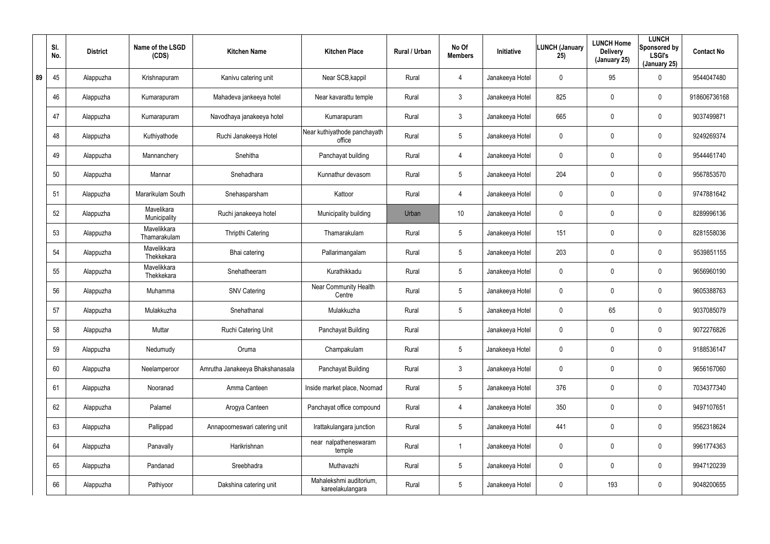| | Sl. No. | District | Name of the LSGD (CDS) | Kitchen Name | Kitchen Place | Rural / Urban | No Of Members | Initiative | LUNCH (January 25) | LUNCH Home Delivery (January 25) | LUNCH Sponsored by LSGI's (January 25) | Contact No |
|---|---|---|---|---|---|---|---|---|---|---|---|---|
| 89 | 45 | Alappuzha | Krishnapuram | Kanivu catering unit | Near SCB,kappil | Rural | 4 | Janakeeya Hotel | 0 | 95 | 0 | 9544047480 |
| | 46 | Alappuzha | Kumarapuram | Mahadeva jankeeya hotel | Near kavarattu temple | Rural | 3 | Janakeeya Hotel | 825 | 0 | 0 | 918606736168 |
| | 47 | Alappuzha | Kumarapuram | Navodhaya janakeeya hotel | Kumarapuram | Rural | 3 | Janakeeya Hotel | 665 | 0 | 0 | 9037499871 |
| | 48 | Alappuzha | Kuthiyathode | Ruchi Janakeeya Hotel | Near kuthiyathode panchayath office | Rural | 5 | Janakeeya Hotel | 0 | 0 | 0 | 9249269374 |
| | 49 | Alappuzha | Mannanchery | Snehitha | Panchayat building | Rural | 4 | Janakeeya Hotel | 0 | 0 | 0 | 9544461740 |
| | 50 | Alappuzha | Mannar | Snehadhara | Kunnathur devasom | Rural | 5 | Janakeeya Hotel | 204 | 0 | 0 | 9567853570 |
| | 51 | Alappuzha | Mararikulam South | Snehasparsham | Kattoor | Rural | 4 | Janakeeya Hotel | 0 | 0 | 0 | 9747881642 |
| | 52 | Alappuzha | Mavelikara Municipality | Ruchi janakeeya hotel | Municipality building | Urban | 10 | Janakeeya Hotel | 0 | 0 | 0 | 8289996136 |
| | 53 | Alappuzha | Mavelikkara Thamarakulam | Thripthi Catering | Thamarakulam | Rural | 5 | Janakeeya Hotel | 151 | 0 | 0 | 8281558036 |
| | 54 | Alappuzha | Mavelikkara Thekkekara | Bhai catering | Pallarimangalam | Rural | 5 | Janakeeya Hotel | 203 | 0 | 0 | 9539851155 |
| | 55 | Alappuzha | Mavelikkara Thekkekara | Snehatheeram | Kurathikkadu | Rural | 5 | Janakeeya Hotel | 0 | 0 | 0 | 9656960190 |
| | 56 | Alappuzha | Muhamma | SNV Catering | Near Community Health Centre | Rural | 5 | Janakeeya Hotel | 0 | 0 | 0 | 9605388763 |
| | 57 | Alappuzha | Mulakkuzha | Snehathanal | Mulakkuzha | Rural | 5 | Janakeeya Hotel | 0 | 65 | 0 | 9037085079 |
| | 58 | Alappuzha | Muttar | Ruchi Catering Unit | Panchayat Building | Rural | | Janakeeya Hotel | 0 | 0 | 0 | 9072276826 |
| | 59 | Alappuzha | Nedumudy | Oruma | Champakulam | Rural | 5 | Janakeeya Hotel | 0 | 0 | 0 | 9188536147 |
| | 60 | Alappuzha | Neelamperoor | Amrutha Janakeeya Bhakshanasala | Panchayat Building | Rural | 3 | Janakeeya Hotel | 0 | 0 | 0 | 9656167060 |
| | 61 | Alappuzha | Nooranad | Amma Canteen | Inside market place, Noornad | Rural | 5 | Janakeeya Hotel | 376 | 0 | 0 | 7034377340 |
| | 62 | Alappuzha | Palamel | Arogya Canteen | Panchayat office compound | Rural | 4 | Janakeeya Hotel | 350 | 0 | 0 | 9497107651 |
| | 63 | Alappuzha | Pallippad | Annapoorneswari catering unit | Irattakulangara junction | Rural | 5 | Janakeeya Hotel | 441 | 0 | 0 | 9562318624 |
| | 64 | Alappuzha | Panavally | Harikrishnan | near nalpatheneswaram temple | Rural | 1 | Janakeeya Hotel | 0 | 0 | 0 | 9961774363 |
| | 65 | Alappuzha | Pandanad | Sreebhadra | Muthavazhi | Rural | 5 | Janakeeya Hotel | 0 | 0 | 0 | 9947120239 |
| | 66 | Alappuzha | Pathiyoor | Dakshina catering unit | Mahalekshmi auditorium, kareelakulangara | Rural | 5 | Janakeeya Hotel | 0 | 193 | 0 | 9048200655 |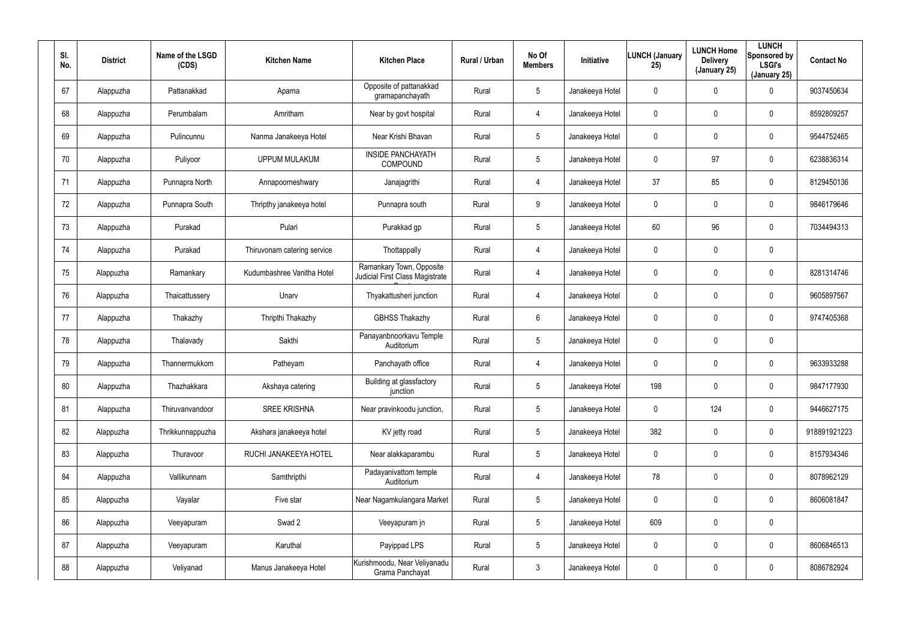| Sl. No. | District | Name of the LSGD (CDS) | Kitchen Name | Kitchen Place | Rural / Urban | No Of Members | Initiative | LUNCH (January 25) | LUNCH Home Delivery (January 25) | LUNCH Sponsored by LSGI's (January 25) | Contact No |
|---|---|---|---|---|---|---|---|---|---|---|---|
| 67 | Alappuzha | Pattanakkad | Aparna | Opposite of pattanakkad gramapanchayath | Rural | 5 | Janakeeya Hotel | 0 | 0 | 0 | 9037450634 |
| 68 | Alappuzha | Perumbalam | Amritham | Near by govt hospital | Rural | 4 | Janakeeya Hotel | 0 | 0 | 0 | 8592809257 |
| 69 | Alappuzha | Pulincunnu | Nanma Janakeeya Hotel | Near Krishi Bhavan | Rural | 5 | Janakeeya Hotel | 0 | 0 | 0 | 9544752465 |
| 70 | Alappuzha | Puliyoor | UPPUM MULAKUM | INSIDE PANCHAYATH COMPOUND | Rural | 5 | Janakeeya Hotel | 0 | 97 | 0 | 6238836314 |
| 71 | Alappuzha | Punnapra North | Annapoorneshwary | Janajagrithi | Rural | 4 | Janakeeya Hotel | 37 | 85 | 0 | 8129450136 |
| 72 | Alappuzha | Punnapra South | Thripthy janakeeya hotel | Punnapra south | Rural | 9 | Janakeeya Hotel | 0 | 0 | 0 | 9846179646 |
| 73 | Alappuzha | Purakad | Pulari | Purakkad gp | Rural | 5 | Janakeeya Hotel | 60 | 96 | 0 | 7034494313 |
| 74 | Alappuzha | Purakad | Thiruvonam catering service | Thottappally | Rural | 4 | Janakeeya Hotel | 0 | 0 | 0 | |
| 75 | Alappuzha | Ramankary | Kudumbashree Vanitha Hotel | Ramankary Town, Opposite Judicial First Class Magistrate Court | Rural | 4 | Janakeeya Hotel | 0 | 0 | 0 | 8281314746 |
| 76 | Alappuzha | Thaicattussery | Unarv | Thyakattusheri junction | Rural | 4 | Janakeeya Hotel | 0 | 0 | 0 | 9605897567 |
| 77 | Alappuzha | Thakazhy | Thripthi Thakazhy | GBHSS Thakazhy | Rural | 6 | Janakeeya Hotel | 0 | 0 | 0 | 9747405368 |
| 78 | Alappuzha | Thalavady | Sakthi | Panayanbnoorkavu Temple Auditorium | Rural | 5 | Janakeeya Hotel | 0 | 0 | 0 | |
| 79 | Alappuzha | Thannermukkom | Patheyam | Panchayath office | Rural | 4 | Janakeeya Hotel | 0 | 0 | 0 | 9633933288 |
| 80 | Alappuzha | Thazhakkara | Akshaya catering | Building at glassfactory junction | Rural | 5 | Janakeeya Hotel | 198 | 0 | 0 | 9847177930 |
| 81 | Alappuzha | Thiruvanvandoor | SREE KRISHNA | Near pravinkoodu junction, | Rural | 5 | Janakeeya Hotel | 0 | 124 | 0 | 9446627175 |
| 82 | Alappuzha | Thrikkunnappuzha | Akshara janakeeya hotel | KV jetty road | Rural | 5 | Janakeeya Hotel | 382 | 0 | 0 | 918891921223 |
| 83 | Alappuzha | Thuravoor | RUCHI JANAKEEYA HOTEL | Near alakkaparambu | Rural | 5 | Janakeeya Hotel | 0 | 0 | 0 | 8157934346 |
| 84 | Alappuzha | Vallikunnam | Samthripthi | Padayanivattom temple Auditorium | Rural | 4 | Janakeeya Hotel | 78 | 0 | 0 | 8078962129 |
| 85 | Alappuzha | Vayalar | Five star | Near Nagamkulangara Market | Rural | 5 | Janakeeya Hotel | 0 | 0 | 0 | 8606081847 |
| 86 | Alappuzha | Veeyapuram | Swad 2 | Veeyapuram jn | Rural | 5 | Janakeeya Hotel | 609 | 0 | 0 | |
| 87 | Alappuzha | Veeyapuram | Karuthal | Payippad LPS | Rural | 5 | Janakeeya Hotel | 0 | 0 | 0 | 8606846513 |
| 88 | Alappuzha | Veliyanad | Manus Janakeeya Hotel | Kurishmoodu, Near Veliyanadu Grama Panchayat | Rural | 3 | Janakeeya Hotel | 0 | 0 | 0 | 8086782924 |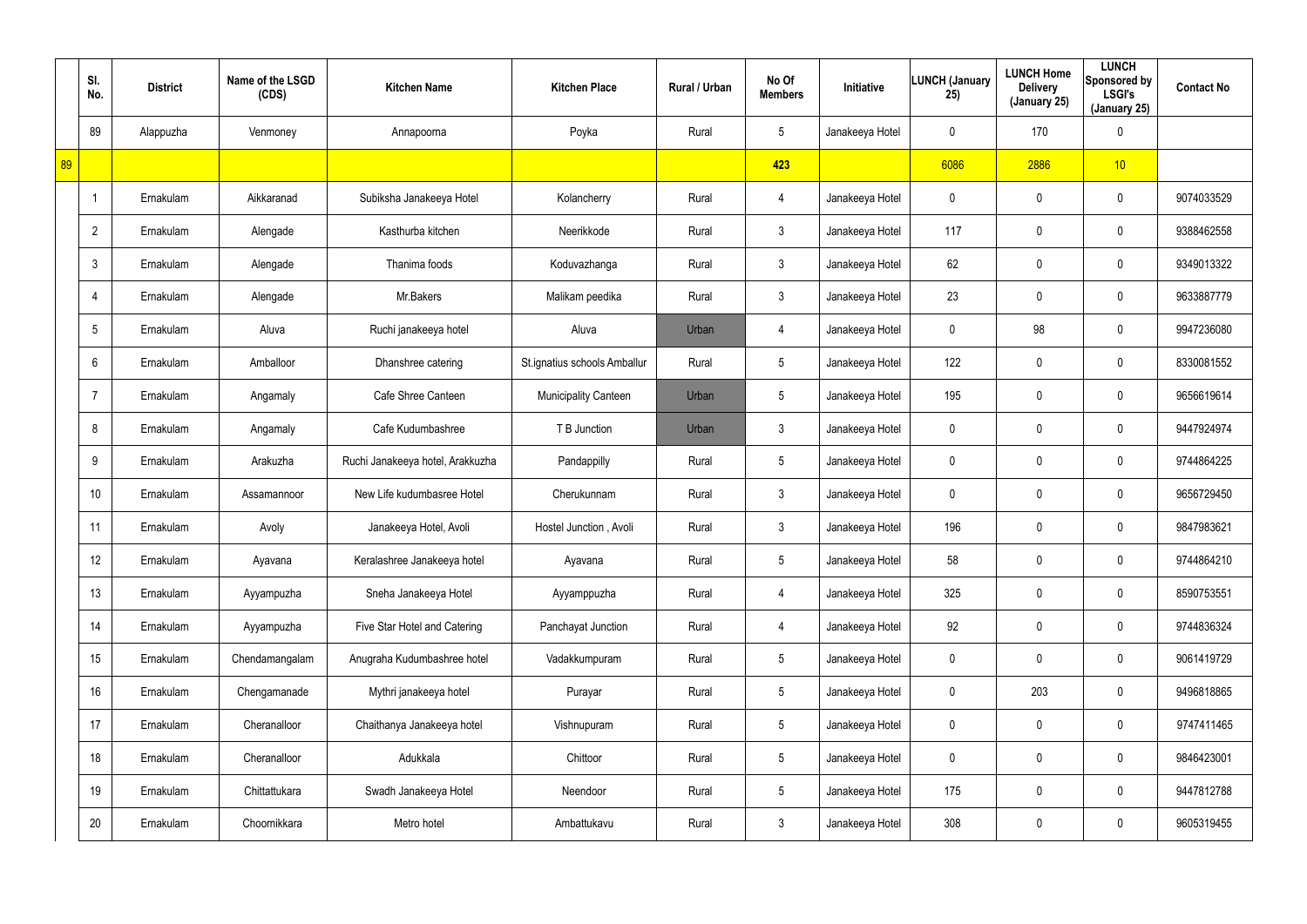| | Sl. No. | District | Name of the LSGD (CDS) | Kitchen Name | Kitchen Place | Rural / Urban | No Of Members | Initiative | LUNCH (January 25) | LUNCH Home Delivery (January 25) | LUNCH Sponsored by LSGI's (January 25) | Contact No |
|---|---|---|---|---|---|---|---|---|---|---|---|---|
| | 89 | Alappuzha | Venmoney | Annapoorna | Poyka | Rural | 5 | Janakeeya Hotel | 0 | 170 | 0 | |
| 89 | | | | | | | 423 | | 6086 | 2886 | 10 | |
| | 1 | Ernakulam | Aikkaranad | Subiksha Janakeeya Hotel | Kolancherry | Rural | 4 | Janakeeya Hotel | 0 | 0 | 0 | 9074033529 |
| | 2 | Ernakulam | Alengade | Kasthurba kitchen | Neerikkode | Rural | 3 | Janakeeya Hotel | 117 | 0 | 0 | 9388462558 |
| | 3 | Ernakulam | Alengade | Thanima foods | Koduvazhanga | Rural | 3 | Janakeeya Hotel | 62 | 0 | 0 | 9349013322 |
| | 4 | Ernakulam | Alengade | Mr.Bakers | Malikam peedika | Rural | 3 | Janakeeya Hotel | 23 | 0 | 0 | 9633887779 |
| | 5 | Ernakulam | Aluva | Ruchi janakeeya hotel | Aluva | Urban | 4 | Janakeeya Hotel | 0 | 98 | 0 | 9947236080 |
| | 6 | Ernakulam | Amballoor | Dhanshree catering | St.ignatius schools Amballur | Rural | 5 | Janakeeya Hotel | 122 | 0 | 0 | 8330081552 |
| | 7 | Ernakulam | Angamaly | Cafe Shree Canteen | Municipality Canteen | Urban | 5 | Janakeeya Hotel | 195 | 0 | 0 | 9656619614 |
| | 8 | Ernakulam | Angamaly | Cafe Kudumbashree | T B Junction | Urban | 3 | Janakeeya Hotel | 0 | 0 | 0 | 9447924974 |
| | 9 | Ernakulam | Arakuzha | Ruchi Janakeeya hotel, Arakkuzha | Pandappilly | Rural | 5 | Janakeeya Hotel | 0 | 0 | 0 | 9744864225 |
| | 10 | Ernakulam | Assamannoor | New Life kudumbasree Hotel | Cherukunnam | Rural | 3 | Janakeeya Hotel | 0 | 0 | 0 | 9656729450 |
| | 11 | Ernakulam | Avoly | Janakeeya Hotel, Avoli | Hostel Junction , Avoli | Rural | 3 | Janakeeya Hotel | 196 | 0 | 0 | 9847983621 |
| | 12 | Ernakulam | Ayavana | Keralashree Janakeeya hotel | Ayavana | Rural | 5 | Janakeeya Hotel | 58 | 0 | 0 | 9744864210 |
| | 13 | Ernakulam | Ayyampuzha | Sneha Janakeeya Hotel | Ayyamppuzha | Rural | 4 | Janakeeya Hotel | 325 | 0 | 0 | 8590753551 |
| | 14 | Ernakulam | Ayyampuzha | Five Star Hotel and Catering | Panchayat Junction | Rural | 4 | Janakeeya Hotel | 92 | 0 | 0 | 9744836324 |
| | 15 | Ernakulam | Chendamangalam | Anugraha Kudumbashree hotel | Vadakkumpuram | Rural | 5 | Janakeeya Hotel | 0 | 0 | 0 | 9061419729 |
| | 16 | Ernakulam | Chengamanade | Mythri janakeeya hotel | Purayar | Rural | 5 | Janakeeya Hotel | 0 | 203 | 0 | 9496818865 |
| | 17 | Ernakulam | Cheranalloor | Chaithanya Janakeeya hotel | Vishnupuram | Rural | 5 | Janakeeya Hotel | 0 | 0 | 0 | 9747411465 |
| | 18 | Ernakulam | Cheranalloor | Adukkala | Chittoor | Rural | 5 | Janakeeya Hotel | 0 | 0 | 0 | 9846423001 |
| | 19 | Ernakulam | Chittattukara | Swadh Janakeeya Hotel | Neendoor | Rural | 5 | Janakeeya Hotel | 175 | 0 | 0 | 9447812788 |
| | 20 | Ernakulam | Choornikkara | Metro hotel | Ambattukavu | Rural | 3 | Janakeeya Hotel | 308 | 0 | 0 | 9605319455 |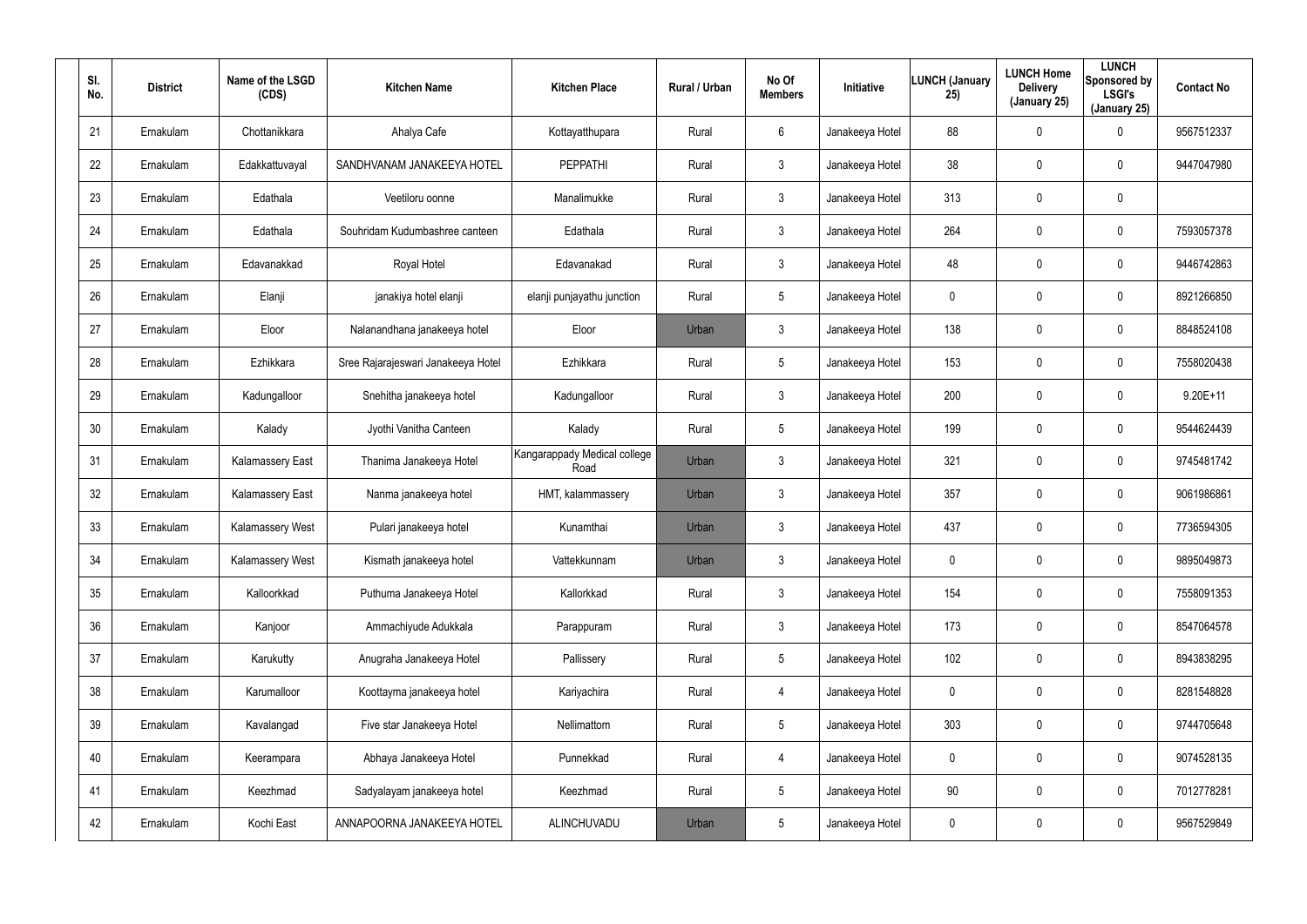| Sl. No. | District | Name of the LSGD (CDS) | Kitchen Name | Kitchen Place | Rural / Urban | No Of Members | Initiative | LUNCH (January 25) | LUNCH Home Delivery (January 25) | LUNCH Sponsored by LSGI's (January 25) | Contact No |
|---|---|---|---|---|---|---|---|---|---|---|---|
| 21 | Ernakulam | Chottanikkara | Ahalya Cafe | Kottayatthupara | Rural | 6 | Janakeeya Hotel | 88 | 0 | 0 | 9567512337 |
| 22 | Ernakulam | Edakkattuvayal | SANDHVANAM JANAKEEYA HOTEL | PEPPATHI | Rural | 3 | Janakeeya Hotel | 38 | 0 | 0 | 9447047980 |
| 23 | Ernakulam | Edathala | Veetiloru oonne | Manalimukke | Rural | 3 | Janakeeya Hotel | 313 | 0 | 0 | |
| 24 | Ernakulam | Edathala | Souhridam Kudumbashree canteen | Edathala | Rural | 3 | Janakeeya Hotel | 264 | 0 | 0 | 7593057378 |
| 25 | Ernakulam | Edavanakkad | Royal Hotel | Edavanakad | Rural | 3 | Janakeeya Hotel | 48 | 0 | 0 | 9446742863 |
| 26 | Ernakulam | Elanji | janakiya hotel elanji | elanji punjayathu junction | Rural | 5 | Janakeeya Hotel | 0 | 0 | 0 | 8921266850 |
| 27 | Ernakulam | Eloor | Nalanandhana janakeeya hotel | Eloor | Urban | 3 | Janakeeya Hotel | 138 | 0 | 0 | 8848524108 |
| 28 | Ernakulam | Ezhikkara | Sree Rajarajeswari Janakeeya Hotel | Ezhikkara | Rural | 5 | Janakeeya Hotel | 153 | 0 | 0 | 7558020438 |
| 29 | Ernakulam | Kadungalloor | Snehitha janakeeya hotel | Kadungalloor | Rural | 3 | Janakeeya Hotel | 200 | 0 | 0 | 9.20E+11 |
| 30 | Ernakulam | Kalady | Jyothi Vanitha Canteen | Kalady | Rural | 5 | Janakeeya Hotel | 199 | 0 | 0 | 9544624439 |
| 31 | Ernakulam | Kalamassery East | Thanima Janakeeya Hotel | Kangarappady Medical college Road | Urban | 3 | Janakeeya Hotel | 321 | 0 | 0 | 9745481742 |
| 32 | Ernakulam | Kalamassery East | Nanma janakeeya hotel | HMT, kalammassery | Urban | 3 | Janakeeya Hotel | 357 | 0 | 0 | 9061986861 |
| 33 | Ernakulam | Kalamassery West | Pulari janakeeya hotel | Kunamthai | Urban | 3 | Janakeeya Hotel | 437 | 0 | 0 | 7736594305 |
| 34 | Ernakulam | Kalamassery West | Kismath janakeeya hotel | Vattekkunnam | Urban | 3 | Janakeeya Hotel | 0 | 0 | 0 | 9895049873 |
| 35 | Ernakulam | Kalloorkkad | Puthuma Janakeeya Hotel | Kallorkkad | Rural | 3 | Janakeeya Hotel | 154 | 0 | 0 | 7558091353 |
| 36 | Ernakulam | Kanjoor | Ammachiyude Adukkala | Parappuram | Rural | 3 | Janakeeya Hotel | 173 | 0 | 0 | 8547064578 |
| 37 | Ernakulam | Karukutty | Anugraha Janakeeya Hotel | Pallissery | Rural | 5 | Janakeeya Hotel | 102 | 0 | 0 | 8943838295 |
| 38 | Ernakulam | Karumalloor | Koottayma janakeeya hotel | Kariyachira | Rural | 4 | Janakeeya Hotel | 0 | 0 | 0 | 8281548828 |
| 39 | Ernakulam | Kavalangad | Five star Janakeeya Hotel | Nellimattom | Rural | 5 | Janakeeya Hotel | 303 | 0 | 0 | 9744705648 |
| 40 | Ernakulam | Keerampara | Abhaya Janakeeya Hotel | Punnekkad | Rural | 4 | Janakeeya Hotel | 0 | 0 | 0 | 9074528135 |
| 41 | Ernakulam | Keezhmad | Sadyalayam janakeeya hotel | Keezhmad | Rural | 5 | Janakeeya Hotel | 90 | 0 | 0 | 7012778281 |
| 42 | Ernakulam | Kochi East | ANNAPOORNA JANAKEEYA HOTEL | ALINCHUVADU | Urban | 5 | Janakeeya Hotel | 0 | 0 | 0 | 9567529849 |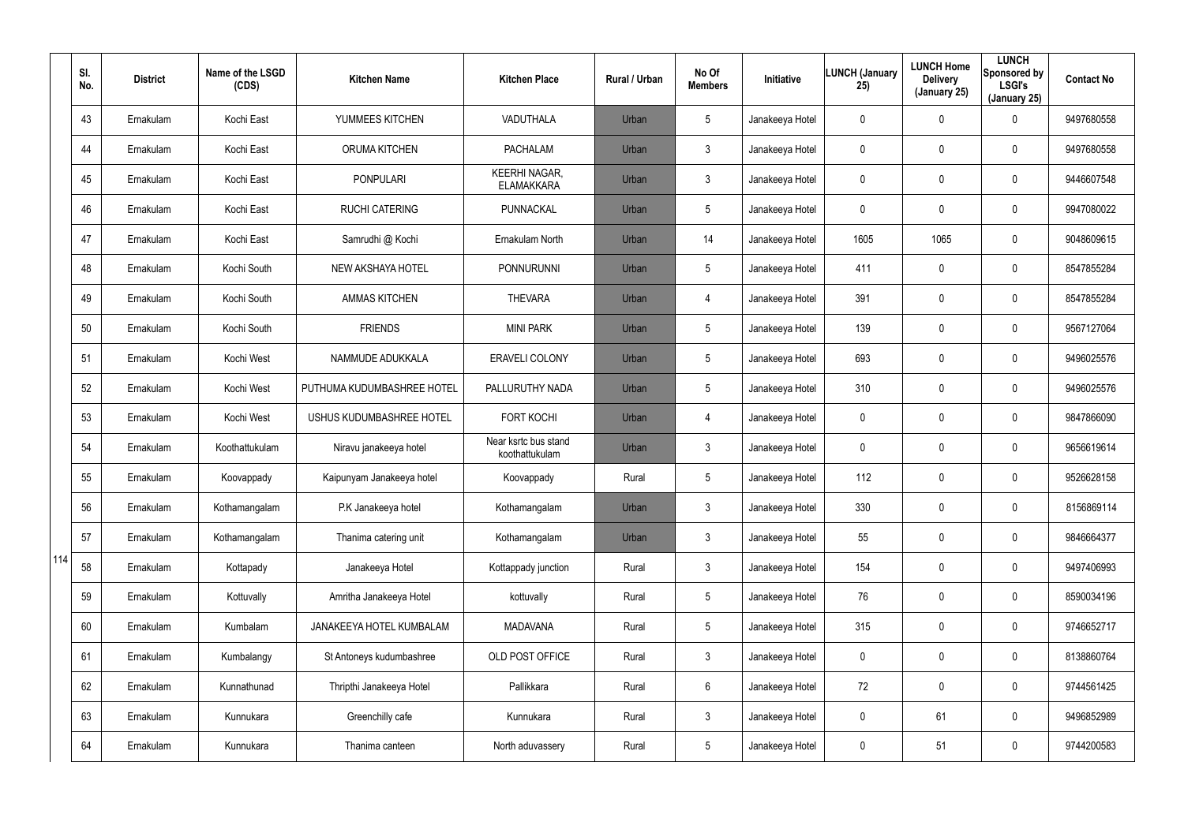| Sl. No. | District | Name of the LSGD (CDS) | Kitchen Name | Kitchen Place | Rural / Urban | No Of Members | Initiative | LUNCH (January 25) | LUNCH Home Delivery (January 25) | LUNCH Sponsored by LSGI's (January 25) | Contact No |
|---|---|---|---|---|---|---|---|---|---|---|---|
| 43 | Ernakulam | Kochi East | YUMMEES KITCHEN | VADUTHALA | Urban | 5 | Janakeeya Hotel | 0 | 0 | 0 | 9497680558 |
| 44 | Ernakulam | Kochi East | ORUMA KITCHEN | PACHALAM | Urban | 3 | Janakeeya Hotel | 0 | 0 | 0 | 9497680558 |
| 45 | Ernakulam | Kochi East | PONPULARI | KEERHI NAGAR, ELAMAKKARA | Urban | 3 | Janakeeya Hotel | 0 | 0 | 0 | 9446607548 |
| 46 | Ernakulam | Kochi East | RUCHI CATERING | PUNNACKAL | Urban | 5 | Janakeeya Hotel | 0 | 0 | 0 | 9947080022 |
| 47 | Ernakulam | Kochi East | Samrudhi @ Kochi | Ernakulam North | Urban | 14 | Janakeeya Hotel | 1605 | 1065 | 0 | 9048609615 |
| 48 | Ernakulam | Kochi South | NEW AKSHAYA HOTEL | PONNURUNNI | Urban | 5 | Janakeeya Hotel | 411 | 0 | 0 | 8547855284 |
| 49 | Ernakulam | Kochi South | AMMAS KITCHEN | THEVARA | Urban | 4 | Janakeeya Hotel | 391 | 0 | 0 | 8547855284 |
| 50 | Ernakulam | Kochi South | FRIENDS | MINI PARK | Urban | 5 | Janakeeya Hotel | 139 | 0 | 0 | 9567127064 |
| 51 | Ernakulam | Kochi West | NAMMUDE ADUKKALA | ERAVELI COLONY | Urban | 5 | Janakeeya Hotel | 693 | 0 | 0 | 9496025576 |
| 52 | Ernakulam | Kochi West | PUTHUMA KUDUMBASHREE HOTEL | PALLURUTHY NADA | Urban | 5 | Janakeeya Hotel | 310 | 0 | 0 | 9496025576 |
| 53 | Ernakulam | Kochi West | USHUS KUDUMBASHREE HOTEL | FORT KOCHI | Urban | 4 | Janakeeya Hotel | 0 | 0 | 0 | 9847866090 |
| 54 | Ernakulam | Koothattukulam | Niravu janakeeya hotel | Near ksrtc bus stand koothattukulam | Urban | 3 | Janakeeya Hotel | 0 | 0 | 0 | 9656619614 |
| 55 | Ernakulam | Koovappady | Kaipunyam Janakeeya hotel | Koovappady | Rural | 5 | Janakeeya Hotel | 112 | 0 | 0 | 9526628158 |
| 56 | Ernakulam | Kothamangalam | P.K Janakeeya hotel | Kothamangalam | Urban | 3 | Janakeeya Hotel | 330 | 0 | 0 | 8156869114 |
| 57 | Ernakulam | Kothamangalam | Thanima catering unit | Kothamangalam | Urban | 3 | Janakeeya Hotel | 55 | 0 | 0 | 9846664377 |
| 58 | Ernakulam | Kottapady | Janakeeya Hotel | Kottappady junction | Rural | 3 | Janakeeya Hotel | 154 | 0 | 0 | 9497406993 |
| 59 | Ernakulam | Kottuvally | Amritha Janakeeya Hotel | kottuvally | Rural | 5 | Janakeeya Hotel | 76 | 0 | 0 | 8590034196 |
| 60 | Ernakulam | Kumbalam | JANAKEEYA HOTEL KUMBALAM | MADAVANA | Rural | 5 | Janakeeya Hotel | 315 | 0 | 0 | 9746652717 |
| 61 | Ernakulam | Kumbalangy | St Antoneys kudumbashree | OLD POST OFFICE | Rural | 3 | Janakeeya Hotel | 0 | 0 | 0 | 8138860764 |
| 62 | Ernakulam | Kunnathunad | Thripthi Janakeeya Hotel | Pallikkara | Rural | 6 | Janakeeya Hotel | 72 | 0 | 0 | 9744561425 |
| 63 | Ernakulam | Kunnukara | Greenchilly cafe | Kunnukara | Rural | 3 | Janakeeya Hotel | 0 | 61 | 0 | 9496852989 |
| 64 | Ernakulam | Kunnukara | Thanima canteen | North aduvassery | Rural | 5 | Janakeeya Hotel | 0 | 51 | 0 | 9744200583 |

114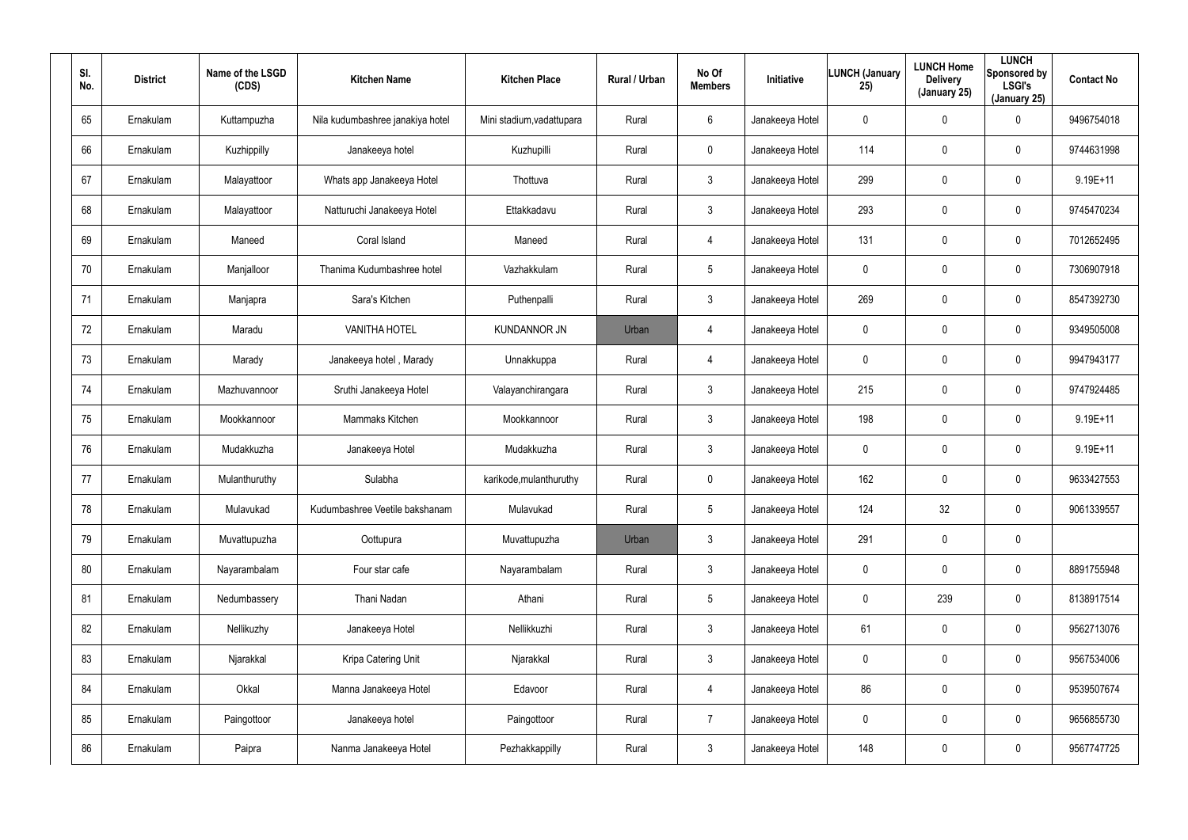| Sl. No. | District | Name of the LSGD (CDS) | Kitchen Name | Kitchen Place | Rural / Urban | No Of Members | Initiative | LUNCH (January 25) | LUNCH Home Delivery (January 25) | LUNCH Sponsored by LSGI's (January 25) | Contact No |
|---|---|---|---|---|---|---|---|---|---|---|---|
| 65 | Ernakulam | Kuttampuzha | Nila kudumbashree janakiya hotel | Mini stadium,vadattupara | Rural | 6 | Janakeeya Hotel | 0 | 0 | 0 | 9496754018 |
| 66 | Ernakulam | Kuzhippilly | Janakeeya hotel | Kuzhupilli | Rural | 0 | Janakeeya Hotel | 114 | 0 | 0 | 9744631998 |
| 67 | Ernakulam | Malayattoor | Whats app Janakeeya Hotel | Thottuva | Rural | 3 | Janakeeya Hotel | 299 | 0 | 0 | 9.19E+11 |
| 68 | Ernakulam | Malayattoor | Natturuchi Janakeeya Hotel | Ettakkadavu | Rural | 3 | Janakeeya Hotel | 293 | 0 | 0 | 9745470234 |
| 69 | Ernakulam | Maneed | Coral Island | Maneed | Rural | 4 | Janakeeya Hotel | 131 | 0 | 0 | 7012652495 |
| 70 | Ernakulam | Manjalloor | Thanima Kudumbashree hotel | Vazhakkulam | Rural | 5 | Janakeeya Hotel | 0 | 0 | 0 | 7306907918 |
| 71 | Ernakulam | Manjapra | Sara's Kitchen | Puthenpalli | Rural | 3 | Janakeeya Hotel | 269 | 0 | 0 | 8547392730 |
| 72 | Ernakulam | Maradu | VANITHA HOTEL | KUNDANNOR JN | Urban | 4 | Janakeeya Hotel | 0 | 0 | 0 | 9349505008 |
| 73 | Ernakulam | Marady | Janakeeya hotel , Marady | Unnakkuppa | Rural | 4 | Janakeeya Hotel | 0 | 0 | 0 | 9947943177 |
| 74 | Ernakulam | Mazhuvannoor | Sruthi Janakeeya Hotel | Valayanchirangara | Rural | 3 | Janakeeya Hotel | 215 | 0 | 0 | 9747924485 |
| 75 | Ernakulam | Mookkannoor | Mammaks Kitchen | Mookkannoor | Rural | 3 | Janakeeya Hotel | 198 | 0 | 0 | 9.19E+11 |
| 76 | Ernakulam | Mudakkuzha | Janakeeya Hotel | Mudakkuzha | Rural | 3 | Janakeeya Hotel | 0 | 0 | 0 | 9.19E+11 |
| 77 | Ernakulam | Mulanthuruthy | Sulabha | karikode,mulanthuruthy | Rural | 0 | Janakeeya Hotel | 162 | 0 | 0 | 9633427553 |
| 78 | Ernakulam | Mulavukad | Kudumbashree Veetile bakshanam | Mulavukad | Rural | 5 | Janakeeya Hotel | 124 | 32 | 0 | 9061339557 |
| 79 | Ernakulam | Muvattupuzha | Oottupura | Muvattupuzha | Urban | 3 | Janakeeya Hotel | 291 | 0 | 0 | |
| 80 | Ernakulam | Nayarambalam | Four star cafe | Nayarambalam | Rural | 3 | Janakeeya Hotel | 0 | 0 | 0 | 8891755948 |
| 81 | Ernakulam | Nedumbassery | Thani Nadan | Athani | Rural | 5 | Janakeeya Hotel | 0 | 239 | 0 | 8138917514 |
| 82 | Ernakulam | Nellikuzhy | Janakeeya Hotel | Nellikkuzhi | Rural | 3 | Janakeeya Hotel | 61 | 0 | 0 | 9562713076 |
| 83 | Ernakulam | Njarakkal | Kripa Catering Unit | Njarakkal | Rural | 3 | Janakeeya Hotel | 0 | 0 | 0 | 9567534006 |
| 84 | Ernakulam | Okkal | Manna Janakeeya Hotel | Edavoor | Rural | 4 | Janakeeya Hotel | 86 | 0 | 0 | 9539507674 |
| 85 | Ernakulam | Paingottoor | Janakeeya hotel | Paingottoor | Rural | 7 | Janakeeya Hotel | 0 | 0 | 0 | 9656855730 |
| 86 | Ernakulam | Paipra | Nanma Janakeeya Hotel | Pezhakkappilly | Rural | 3 | Janakeeya Hotel | 148 | 0 | 0 | 9567747725 |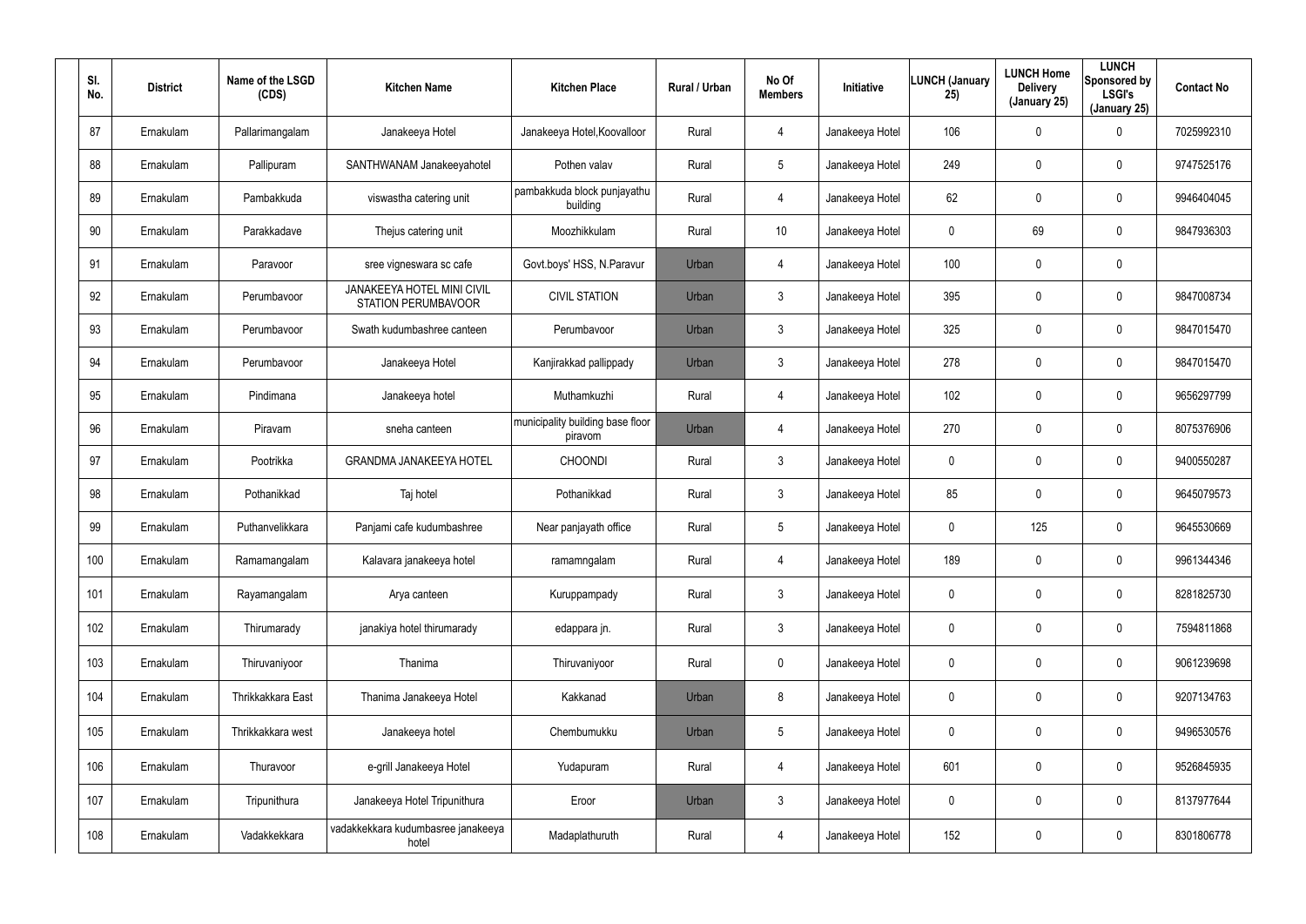| Sl. No. | District | Name of the LSGD (CDS) | Kitchen Name | Kitchen Place | Rural / Urban | No Of Members | Initiative | LUNCH (January 25) | LUNCH Home Delivery (January 25) | LUNCH Sponsored by LSGI's (January 25) | Contact No |
|---|---|---|---|---|---|---|---|---|---|---|---|
| 87 | Ernakulam | Pallarimangalam | Janakeeya Hotel | Janakeeya Hotel,Koovalloor | Rural | 4 | Janakeeya Hotel | 106 | 0 | 0 | 7025992310 |
| 88 | Ernakulam | Pallipuram | SANTHWANAM Janakeeyahotel | Pothen valav | Rural | 5 | Janakeeya Hotel | 249 | 0 | 0 | 9747525176 |
| 89 | Ernakulam | Pambakkuda | viswastha catering unit | pambakkuda block punjayathu building | Rural | 4 | Janakeeya Hotel | 62 | 0 | 0 | 9946404045 |
| 90 | Ernakulam | Parakkadave | Thejus catering unit | Moozhikkulam | Rural | 10 | Janakeeya Hotel | 0 | 69 | 0 | 9847936303 |
| 91 | Ernakulam | Paravoor | sree vigneswara sc cafe | Govt.boys' HSS, N.Paravur | Urban | 4 | Janakeeya Hotel | 100 | 0 | 0 | |
| 92 | Ernakulam | Perumbavoor | JANAKEEYA HOTEL MINI CIVIL STATION PERUMBAVOOR | CIVIL STATION | Urban | 3 | Janakeeya Hotel | 395 | 0 | 0 | 9847008734 |
| 93 | Ernakulam | Perumbavoor | Swath kudumbashree canteen | Perumbavoor | Urban | 3 | Janakeeya Hotel | 325 | 0 | 0 | 9847015470 |
| 94 | Ernakulam | Perumbavoor | Janakeeya Hotel | Kanjirakkad pallippady | Urban | 3 | Janakeeya Hotel | 278 | 0 | 0 | 9847015470 |
| 95 | Ernakulam | Pindimana | Janakeeya hotel | Muthamkuzhi | Rural | 4 | Janakeeya Hotel | 102 | 0 | 0 | 9656297799 |
| 96 | Ernakulam | Piravam | sneha canteen | municipality building base floor piravom | Urban | 4 | Janakeeya Hotel | 270 | 0 | 0 | 8075376906 |
| 97 | Ernakulam | Pootrikka | GRANDMA JANAKEEYA HOTEL | CHOONDI | Rural | 3 | Janakeeya Hotel | 0 | 0 | 0 | 9400550287 |
| 98 | Ernakulam | Pothanikkad | Taj hotel | Pothanikkad | Rural | 3 | Janakeeya Hotel | 85 | 0 | 0 | 9645079573 |
| 99 | Ernakulam | Puthanvelikkara | Panjami cafe kudumbashree | Near panjayath office | Rural | 5 | Janakeeya Hotel | 0 | 125 | 0 | 9645530669 |
| 100 | Ernakulam | Ramamangalam | Kalavara janakeeya hotel | ramamngalam | Rural | 4 | Janakeeya Hotel | 189 | 0 | 0 | 9961344346 |
| 101 | Ernakulam | Rayamangalam | Arya canteen | Kuruppampady | Rural | 3 | Janakeeya Hotel | 0 | 0 | 0 | 8281825730 |
| 102 | Ernakulam | Thirumarady | janakiya hotel thirumarady | edappara jn. | Rural | 3 | Janakeeya Hotel | 0 | 0 | 0 | 7594811868 |
| 103 | Ernakulam | Thiruvaniyoor | Thanima | Thiruvaniyoor | Rural | 0 | Janakeeya Hotel | 0 | 0 | 0 | 9061239698 |
| 104 | Ernakulam | Thrikkakkara East | Thanima Janakeeya Hotel | Kakkanad | Urban | 8 | Janakeeya Hotel | 0 | 0 | 0 | 9207134763 |
| 105 | Ernakulam | Thrikkakkara west | Janakeeya hotel | Chembumukku | Urban | 5 | Janakeeya Hotel | 0 | 0 | 0 | 9496530576 |
| 106 | Ernakulam | Thuravoor | e-grill Janakeeya Hotel | Yudapuram | Rural | 4 | Janakeeya Hotel | 601 | 0 | 0 | 9526845935 |
| 107 | Ernakulam | Tripunithura | Janakeeya Hotel Tripunithura | Eroor | Urban | 3 | Janakeeya Hotel | 0 | 0 | 0 | 8137977644 |
| 108 | Ernakulam | Vadakkekkara | vadakkekkara kudumbasree janakeeya hotel | Madaplathuruth | Rural | 4 | Janakeeya Hotel | 152 | 0 | 0 | 8301806778 |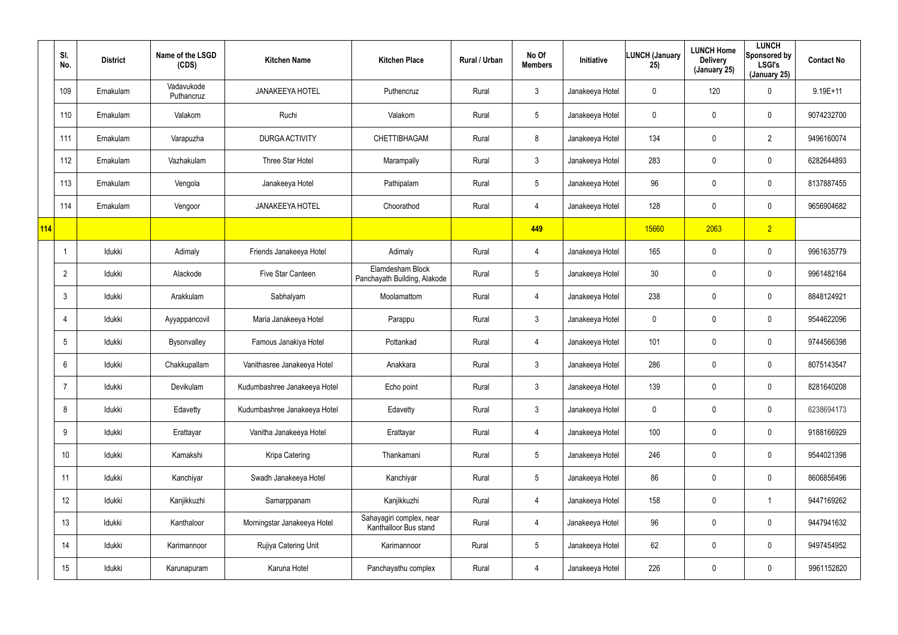| | Sl. No. | District | Name of the LSGD (CDS) | Kitchen Name | Kitchen Place | Rural / Urban | No Of Members | Initiative | LUNCH (January 25) | LUNCH Home Delivery (January 25) | LUNCH Sponsored by LSGI's (January 25) | Contact No |
|---|---|---|---|---|---|---|---|---|---|---|---|---|
| | 109 | Ernakulam | Vadavukode Puthancruz | JANAKEEYA HOTEL | Puthencruz | Rural | 3 | Janakeeya Hotel | 0 | 120 | 0 | 9.19E+11 |
| | 110 | Ernakulam | Valakom | Ruchi | Valakom | Rural | 5 | Janakeeya Hotel | 0 | 0 | 0 | 9074232700 |
| | 111 | Ernakulam | Varapuzha | DURGA ACTIVITY | CHETTIBHAGAM | Rural | 8 | Janakeeya Hotel | 134 | 0 | 2 | 9496160074 |
| | 112 | Ernakulam | Vazhakulam | Three Star Hotel | Marampally | Rural | 3 | Janakeeya Hotel | 283 | 0 | 0 | 6282644893 |
| | 113 | Ernakulam | Vengola | Janakeeya Hotel | Pathipalam | Rural | 5 | Janakeeya Hotel | 96 | 0 | 0 | 8137887455 |
| | 114 | Ernakulam | Vengoor | JANAKEEYA HOTEL | Choorathod | Rural | 4 | Janakeeya Hotel | 128 | 0 | 0 | 9656904682 |
| 114 | | | | | | | 449 | | 15660 | 2063 | 2 | |
| | 1 | Idukki | Adimaly | Friends Janakeeya Hotel | Adimaly | Rural | 4 | Janakeeya Hotel | 165 | 0 | 0 | 9961635779 |
| | 2 | Idukki | Alackode | Five Star Canteen | Elamdesham Block Panchayath Building, Alakode | Rural | 5 | Janakeeya Hotel | 30 | 0 | 0 | 9961482164 |
| | 3 | Idukki | Arakkulam | Sabhalyam | Moolamattom | Rural | 4 | Janakeeya Hotel | 238 | 0 | 0 | 8848124921 |
| | 4 | Idukki | Ayyappancovil | Maria Janakeeya Hotel | Parappu | Rural | 3 | Janakeeya Hotel | 0 | 0 | 0 | 9544622096 |
| | 5 | Idukki | Bysonvalley | Famous Janakiya Hotel | Pottankad | Rural | 4 | Janakeeya Hotel | 101 | 0 | 0 | 9744566398 |
| | 6 | Idukki | Chakkupallam | Vanithasree Janakeeya Hotel | Anakkara | Rural | 3 | Janakeeya Hotel | 286 | 0 | 0 | 8075143547 |
| | 7 | Idukki | Devikulam | Kudumbashree Janakeeya Hotel | Echo point | Rural | 3 | Janakeeya Hotel | 139 | 0 | 0 | 8281640208 |
| | 8 | Idukki | Edavetty | Kudumbashree Janakeeya Hotel | Edavetty | Rural | 3 | Janakeeya Hotel | 0 | 0 | 0 | 6238694173 |
| | 9 | Idukki | Erattayar | Vanitha Janakeeya Hotel | Erattayar | Rural | 4 | Janakeeya Hotel | 100 | 0 | 0 | 9188166929 |
| | 10 | Idukki | Kamakshi | Kripa Catering | Thankamani | Rural | 5 | Janakeeya Hotel | 246 | 0 | 0 | 9544021398 |
| | 11 | Idukki | Kanchiyar | Swadh Janakeeya Hotel | Kanchiyar | Rural | 5 | Janakeeya Hotel | 86 | 0 | 0 | 8606856496 |
| | 12 | Idukki | Kanjikkuzhi | Samarppanam | Kanjikkuzhi | Rural | 4 | Janakeeya Hotel | 158 | 0 | 1 | 9447169262 |
| | 13 | Idukki | Kanthaloor | Morningstar Janakeeya Hotel | Sahayagiri complex, near Kanthalloor Bus stand | Rural | 4 | Janakeeya Hotel | 96 | 0 | 0 | 9447941632 |
| | 14 | Idukki | Karimannoor | Rujiya Catering Unit | Karimannoor | Rural | 5 | Janakeeya Hotel | 62 | 0 | 0 | 9497454952 |
| | 15 | Idukki | Karunapuram | Karuna Hotel | Panchayathu complex | Rural | 4 | Janakeeya Hotel | 226 | 0 | 0 | 9961152820 |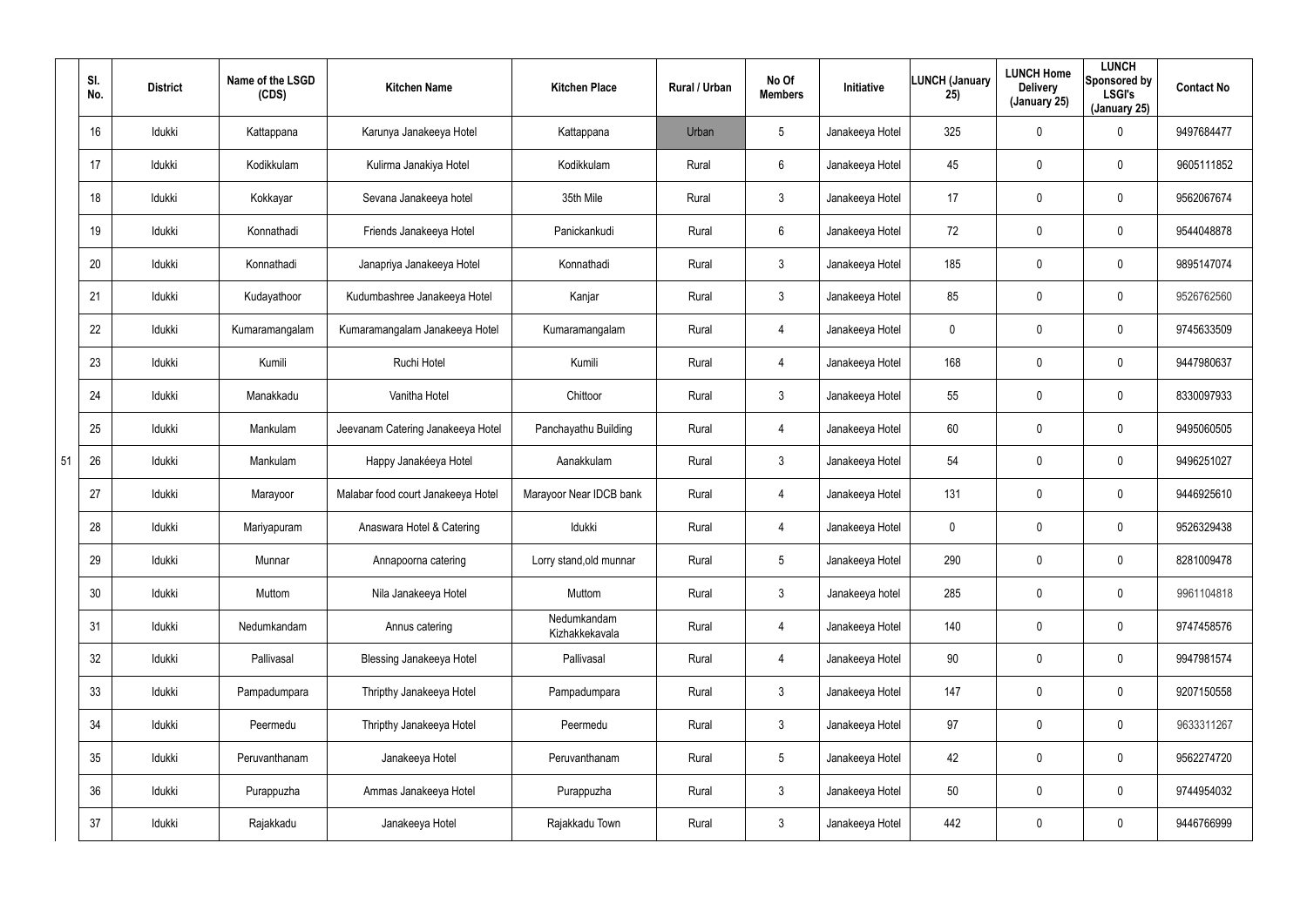| Sl. No. | District | Name of the LSGD (CDS) | Kitchen Name | Kitchen Place | Rural / Urban | No Of Members | Initiative | LUNCH (January 25) | LUNCH Home Delivery (January 25) | LUNCH Sponsored by LSGI's (January 25) | Contact No |
|---|---|---|---|---|---|---|---|---|---|---|---|
| 16 | Idukki | Kattappana | Karunya Janakeeya Hotel | Kattappana | Urban | 5 | Janakeeya Hotel | 325 | 0 | 0 | 9497684477 |
| 17 | Idukki | Kodikkulam | Kulirma Janakiya Hotel | Kodikkulam | Rural | 6 | Janakeeya Hotel | 45 | 0 | 0 | 9605111852 |
| 18 | Idukki | Kokkayar | Sevana Janakeeya hotel | 35th Mile | Rural | 3 | Janakeeya Hotel | 17 | 0 | 0 | 9562067674 |
| 19 | Idukki | Konnathadi | Friends Janakeeya Hotel | Panickankudi | Rural | 6 | Janakeeya Hotel | 72 | 0 | 0 | 9544048878 |
| 20 | Idukki | Konnathadi | Janapriya Janakeeya Hotel | Konnathadi | Rural | 3 | Janakeeya Hotel | 185 | 0 | 0 | 9895147074 |
| 21 | Idukki | Kudayathoor | Kudumbashree Janakeeya Hotel | Kanjar | Rural | 3 | Janakeeya Hotel | 85 | 0 | 0 | 9526762560 |
| 22 | Idukki | Kumaramangalam | Kumaramangalam Janakeeya Hotel | Kumaramangalam | Rural | 4 | Janakeeya Hotel | 0 | 0 | 0 | 9745633509 |
| 23 | Idukki | Kumili | Ruchi Hotel | Kumili | Rural | 4 | Janakeeya Hotel | 168 | 0 | 0 | 9447980637 |
| 24 | Idukki | Manakkadu | Vanitha Hotel | Chittoor | Rural | 3 | Janakeeya Hotel | 55 | 0 | 0 | 8330097933 |
| 25 | Idukki | Mankulam | Jeevanam Catering Janakeeya Hotel | Panchayathu Building | Rural | 4 | Janakeeya Hotel | 60 | 0 | 0 | 9495060505 |
| 26 | Idukki | Mankulam | Happy Janakéeya Hotel | Aanakkulam | Rural | 3 | Janakeeya Hotel | 54 | 0 | 0 | 9496251027 |
| 27 | Idukki | Marayoor | Malabar food court Janakeeya Hotel | Marayoor Near IDCB bank | Rural | 4 | Janakeeya Hotel | 131 | 0 | 0 | 9446925610 |
| 28 | Idukki | Mariyapuram | Anaswara Hotel & Catering | Idukki | Rural | 4 | Janakeeya Hotel | 0 | 0 | 0 | 9526329438 |
| 29 | Idukki | Munnar | Annapoorna catering | Lorry stand,old munnar | Rural | 5 | Janakeeya Hotel | 290 | 0 | 0 | 8281009478 |
| 30 | Idukki | Muttom | Nila Janakeeya Hotel | Muttom | Rural | 3 | Janakeeya hotel | 285 | 0 | 0 | 9961104818 |
| 31 | Idukki | Nedumkandam | Annus catering | Nedumkandam Kizhakkekavala | Rural | 4 | Janakeeya Hotel | 140 | 0 | 0 | 9747458576 |
| 32 | Idukki | Pallivasal | Blessing Janakeeya Hotel | Pallivasal | Rural | 4 | Janakeeya Hotel | 90 | 0 | 0 | 9947981574 |
| 33 | Idukki | Pampadumpara | Thripthy Janakeeya Hotel | Pampadumpara | Rural | 3 | Janakeeya Hotel | 147 | 0 | 0 | 9207150558 |
| 34 | Idukki | Peermedu | Thripthy Janakeeya Hotel | Peermedu | Rural | 3 | Janakeeya Hotel | 97 | 0 | 0 | 9633311267 |
| 35 | Idukki | Peruvanthanam | Janakeeya Hotel | Peruvanthanam | Rural | 5 | Janakeeya Hotel | 42 | 0 | 0 | 9562274720 |
| 36 | Idukki | Purappuzha | Ammas Janakeeya Hotel | Purappuzha | Rural | 3 | Janakeeya Hotel | 50 | 0 | 0 | 9744954032 |
| 37 | Idukki | Rajakkadu | Janakeeya Hotel | Rajakkadu Town | Rural | 3 | Janakeeya Hotel | 442 | 0 | 0 | 9446766999 |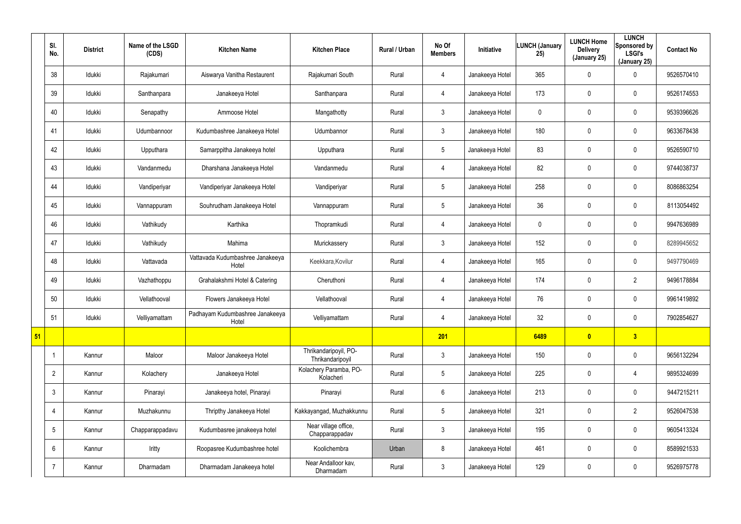| | Sl. No. | District | Name of the LSGD (CDS) | Kitchen Name | Kitchen Place | Rural / Urban | No Of Members | Initiative | LUNCH (January 25) | LUNCH Home Delivery (January 25) | LUNCH Sponsored by LSGI's (January 25) | Contact No |
|---|---|---|---|---|---|---|---|---|---|---|---|---|
| | 38 | Idukki | Rajakumari | Aiswarya Vanitha Restaurent | Rajakumari South | Rural | 4 | Janakeeya Hotel | 365 | 0 | 0 | 9526570410 |
| | 39 | Idukki | Santhanpara | Janakeeya Hotel | Santhanpara | Rural | 4 | Janakeeya Hotel | 173 | 0 | 0 | 9526174553 |
| | 40 | Idukki | Senapathy | Ammoose Hotel | Mangathotty | Rural | 3 | Janakeeya Hotel | 0 | 0 | 0 | 9539396626 |
| | 41 | Idukki | Udumbannoor | Kudumbashree Janakeeya Hotel | Udumbannor | Rural | 3 | Janakeeya Hotel | 180 | 0 | 0 | 9633678438 |
| | 42 | Idukki | Upputhara | Samarppitha Janakeeya hotel | Upputhara | Rural | 5 | Janakeeya Hotel | 83 | 0 | 0 | 9526590710 |
| | 43 | Idukki | Vandanmedu | Dharshana Janakeeya Hotel | Vandanmedu | Rural | 4 | Janakeeya Hotel | 82 | 0 | 0 | 9744038737 |
| | 44 | Idukki | Vandiperiyar | Vandiperiyar Janakeeya Hotel | Vandiperiyar | Rural | 5 | Janakeeya Hotel | 258 | 0 | 0 | 8086863254 |
| | 45 | Idukki | Vannappuram | Souhrudham Janakeeya Hotel | Vannappuram | Rural | 5 | Janakeeya Hotel | 36 | 0 | 0 | 8113054492 |
| | 46 | Idukki | Vathikudy | Karthika | Thopramkudi | Rural | 4 | Janakeeya Hotel | 0 | 0 | 0 | 9947636989 |
| | 47 | Idukki | Vathikudy | Mahima | Murickassery | Rural | 3 | Janakeeya Hotel | 152 | 0 | 0 | 8289945652 |
| | 48 | Idukki | Vattavada | Vattavada Kudumbashree Janakeeya Hotel | Keekkara,Kovilur | Rural | 4 | Janakeeya Hotel | 165 | 0 | 0 | 9497790469 |
| | 49 | Idukki | Vazhathoppu | Grahalakshmi Hotel & Catering | Cheruthoni | Rural | 4 | Janakeeya Hotel | 174 | 0 | 2 | 9496178884 |
| | 50 | Idukki | Vellathooval | Flowers Janakeeya Hotel | Vellathooval | Rural | 4 | Janakeeya Hotel | 76 | 0 | 0 | 9961419892 |
| | 51 | Idukki | Velliyamattam | Padhayam Kudumbashree Janakeeya Hotel | Velliyamattam | Rural | 4 | Janakeeya Hotel | 32 | 0 | 0 | 7902854627 |
| **51** | | | | | | | **201** | | **6489** | **0** | **3** | |
| | 1 | Kannur | Maloor | Maloor Janakeeya Hotel | Thrikandaripoyil, PO-Thrikandaripoyil | Rural | 3 | Janakeeya Hotel | 150 | 0 | 0 | 9656132294 |
| | 2 | Kannur | Kolachery | Janakeeya Hotel | Kolachery Paramba, PO-Kolacheri | Rural | 5 | Janakeeya Hotel | 225 | 0 | 4 | 9895324699 |
| | 3 | Kannur | Pinarayi | Janakeeya hotel, Pinarayi | Pinarayi | Rural | 6 | Janakeeya Hotel | 213 | 0 | 0 | 9447215211 |
| | 4 | Kannur | Muzhakunnu | Thripthy Janakeeya Hotel | Kakkayangad, Muzhakkunnu | Rural | 5 | Janakeeya Hotel | 321 | 0 | 2 | 9526047538 |
| | 5 | Kannur | Chapparappadavu | Kudumbasree janakeeya hotel | Near village office, Chapparappadav | Rural | 3 | Janakeeya Hotel | 195 | 0 | 0 | 9605413324 |
| | 6 | Kannur | Iritty | Roopasree Kudumbashree hotel | Koolichembra | Urban | 8 | Janakeeya Hotel | 461 | 0 | 0 | 8589921533 |
| | 7 | Kannur | Dharmadam | Dharmadam Janakeeya hotel | Near Andalloor kav, Dharmadam | Rural | 3 | Janakeeya Hotel | 129 | 0 | 0 | 9526975778 |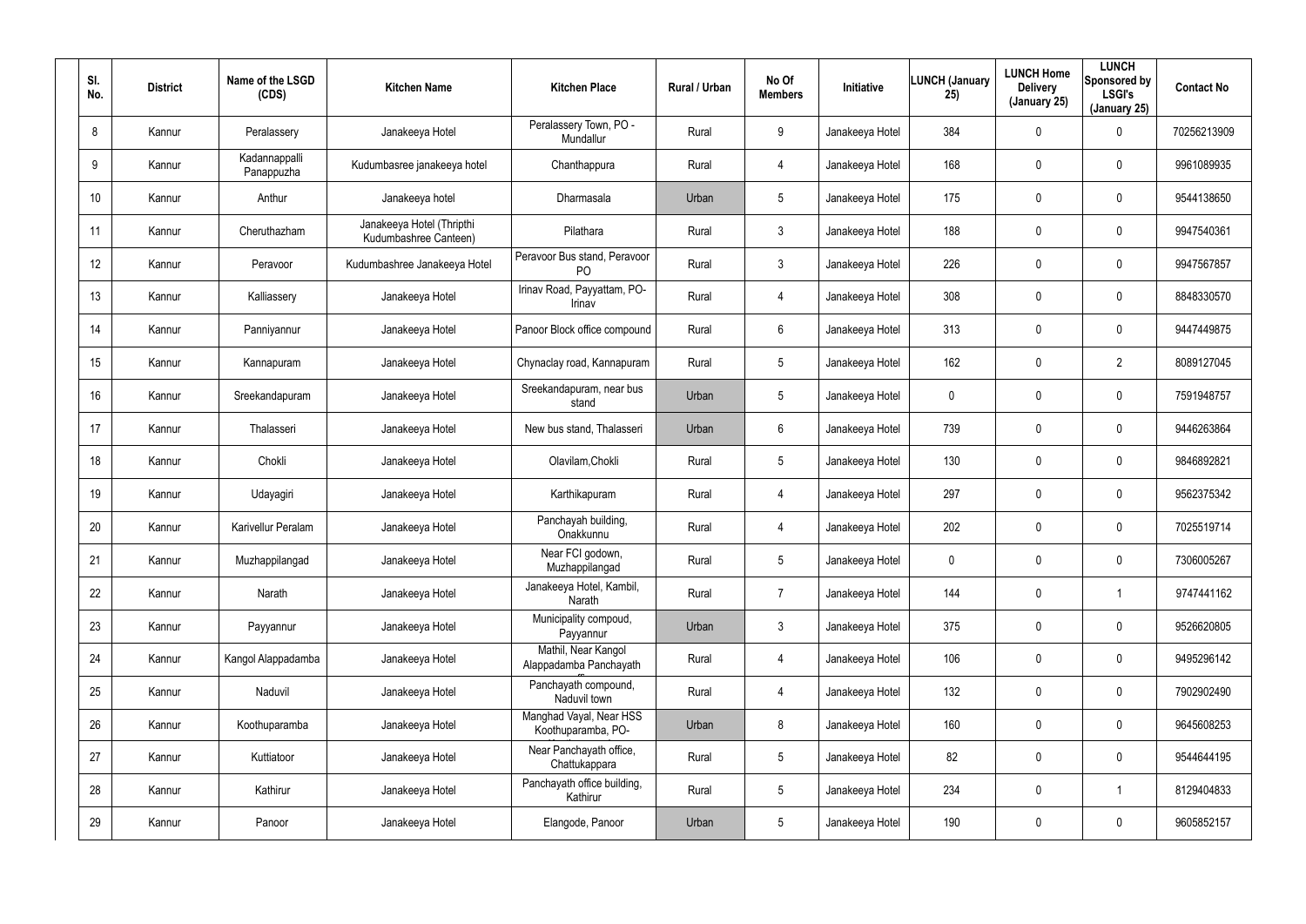| Sl. No. | District | Name of the LSGD (CDS) | Kitchen Name | Kitchen Place | Rural / Urban | No Of Members | Initiative | LUNCH (January 25) | LUNCH Home Delivery (January 25) | LUNCH Sponsored by LSGI's (January 25) | Contact No |
|---|---|---|---|---|---|---|---|---|---|---|---|
| 8 | Kannur | Peralassery | Janakeeya Hotel | Peralassery Town, PO - Mundallur | Rural | 9 | Janakeeya Hotel | 384 | 0 | 0 | 70256213909 |
| 9 | Kannur | Kadannappalli Panappuzha | Kudumbasree janakeeya hotel | Chanthappura | Rural | 4 | Janakeeya Hotel | 168 | 0 | 0 | 9961089935 |
| 10 | Kannur | Anthur | Janakeeya hotel | Dharmasala | Urban | 5 | Janakeeya Hotel | 175 | 0 | 0 | 9544138650 |
| 11 | Kannur | Cheruthazham | Janakeeya Hotel (Thripthi Kudumbashree Canteen) | Pilathara | Rural | 3 | Janakeeya Hotel | 188 | 0 | 0 | 9947540361 |
| 12 | Kannur | Peravoor | Kudumbashree Janakeeya Hotel | Peravoor Bus stand, Peravoor PO | Rural | 3 | Janakeeya Hotel | 226 | 0 | 0 | 9947567857 |
| 13 | Kannur | Kalliassery | Janakeeya Hotel | Irinav Road, Payyattam, PO-Irinav | Rural | 4 | Janakeeya Hotel | 308 | 0 | 0 | 8848330570 |
| 14 | Kannur | Panniyannur | Janakeeya Hotel | Panoor Block office compound | Rural | 6 | Janakeeya Hotel | 313 | 0 | 0 | 9447449875 |
| 15 | Kannur | Kannapuram | Janakeeya Hotel | Chynaclay road, Kannapuram | Rural | 5 | Janakeeya Hotel | 162 | 0 | 2 | 8089127045 |
| 16 | Kannur | Sreekandapuram | Janakeeya Hotel | Sreekandapuram, near bus stand | Urban | 5 | Janakeeya Hotel | 0 | 0 | 0 | 7591948757 |
| 17 | Kannur | Thalasseri | Janakeeya Hotel | New bus stand, Thalasseri | Urban | 6 | Janakeeya Hotel | 739 | 0 | 0 | 9446263864 |
| 18 | Kannur | Chokli | Janakeeya Hotel | Olavilam,Chokli | Rural | 5 | Janakeeya Hotel | 130 | 0 | 0 | 9846892821 |
| 19 | Kannur | Udayagiri | Janakeeya Hotel | Karthikapuram | Rural | 4 | Janakeeya Hotel | 297 | 0 | 0 | 9562375342 |
| 20 | Kannur | Karivellur Peralam | Janakeeya Hotel | Panchayah building, Onakkunnu | Rural | 4 | Janakeeya Hotel | 202 | 0 | 0 | 7025519714 |
| 21 | Kannur | Muzhappilangad | Janakeeya Hotel | Near FCI godown, Muzhappilangad | Rural | 5 | Janakeeya Hotel | 0 | 0 | 0 | 7306005267 |
| 22 | Kannur | Narath | Janakeeya Hotel | Janakeeya Hotel, Kambil, Narath | Rural | 7 | Janakeeya Hotel | 144 | 0 | 1 | 9747441162 |
| 23 | Kannur | Payyannur | Janakeeya Hotel | Municipality compoud, Payyannur | Urban | 3 | Janakeeya Hotel | 375 | 0 | 0 | 9526620805 |
| 24 | Kannur | Kangol Alappadamba | Janakeeya Hotel | Mathil, Near Kangol Alappadamba Panchayath | Rural | 4 | Janakeeya Hotel | 106 | 0 | 0 | 9495296142 |
| 25 | Kannur | Naduvil | Janakeeya Hotel | Panchayath compound, Naduvil town | Rural | 4 | Janakeeya Hotel | 132 | 0 | 0 | 7902902490 |
| 26 | Kannur | Koothuparamba | Janakeeya Hotel | Manghad Vayal, Near HSS Koothuparamba, PO- | Urban | 8 | Janakeeya Hotel | 160 | 0 | 0 | 9645608253 |
| 27 | Kannur | Kuttiatoor | Janakeeya Hotel | Near Panchayath office, Chattukappara | Rural | 5 | Janakeeya Hotel | 82 | 0 | 0 | 9544644195 |
| 28 | Kannur | Kathirur | Janakeeya Hotel | Panchayath office building, Kathirur | Rural | 5 | Janakeeya Hotel | 234 | 0 | 1 | 8129404833 |
| 29 | Kannur | Panoor | Janakeeya Hotel | Elangode, Panoor | Urban | 5 | Janakeeya Hotel | 190 | 0 | 0 | 9605852157 |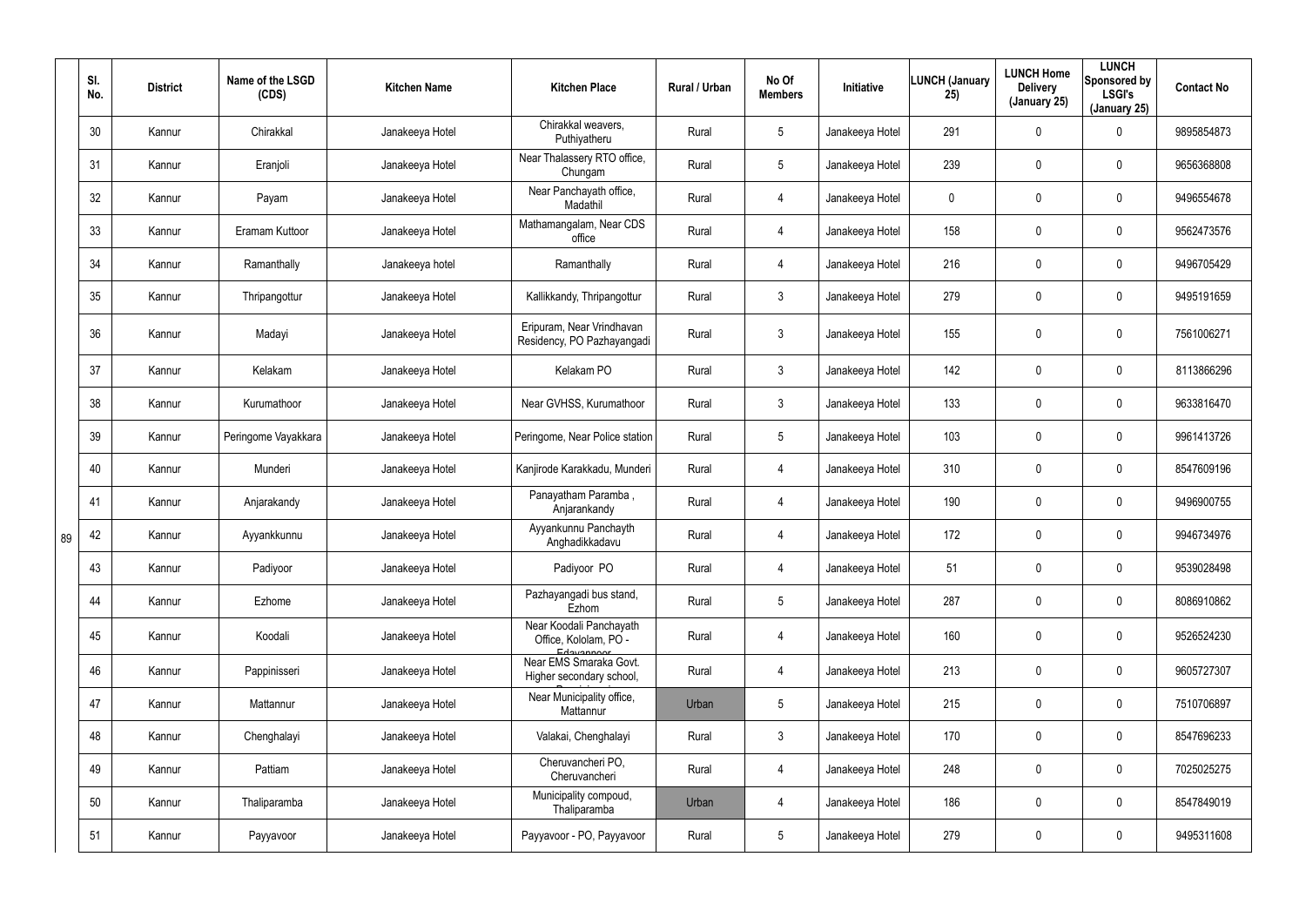|  | Sl. No. | District | Name of the LSGD (CDS) | Kitchen Name | Kitchen Place | Rural / Urban | No Of Members | Initiative | LUNCH (January 25) | LUNCH Home Delivery (January 25) | LUNCH Sponsored by LSGI's (January 25) | Contact No |
|---|---|---|---|---|---|---|---|---|---|---|---|---|
| 89 | 30 | Kannur | Chirakkal | Janakeeya Hotel | Chirakkal weavers, Puthiyatheru | Rural | 5 | Janakeeya Hotel | 291 | 0 | 0 | 9895854873 |
|  | 31 | Kannur | Eranjoli | Janakeeya Hotel | Near Thalassery RTO office, Chungam | Rural | 5 | Janakeeya Hotel | 239 | 0 | 0 | 9656368808 |
|  | 32 | Kannur | Payam | Janakeeya Hotel | Near Panchayath office, Madathil | Rural | 4 | Janakeeya Hotel | 0 | 0 | 0 | 9496554678 |
|  | 33 | Kannur | Eramam Kuttoor | Janakeeya Hotel | Mathamangalam, Near CDS office | Rural | 4 | Janakeeya Hotel | 158 | 0 | 0 | 9562473576 |
|  | 34 | Kannur | Ramanthally | Janakeeya hotel | Ramanthally | Rural | 4 | Janakeeya Hotel | 216 | 0 | 0 | 9496705429 |
|  | 35 | Kannur | Thripangottur | Janakeeya Hotel | Kallikkandy, Thripangottur | Rural | 3 | Janakeeya Hotel | 279 | 0 | 0 | 9495191659 |
|  | 36 | Kannur | Madayi | Janakeeya Hotel | Eripuram, Near Vrindhavan Residency, PO Pazhayangadi | Rural | 3 | Janakeeya Hotel | 155 | 0 | 0 | 7561006271 |
|  | 37 | Kannur | Kelakam | Janakeeya Hotel | Kelakam PO | Rural | 3 | Janakeeya Hotel | 142 | 0 | 0 | 8113866296 |
|  | 38 | Kannur | Kurumathoor | Janakeeya Hotel | Near GVHSS, Kurumathoor | Rural | 3 | Janakeeya Hotel | 133 | 0 | 0 | 9633816470 |
|  | 39 | Kannur | Peringome Vayakkara | Janakeeya Hotel | Peringome, Near Police station | Rural | 5 | Janakeeya Hotel | 103 | 0 | 0 | 9961413726 |
|  | 40 | Kannur | Munderi | Janakeeya Hotel | Kanjirode Karakkadu, Munderi | Rural | 4 | Janakeeya Hotel | 310 | 0 | 0 | 8547609196 |
|  | 41 | Kannur | Anjarakandy | Janakeeya Hotel | Panayatham Paramba , Anjarankandy | Rural | 4 | Janakeeya Hotel | 190 | 0 | 0 | 9496900755 |
|  | 42 | Kannur | Ayyankkunnu | Janakeeya Hotel | Ayyankunnu Panchayth Anghadikkadavu | Rural | 4 | Janakeeya Hotel | 172 | 0 | 0 | 9946734976 |
|  | 43 | Kannur | Padiyoor | Janakeeya Hotel | Padiyoor PO | Rural | 4 | Janakeeya Hotel | 51 | 0 | 0 | 9539028498 |
|  | 44 | Kannur | Ezhome | Janakeeya Hotel | Pazhayangadi bus stand, Ezhom | Rural | 5 | Janakeeya Hotel | 287 | 0 | 0 | 8086910862 |
|  | 45 | Kannur | Koodali | Janakeeya Hotel | Near Koodali Panchayath Office, Kololam, PO - Edavannoor | Rural | 4 | Janakeeya Hotel | 160 | 0 | 0 | 9526524230 |
|  | 46 | Kannur | Pappinisseri | Janakeeya Hotel | Near EMS Smaraka Govt. Higher secondary school, | Rural | 4 | Janakeeya Hotel | 213 | 0 | 0 | 9605727307 |
|  | 47 | Kannur | Mattannur | Janakeeya Hotel | Near Municipality office, Mattannur | Urban | 5 | Janakeeya Hotel | 215 | 0 | 0 | 7510706897 |
|  | 48 | Kannur | Chenghalayi | Janakeeya Hotel | Valakai, Chenghalayi | Rural | 3 | Janakeeya Hotel | 170 | 0 | 0 | 8547696233 |
|  | 49 | Kannur | Pattiam | Janakeeya Hotel | Cheruvancheri PO, Cheruvancheri | Rural | 4 | Janakeeya Hotel | 248 | 0 | 0 | 7025025275 |
|  | 50 | Kannur | Thaliparamba | Janakeeya Hotel | Municipality compoud, Thaliparamba | Urban | 4 | Janakeeya Hotel | 186 | 0 | 0 | 8547849019 |
|  | 51 | Kannur | Payyavoor | Janakeeya Hotel | Payyavoor - PO, Payyavoor | Rural | 5 | Janakeeya Hotel | 279 | 0 | 0 | 9495311608 |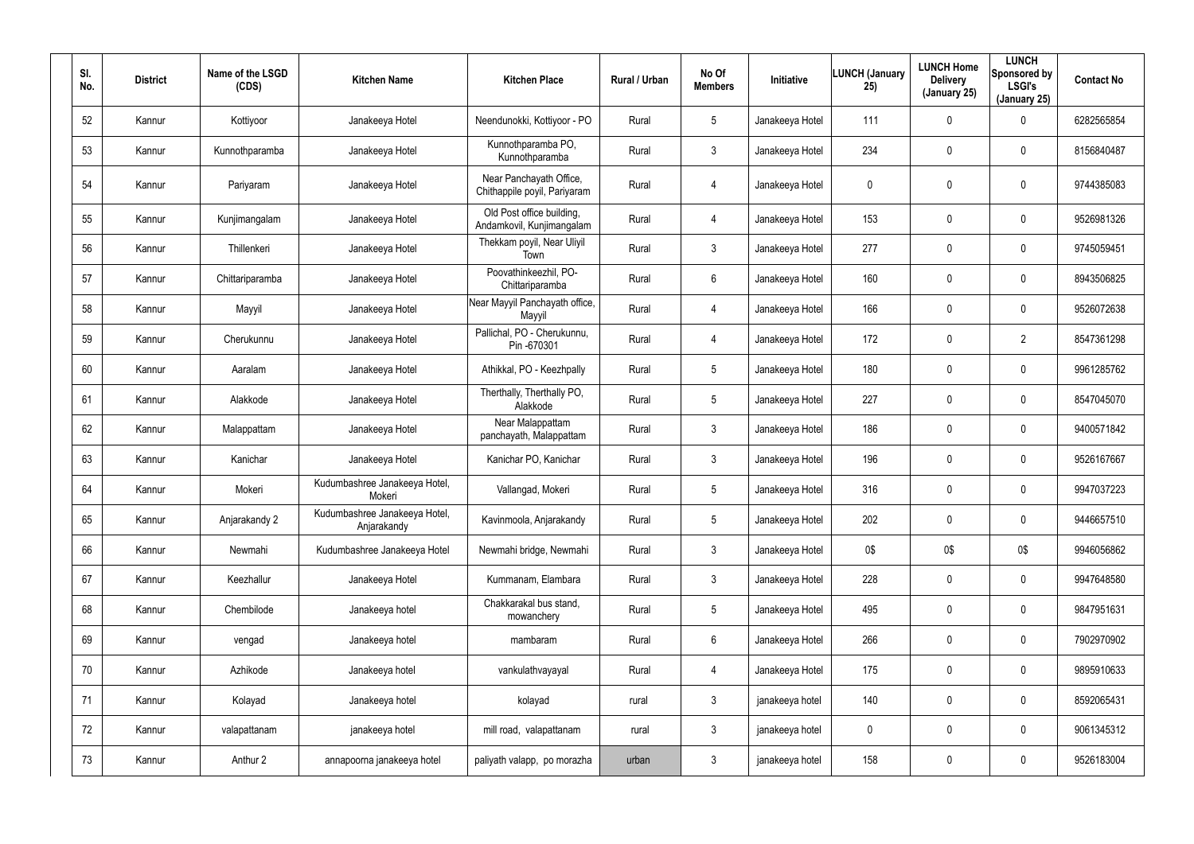| Sl. No. | District | Name of the LSGD (CDS) | Kitchen Name | Kitchen Place | Rural / Urban | No Of Members | Initiative | LUNCH (January 25) | LUNCH Home Delivery (January 25) | LUNCH Sponsored by LSGI's (January 25) | Contact No |
|---|---|---|---|---|---|---|---|---|---|---|---|
| 52 | Kannur | Kottiyoor | Janakeeya Hotel | Neendunokki, Kottiyoor - PO | Rural | 5 | Janakeeya Hotel | 111 | 0 | 0 | 6282565854 |
| 53 | Kannur | Kunnothparamba | Janakeeya Hotel | Kunnothparamba PO, Kunnothparamba | Rural | 3 | Janakeeya Hotel | 234 | 0 | 0 | 8156840487 |
| 54 | Kannur | Pariyaram | Janakeeya Hotel | Near Panchayath Office, Chithappile poyil, Pariyaram | Rural | 4 | Janakeeya Hotel | 0 | 0 | 0 | 9744385083 |
| 55 | Kannur | Kunjimangalam | Janakeeya Hotel | Old Post office building, Andamkovil, Kunjimangalam | Rural | 4 | Janakeeya Hotel | 153 | 0 | 0 | 9526981326 |
| 56 | Kannur | Thillenkeri | Janakeeya Hotel | Thekkam poyil, Near Uliyil Town | Rural | 3 | Janakeeya Hotel | 277 | 0 | 0 | 9745059451 |
| 57 | Kannur | Chittariparamba | Janakeeya Hotel | Poovathinkeezhil, PO-Chittariparamba | Rural | 6 | Janakeeya Hotel | 160 | 0 | 0 | 8943506825 |
| 58 | Kannur | Mayyil | Janakeeya Hotel | Near Mayyil Panchayath office, Mayyil | Rural | 4 | Janakeeya Hotel | 166 | 0 | 0 | 9526072638 |
| 59 | Kannur | Cherukunnu | Janakeeya Hotel | Pallichal, PO - Cherukunnu, Pin -670301 | Rural | 4 | Janakeeya Hotel | 172 | 0 | 2 | 8547361298 |
| 60 | Kannur | Aaralam | Janakeeya Hotel | Athikkal, PO - Keezhpally | Rural | 5 | Janakeeya Hotel | 180 | 0 | 0 | 9961285762 |
| 61 | Kannur | Alakkode | Janakeeya Hotel | Therthally, Therthally PO, Alakkode | Rural | 5 | Janakeeya Hotel | 227 | 0 | 0 | 8547045070 |
| 62 | Kannur | Malappattam | Janakeeya Hotel | Near Malappattam panchayath, Malappattam | Rural | 3 | Janakeeya Hotel | 186 | 0 | 0 | 9400571842 |
| 63 | Kannur | Kanichar | Janakeeya Hotel | Kanichar PO, Kanichar | Rural | 3 | Janakeeya Hotel | 196 | 0 | 0 | 9526167667 |
| 64 | Kannur | Mokeri | Kudumbashree Janakeeya Hotel, Mokeri | Vallangad, Mokeri | Rural | 5 | Janakeeya Hotel | 316 | 0 | 0 | 9947037223 |
| 65 | Kannur | Anjarakandy 2 | Kudumbashree Janakeeya Hotel, Anjarakandy | Kavinmoola, Anjarakandy | Rural | 5 | Janakeeya Hotel | 202 | 0 | 0 | 9446657510 |
| 66 | Kannur | Newmahi | Kudumbashree Janakeeya Hotel | Newmahi bridge, Newmahi | Rural | 3 | Janakeeya Hotel | 0$ | 0$ | 0$ | 9946056862 |
| 67 | Kannur | Keezhallur | Janakeeya Hotel | Kummanam, Elambara | Rural | 3 | Janakeeya Hotel | 228 | 0 | 0 | 9947648580 |
| 68 | Kannur | Chembilode | Janakeeya hotel | Chakkarakal bus stand, mowanchery | Rural | 5 | Janakeeya Hotel | 495 | 0 | 0 | 9847951631 |
| 69 | Kannur | vengad | Janakeeya hotel | mambaram | Rural | 6 | Janakeeya Hotel | 266 | 0 | 0 | 7902970902 |
| 70 | Kannur | Azhikode | Janakeeya hotel | vankulathvayayal | Rural | 4 | Janakeeya Hotel | 175 | 0 | 0 | 9895910633 |
| 71 | Kannur | Kolayad | Janakeeya hotel | kolayad | rural | 3 | janakeeya hotel | 140 | 0 | 0 | 8592065431 |
| 72 | Kannur | valapattanam | janakeeya hotel | mill road, valapattanam | rural | 3 | janakeeya hotel | 0 | 0 | 0 | 9061345312 |
| 73 | Kannur | Anthur 2 | annapoorna janakeeya hotel | paliyath valapp, po morazha | urban | 3 | janakeeya hotel | 158 | 0 | 0 | 9526183004 |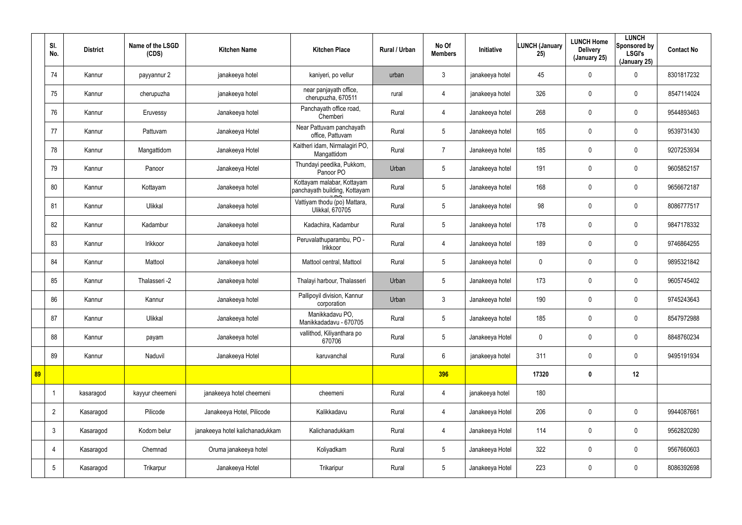| | Sl. No. | District | Name of the LSGD (CDS) | Kitchen Name | Kitchen Place | Rural / Urban | No Of Members | Initiative | LUNCH (January 25) | LUNCH Home Delivery (January 25) | LUNCH Sponsored by LSGI's (January 25) | Contact No |
|---|---|---|---|---|---|---|---|---|---|---|---|---|
| | 74 | Kannur | payyannur 2 | janakeeya hotel | kaniyeri, po vellur | urban | 3 | janakeeya hotel | 45 | 0 | 0 | 8301817232 |
| | 75 | Kannur | cherupuzha | janakeeya hotel | near panjayath office, cherupuzha, 670511 | rural | 4 | janakeeya hotel | 326 | 0 | 0 | 8547114024 |
| | 76 | Kannur | Eruvessy | Janakeeya hotel | Panchayath office road, Chemberi | Rural | 4 | Janakeeya hotel | 268 | 0 | 0 | 9544893463 |
| | 77 | Kannur | Pattuvam | Janakeeya Hotel | Near Pattuvam panchayath office, Pattuvam | Rural | 5 | Janakeeya hotel | 165 | 0 | 0 | 9539731430 |
| | 78 | Kannur | Mangattidom | Janakeeya Hotel | Kaitheri idam, Nirmalagiri PO, Mangattidom | Rural | 7 | Janakeeya hotel | 185 | 0 | 0 | 9207253934 |
| | 79 | Kannur | Panoor | Janakeeya Hotel | Thundayi peedika, Pukkom, Panoor PO | Urban | 5 | Janakeeya hotel | 191 | 0 | 0 | 9605852157 |
| | 80 | Kannur | Kottayam | Janakeeya hotel | Kottayam malabar, Kottayam panchayath building, Kottayam | Rural | 5 | Janakeeya hotel | 168 | 0 | 0 | 9656672187 |
| | 81 | Kannur | Ulikkal | Janakeeya hotel | Vattiyam thodu (po) Mattara, Ulikkal, 670705 | Rural | 5 | Janakeeya hotel | 98 | 0 | 0 | 8086777517 |
| | 82 | Kannur | Kadambur | Janakeeya hotel | Kadachira, Kadambur | Rural | 5 | Janakeeya hotel | 178 | 0 | 0 | 9847178332 |
| | 83 | Kannur | Irikkoor | Janakeeya hotel | Peruvalathuparambu, PO - Irikkoor | Rural | 4 | Janakeeya hotel | 189 | 0 | 0 | 9746864255 |
| | 84 | Kannur | Mattool | Janakeeya hotel | Mattool central, Mattool | Rural | 5 | Janakeeya hotel | 0 | 0 | 0 | 9895321842 |
| | 85 | Kannur | Thalasseri -2 | Janakeeya hotel | Thalayi harbour, Thalasseri | Urban | 5 | Janakeeya hotel | 173 | 0 | 0 | 9605745402 |
| | 86 | Kannur | Kannur | Janakeeya hotel | Pallipoyil division, Kannur corporation | Urban | 3 | Janakeeya hotel | 190 | 0 | 0 | 9745243643 |
| | 87 | Kannur | Ulikkal | Janakeeya hotel | Manikkadavu PO, Manikkadadavu - 670705 | Rural | 5 | Janakeeya hotel | 185 | 0 | 0 | 8547972988 |
| | 88 | Kannur | payam | Janakeeya hotel | vallithod, Kiliyanthara po 670706 | Rural | 5 | Janakeeya Hotel | 0 | 0 | 0 | 8848760234 |
| | 89 | Kannur | Naduvil | Janakeeya Hotel | karuvanchal | Rural | 6 | janakeeya hotel | 311 | 0 | 0 | 9495191934 |
| 89 | | | | | | | 396 | | 17320 | 0 | 12 | |
| | 1 | kasaragod | kayyur cheemeni | janakeeya hotel cheemeni | cheemeni | Rural | 4 | janakeeya hotel | 180 | | | |
| | 2 | Kasaragod | Pilicode | Janakeeya Hotel, Pilicode | Kalikkadavu | Rural | 4 | Janakeeya Hotel | 206 | 0 | 0 | 9944087661 |
| | 3 | Kasaragod | Kodom belur | janakeeya hotel kalichanadukkam | Kalichanadukkam | Rural | 4 | Janakeeya Hotel | 114 | 0 | 0 | 9562820280 |
| | 4 | Kasaragod | Chemnad | Oruma janakeeya hotel | Koliyadkam | Rural | 5 | Janakeeya Hotel | 322 | 0 | 0 | 9567660603 |
| | 5 | Kasaragod | Trikarpur | Janakeeya Hotel | Trikaripur | Rural | 5 | Janakeeya Hotel | 223 | 0 | 0 | 8086392698 |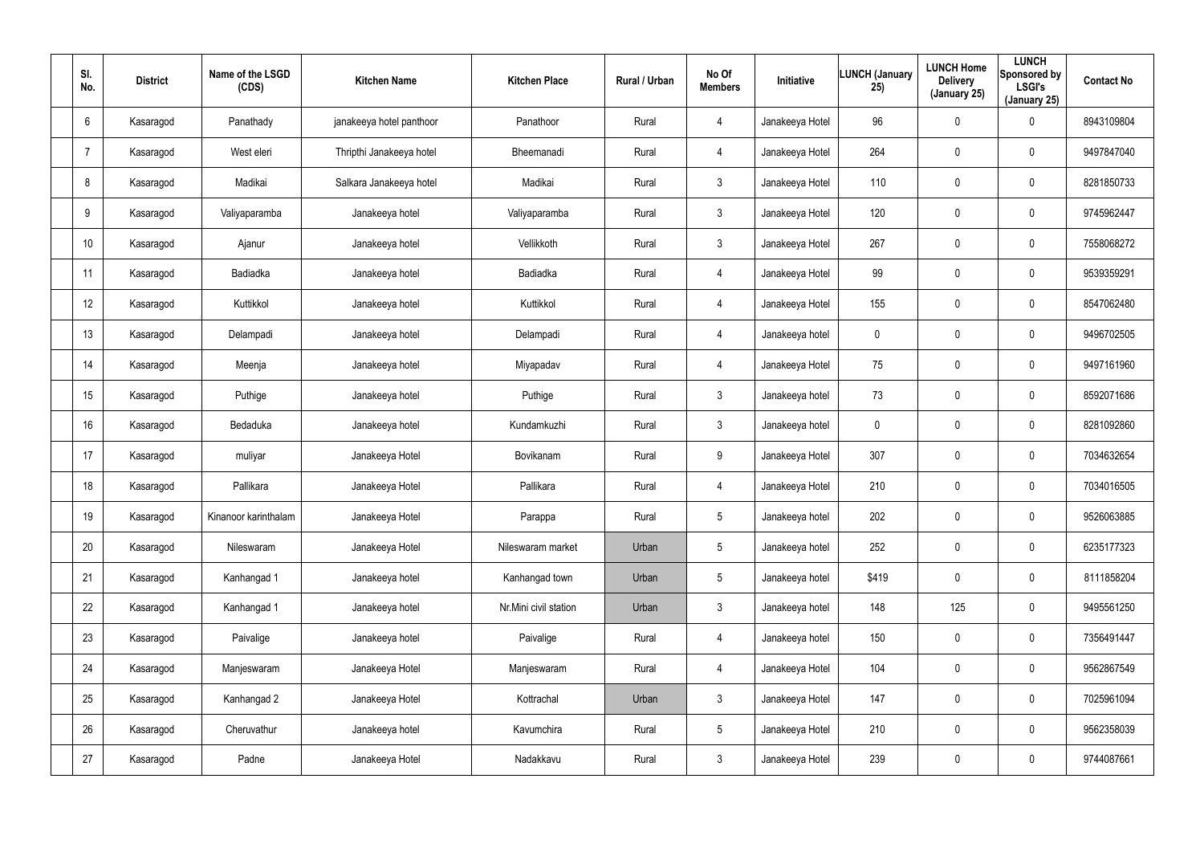| Sl. No. | District | Name of the LSGD (CDS) | Kitchen Name | Kitchen Place | Rural / Urban | No Of Members | Initiative | LUNCH (January 25) | LUNCH Home Delivery (January 25) | LUNCH Sponsored by LSGI's (January 25) | Contact No |
|---|---|---|---|---|---|---|---|---|---|---|---|
| 6 | Kasaragod | Panathady | janakeeya hotel panthoor | Panathoor | Rural | 4 | Janakeeya Hotel | 96 | 0 | 0 | 8943109804 |
| 7 | Kasaragod | West eleri | Thripthi Janakeeya hotel | Bheemanadi | Rural | 4 | Janakeeya Hotel | 264 | 0 | 0 | 9497847040 |
| 8 | Kasaragod | Madikai | Salkara Janakeeya hotel | Madikai | Rural | 3 | Janakeeya Hotel | 110 | 0 | 0 | 8281850733 |
| 9 | Kasaragod | Valiyaparamba | Janakeeya hotel | Valiyaparamba | Rural | 3 | Janakeeya Hotel | 120 | 0 | 0 | 9745962447 |
| 10 | Kasaragod | Ajanur | Janakeeya hotel | Vellikkoth | Rural | 3 | Janakeeya Hotel | 267 | 0 | 0 | 7558068272 |
| 11 | Kasaragod | Badiadka | Janakeeya hotel | Badiadka | Rural | 4 | Janakeeya Hotel | 99 | 0 | 0 | 9539359291 |
| 12 | Kasaragod | Kuttikkol | Janakeeya hotel | Kuttikkol | Rural | 4 | Janakeeya Hotel | 155 | 0 | 0 | 8547062480 |
| 13 | Kasaragod | Delampadi | Janakeeya hotel | Delampadi | Rural | 4 | Janakeeya hotel | 0 | 0 | 0 | 9496702505 |
| 14 | Kasaragod | Meenja | Janakeeya hotel | Miyapadav | Rural | 4 | Janakeeya Hotel | 75 | 0 | 0 | 9497161960 |
| 15 | Kasaragod | Puthige | Janakeeya hotel | Puthige | Rural | 3 | Janakeeya hotel | 73 | 0 | 0 | 8592071686 |
| 16 | Kasaragod | Bedaduka | Janakeeya hotel | Kundamkuzhi | Rural | 3 | Janakeeya hotel | 0 | 0 | 0 | 8281092860 |
| 17 | Kasaragod | muliyar | Janakeeya Hotel | Bovikanam | Rural | 9 | Janakeeya Hotel | 307 | 0 | 0 | 7034632654 |
| 18 | Kasaragod | Pallikara | Janakeeya Hotel | Pallikara | Rural | 4 | Janakeeya Hotel | 210 | 0 | 0 | 7034016505 |
| 19 | Kasaragod | Kinanoor karinthalam | Janakeeya Hotel | Parappa | Rural | 5 | Janakeeya hotel | 202 | 0 | 0 | 9526063885 |
| 20 | Kasaragod | Nileswaram | Janakeeya Hotel | Nileswaram market | Urban | 5 | Janakeeya hotel | 252 | 0 | 0 | 6235177323 |
| 21 | Kasaragod | Kanhangad 1 | Janakeeya hotel | Kanhangad town | Urban | 5 | Janakeeya hotel | $419 | 0 | 0 | 8111858204 |
| 22 | Kasaragod | Kanhangad 1 | Janakeeya hotel | Nr.Mini civil station | Urban | 3 | Janakeeya hotel | 148 | 125 | 0 | 9495561250 |
| 23 | Kasaragod | Paivalige | Janakeeya hotel | Paivalige | Rural | 4 | Janakeeya hotel | 150 | 0 | 0 | 7356491447 |
| 24 | Kasaragod | Manjeswaram | Janakeeya Hotel | Manjeswaram | Rural | 4 | Janakeeya Hotel | 104 | 0 | 0 | 9562867549 |
| 25 | Kasaragod | Kanhangad 2 | Janakeeya Hotel | Kottrachal | Urban | 3 | Janakeeya Hotel | 147 | 0 | 0 | 7025961094 |
| 26 | Kasaragod | Cheruvathur | Janakeeya hotel | Kavumchira | Rural | 5 | Janakeeya Hotel | 210 | 0 | 0 | 9562358039 |
| 27 | Kasaragod | Padne | Janakeeya Hotel | Nadakkavu | Rural | 3 | Janakeeya Hotel | 239 | 0 | 0 | 9744087661 |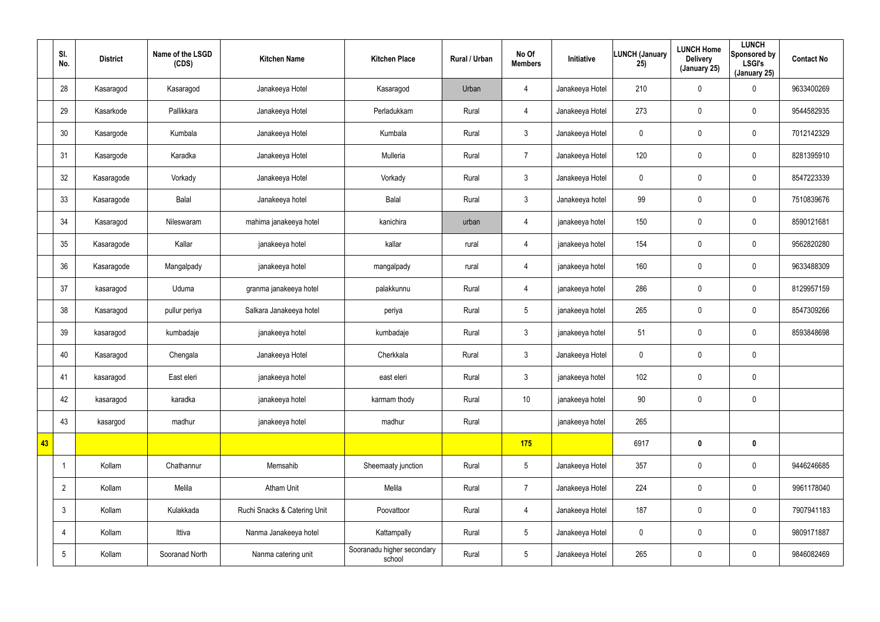| | Sl. No. | District | Name of the LSGD (CDS) | Kitchen Name | Kitchen Place | Rural / Urban | No Of Members | Initiative | LUNCH (January 25) | LUNCH Home Delivery (January 25) | LUNCH Sponsored by LSGI's (January 25) | Contact No |
|---|---|---|---|---|---|---|---|---|---|---|---|---|
| | 28 | Kasaragod | Kasaragod | Janakeeya Hotel | Kasaragod | Urban | 4 | Janakeeya Hotel | 210 | 0 | 0 | 9633400269 |
| | 29 | Kasarkode | Pallikkara | Janakeeya Hotel | Perladukkam | Rural | 4 | Janakeeya Hotel | 273 | 0 | 0 | 9544582935 |
| | 30 | Kasargode | Kumbala | Janakeeya Hotel | Kumbala | Rural | 3 | Janakeeya Hotel | 0 | 0 | 0 | 7012142329 |
| | 31 | Kasargode | Karadka | Janakeeya Hotel | Mulleria | Rural | 7 | Janakeeya Hotel | 120 | 0 | 0 | 8281395910 |
| | 32 | Kasaragode | Vorkady | Janakeeya Hotel | Vorkady | Rural | 3 | Janakeeya Hotel | 0 | 0 | 0 | 8547223339 |
| | 33 | Kasaragode | Balal | Janakeeya hotel | Balal | Rural | 3 | Janakeeya hotel | 99 | 0 | 0 | 7510839676 |
| | 34 | Kasaragod | Nileswaram | mahima janakeeya hotel | kanichira | urban | 4 | janakeeya hotel | 150 | 0 | 0 | 8590121681 |
| | 35 | Kasaragode | Kallar | janakeeya hotel | kallar | rural | 4 | janakeeya hotel | 154 | 0 | 0 | 9562820280 |
| | 36 | Kasaragode | Mangalpady | janakeeya hotel | mangalpady | rural | 4 | janakeeya hotel | 160 | 0 | 0 | 9633488309 |
| | 37 | kasaragod | Uduma | granma janakeeya hotel | palakkunnu | Rural | 4 | janakeeya hotel | 286 | 0 | 0 | 8129957159 |
| | 38 | Kasaragod | pullur periya | Salkara Janakeeya hotel | periya | Rural | 5 | janakeeya hotel | 265 | 0 | 0 | 8547309266 |
| | 39 | kasaragod | kumbadaje | janakeeya hotel | kumbadaje | Rural | 3 | janakeeya hotel | 51 | 0 | 0 | 8593848698 |
| | 40 | Kasaragod | Chengala | Janakeeya Hotel | Cherkkala | Rural | 3 | Janakeeya Hotel | 0 | 0 | 0 | |
| | 41 | kasaragod | East eleri | janakeeya hotel | east eleri | Rural | 3 | janakeeya hotel | 102 | 0 | 0 | |
| | 42 | kasaragod | karadka | janakeeya hotel | karmam thody | Rural | 10 | janakeeya hotel | 90 | 0 | 0 | |
| | 43 | kasargod | madhur | janakeeya hotel | madhur | Rural | | janakeeya hotel | 265 | | | |
| 43 | | | | | | | 175 | | 6917 | 0 | 0 | |
| | 1 | Kollam | Chathannur | Memsahib | Sheemaaty junction | Rural | 5 | Janakeeya Hotel | 357 | 0 | 0 | 9446246685 |
| | 2 | Kollam | Melila | Atham Unit | Melila | Rural | 7 | Janakeeya Hotel | 224 | 0 | 0 | 9961178040 |
| | 3 | Kollam | Kulakkada | Ruchi Snacks & Catering Unit | Poovattoor | Rural | 4 | Janakeeya Hotel | 187 | 0 | 0 | 7907941183 |
| | 4 | Kollam | Ittiva | Nanma Janakeeya hotel | Kattampally | Rural | 5 | Janakeeya Hotel | 0 | 0 | 0 | 9809171887 |
| | 5 | Kollam | Sooranad North | Nanma catering unit | Sooranadu higher secondary school | Rural | 5 | Janakeeya Hotel | 265 | 0 | 0 | 9846082469 |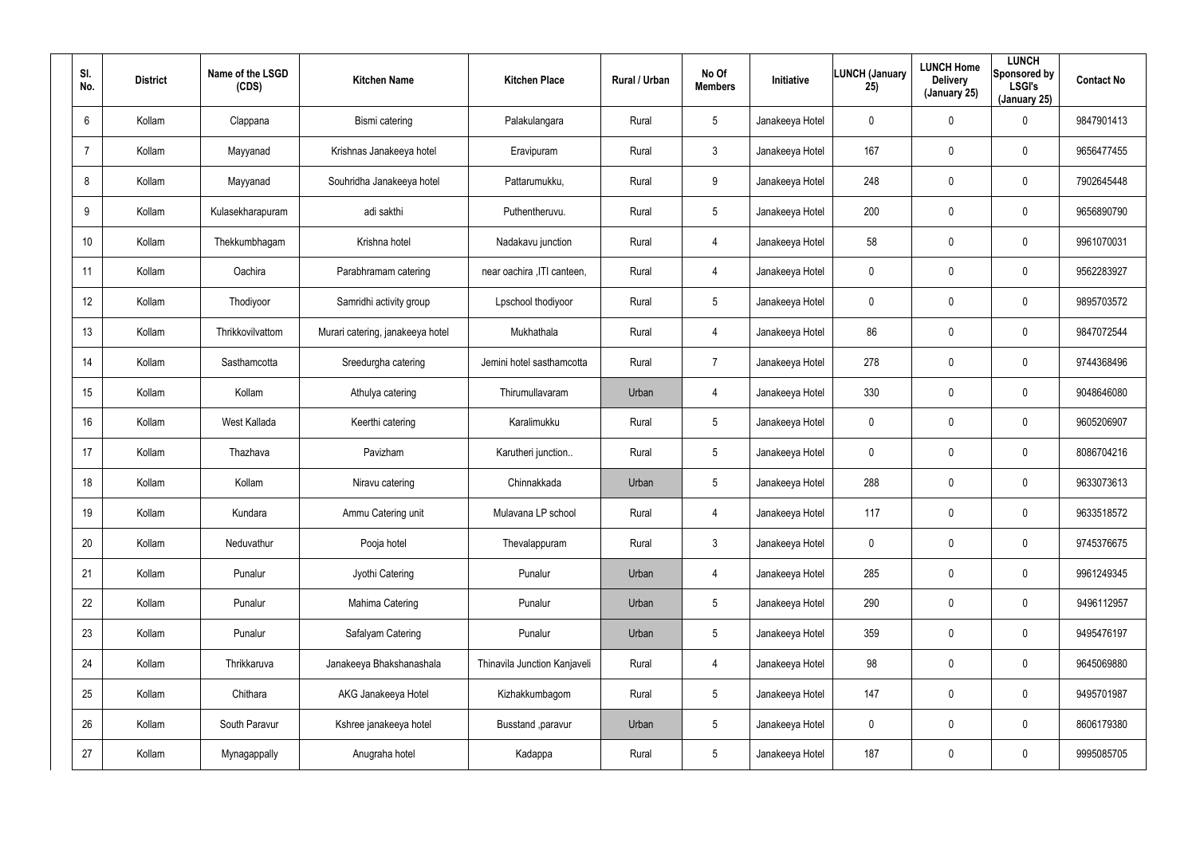| Sl. No. | District | Name of the LSGD (CDS) | Kitchen Name | Kitchen Place | Rural / Urban | No Of Members | Initiative | LUNCH (January 25) | LUNCH Home Delivery (January 25) | LUNCH Sponsored by LSGI's (January 25) | Contact No |
|---|---|---|---|---|---|---|---|---|---|---|---|
| 6 | Kollam | Clappana | Bismi catering | Palakulangara | Rural | 5 | Janakeeya Hotel | 0 | 0 | 0 | 9847901413 |
| 7 | Kollam | Mayyanad | Krishnas Janakeeya hotel | Eravipuram | Rural | 3 | Janakeeya Hotel | 167 | 0 | 0 | 9656477455 |
| 8 | Kollam | Mayyanad | Souhridha Janakeeya hotel | Pattarumukku, | Rural | 9 | Janakeeya Hotel | 248 | 0 | 0 | 7902645448 |
| 9 | Kollam | Kulasekharapuram | adi sakthi | Puthentheruvu. | Rural | 5 | Janakeeya Hotel | 200 | 0 | 0 | 9656890790 |
| 10 | Kollam | Thekkumbhagam | Krishna hotel | Nadakavu junction | Rural | 4 | Janakeeya Hotel | 58 | 0 | 0 | 9961070031 |
| 11 | Kollam | Oachira | Parabhramam catering | near oachira ,ITI canteen, | Rural | 4 | Janakeeya Hotel | 0 | 0 | 0 | 9562283927 |
| 12 | Kollam | Thodiyoor | Samridhi activity group | Lpschool thodiyoor | Rural | 5 | Janakeeya Hotel | 0 | 0 | 0 | 9895703572 |
| 13 | Kollam | Thrikkovilvattom | Murari catering, janakeeya hotel | Mukhathala | Rural | 4 | Janakeeya Hotel | 86 | 0 | 0 | 9847072544 |
| 14 | Kollam | Sasthamcotta | Sreedurgha catering | Jemini hotel sasthamcotta | Rural | 7 | Janakeeya Hotel | 278 | 0 | 0 | 9744368496 |
| 15 | Kollam | Kollam | Athulya catering | Thirumullavaram | Urban | 4 | Janakeeya Hotel | 330 | 0 | 0 | 9048646080 |
| 16 | Kollam | West Kallada | Keerthi catering | Karalimukku | Rural | 5 | Janakeeya Hotel | 0 | 0 | 0 | 9605206907 |
| 17 | Kollam | Thazhava | Pavizham | Karutheri junction.. | Rural | 5 | Janakeeya Hotel | 0 | 0 | 0 | 8086704216 |
| 18 | Kollam | Kollam | Niravu catering | Chinnakkada | Urban | 5 | Janakeeya Hotel | 288 | 0 | 0 | 9633073613 |
| 19 | Kollam | Kundara | Ammu Catering unit | Mulavana LP school | Rural | 4 | Janakeeya Hotel | 117 | 0 | 0 | 9633518572 |
| 20 | Kollam | Neduvathur | Pooja hotel | Thevalappuram | Rural | 3 | Janakeeya Hotel | 0 | 0 | 0 | 9745376675 |
| 21 | Kollam | Punalur | Jyothi Catering | Punalur | Urban | 4 | Janakeeya Hotel | 285 | 0 | 0 | 9961249345 |
| 22 | Kollam | Punalur | Mahima Catering | Punalur | Urban | 5 | Janakeeya Hotel | 290 | 0 | 0 | 9496112957 |
| 23 | Kollam | Punalur | Safalyam Catering | Punalur | Urban | 5 | Janakeeya Hotel | 359 | 0 | 0 | 9495476197 |
| 24 | Kollam | Thrikkaruva | Janakeeya Bhakshanashala | Thinavila Junction Kanjaveli | Rural | 4 | Janakeeya Hotel | 98 | 0 | 0 | 9645069880 |
| 25 | Kollam | Chithara | AKG Janakeeya Hotel | Kizhakkumbagom | Rural | 5 | Janakeeya Hotel | 147 | 0 | 0 | 9495701987 |
| 26 | Kollam | South Paravur | Kshree janakeeya hotel | Busstand ,paravur | Urban | 5 | Janakeeya Hotel | 0 | 0 | 0 | 8606179380 |
| 27 | Kollam | Mynagappally | Anugraha hotel | Kadappa | Rural | 5 | Janakeeya Hotel | 187 | 0 | 0 | 9995085705 |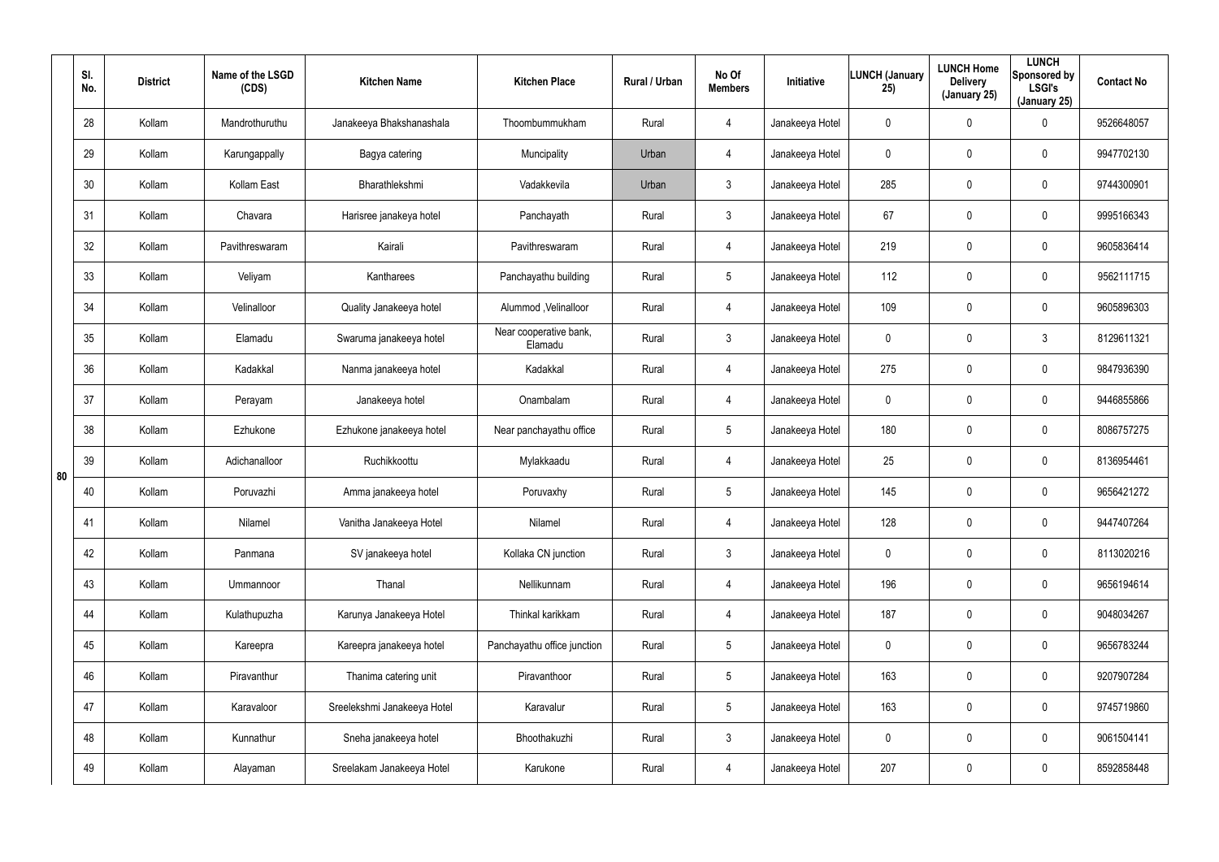| | Sl. No. | District | Name of the LSGD (CDS) | Kitchen Name | Kitchen Place | Rural / Urban | No Of Members | Initiative | LUNCH (January 25) | LUNCH Home Delivery (January 25) | LUNCH Sponsored by LSGI's (January 25) | Contact No |
|---|---|---|---|---|---|---|---|---|---|---|---|---|
| 80 | 28 | Kollam | Mandrothuruthu | Janakeeya Bhakshanashala | Thoombummukham | Rural | 4 | Janakeeya Hotel | 0 | 0 | 0 | 9526648057 |
| | 29 | Kollam | Karungappally | Bagya catering | Muncipality | Urban | 4 | Janakeeya Hotel | 0 | 0 | 0 | 9947702130 |
| | 30 | Kollam | Kollam East | Bharathlekshmi | Vadakkevila | Urban | 3 | Janakeeya Hotel | 285 | 0 | 0 | 9744300901 |
| | 31 | Kollam | Chavara | Harisree janakeya hotel | Panchayath | Rural | 3 | Janakeeya Hotel | 67 | 0 | 0 | 9995166343 |
| | 32 | Kollam | Pavithreswaram | Kairali | Pavithreswaram | Rural | 4 | Janakeeya Hotel | 219 | 0 | 0 | 9605836414 |
| | 33 | Kollam | Veliyam | Kantharees | Panchayathu building | Rural | 5 | Janakeeya Hotel | 112 | 0 | 0 | 9562111715 |
| | 34 | Kollam | Velinalloor | Quality Janakeeya hotel | Alummod ,Velinalloor | Rural | 4 | Janakeeya Hotel | 109 | 0 | 0 | 9605896303 |
| | 35 | Kollam | Elamadu | Swaruma janakeeya hotel | Near cooperative bank, Elamadu | Rural | 3 | Janakeeya Hotel | 0 | 0 | 3 | 8129611321 |
| | 36 | Kollam | Kadakkal | Nanma janakeeya hotel | Kadakkal | Rural | 4 | Janakeeya Hotel | 275 | 0 | 0 | 9847936390 |
| | 37 | Kollam | Perayam | Janakeeya hotel | Onambalam | Rural | 4 | Janakeeya Hotel | 0 | 0 | 0 | 9446855866 |
| | 38 | Kollam | Ezhukone | Ezhukone janakeeya hotel | Near panchayathu office | Rural | 5 | Janakeeya Hotel | 180 | 0 | 0 | 8086757275 |
| | 39 | Kollam | Adichanalloor | Ruchikkoottu | Mylakkaadu | Rural | 4 | Janakeeya Hotel | 25 | 0 | 0 | 8136954461 |
| | 40 | Kollam | Poruvazhi | Amma janakeeya hotel | Poruvaxhy | Rural | 5 | Janakeeya Hotel | 145 | 0 | 0 | 9656421272 |
| | 41 | Kollam | Nilamel | Vanitha Janakeeya Hotel | Nilamel | Rural | 4 | Janakeeya Hotel | 128 | 0 | 0 | 9447407264 |
| | 42 | Kollam | Panmana | SV janakeeya hotel | Kollaka CN junction | Rural | 3 | Janakeeya Hotel | 0 | 0 | 0 | 8113020216 |
| | 43 | Kollam | Ummannoor | Thanal | Nellikunnam | Rural | 4 | Janakeeya Hotel | 196 | 0 | 0 | 9656194614 |
| | 44 | Kollam | Kulathupuzha | Karunya Janakeeya Hotel | Thinkal karikkam | Rural | 4 | Janakeeya Hotel | 187 | 0 | 0 | 9048034267 |
| | 45 | Kollam | Kareepra | Kareepra janakeeya hotel | Panchayathu office junction | Rural | 5 | Janakeeya Hotel | 0 | 0 | 0 | 9656783244 |
| | 46 | Kollam | Piravanthur | Thanima catering unit | Piravanthoor | Rural | 5 | Janakeeya Hotel | 163 | 0 | 0 | 9207907284 |
| | 47 | Kollam | Karavaloor | Sreelekshmi Janakeeya Hotel | Karavalur | Rural | 5 | Janakeeya Hotel | 163 | 0 | 0 | 9745719860 |
| | 48 | Kollam | Kunnathur | Sneha janakeeya hotel | Bhoothakuzhi | Rural | 3 | Janakeeya Hotel | 0 | 0 | 0 | 9061504141 |
| | 49 | Kollam | Alayaman | Sreelakam Janakeeya Hotel | Karukone | Rural | 4 | Janakeeya Hotel | 207 | 0 | 0 | 8592858448 |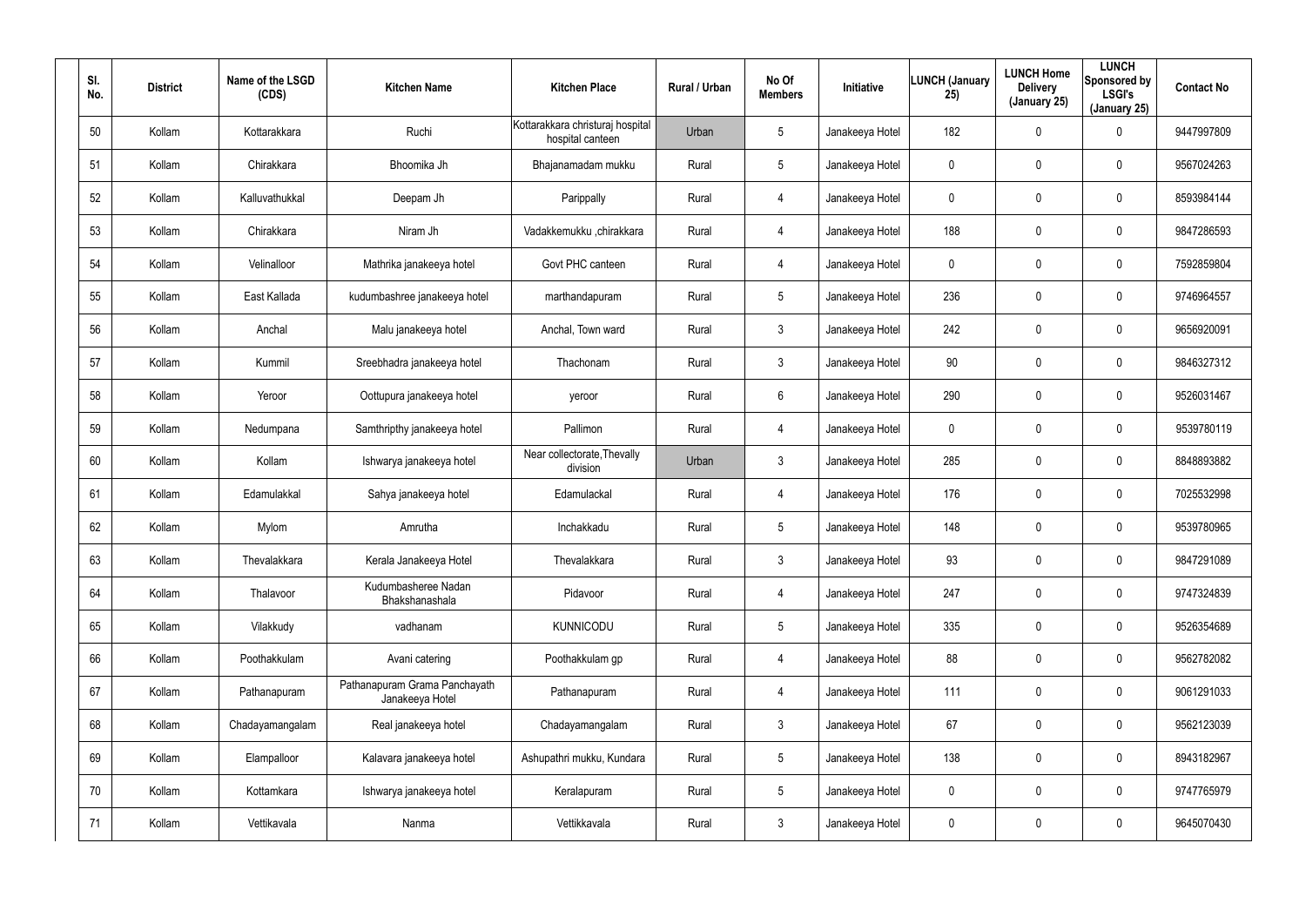| Sl. No. | District | Name of the LSGD (CDS) | Kitchen Name | Kitchen Place | Rural / Urban | No Of Members | Initiative | LUNCH (January 25) | LUNCH Home Delivery (January 25) | LUNCH Sponsored by LSGI's (January 25) | Contact No |
|---|---|---|---|---|---|---|---|---|---|---|---|
| 50 | Kollam | Kottarakkara | Ruchi | Kottarakkara christuraj hospital hospital canteen | Urban | 5 | Janakeeya Hotel | 182 | 0 | 0 | 9447997809 |
| 51 | Kollam | Chirakkara | Bhoomika Jh | Bhajanamadam mukku | Rural | 5 | Janakeeya Hotel | 0 | 0 | 0 | 9567024263 |
| 52 | Kollam | Kalluvathukkal | Deepam Jh | Parippally | Rural | 4 | Janakeeya Hotel | 0 | 0 | 0 | 8593984144 |
| 53 | Kollam | Chirakkara | Niram Jh | Vadakkemukku ,chirakkara | Rural | 4 | Janakeeya Hotel | 188 | 0 | 0 | 9847286593 |
| 54 | Kollam | Velinalloor | Mathrika janakeeya hotel | Govt PHC canteen | Rural | 4 | Janakeeya Hotel | 0 | 0 | 0 | 7592859804 |
| 55 | Kollam | East Kallada | kudumbashree janakeeya hotel | marthandapuram | Rural | 5 | Janakeeya Hotel | 236 | 0 | 0 | 9746964557 |
| 56 | Kollam | Anchal | Malu janakeeya hotel | Anchal, Town ward | Rural | 3 | Janakeeya Hotel | 242 | 0 | 0 | 9656920091 |
| 57 | Kollam | Kummil | Sreebhadra janakeeya hotel | Thachonam | Rural | 3 | Janakeeya Hotel | 90 | 0 | 0 | 9846327312 |
| 58 | Kollam | Yeroor | Oottupura janakeeya hotel | yeroor | Rural | 6 | Janakeeya Hotel | 290 | 0 | 0 | 9526031467 |
| 59 | Kollam | Nedumpana | Samthripthy janakeeya hotel | Pallimon | Rural | 4 | Janakeeya Hotel | 0 | 0 | 0 | 9539780119 |
| 60 | Kollam | Kollam | Ishwarya janakeeya hotel | Near collectorate,Thevally division | Urban | 3 | Janakeeya Hotel | 285 | 0 | 0 | 8848893882 |
| 61 | Kollam | Edamulakkal | Sahya janakeeya hotel | Edamulackal | Rural | 4 | Janakeeya Hotel | 176 | 0 | 0 | 7025532998 |
| 62 | Kollam | Mylom | Amrutha | Inchakkadu | Rural | 5 | Janakeeya Hotel | 148 | 0 | 0 | 9539780965 |
| 63 | Kollam | Thevalakkara | Kerala Janakeeya Hotel | Thevalakkara | Rural | 3 | Janakeeya Hotel | 93 | 0 | 0 | 9847291089 |
| 64 | Kollam | Thalavoor | Kudumbasheree Nadan Bhakshanashala | Pidavoor | Rural | 4 | Janakeeya Hotel | 247 | 0 | 0 | 9747324839 |
| 65 | Kollam | Vilakkudy | vadhanam | KUNNICODU | Rural | 5 | Janakeeya Hotel | 335 | 0 | 0 | 9526354689 |
| 66 | Kollam | Poothakkulam | Avani catering | Poothakkulam gp | Rural | 4 | Janakeeya Hotel | 88 | 0 | 0 | 9562782082 |
| 67 | Kollam | Pathanapuram | Pathanapuram Grama Panchayath Janakeeya Hotel | Pathanapuram | Rural | 4 | Janakeeya Hotel | 111 | 0 | 0 | 9061291033 |
| 68 | Kollam | Chadayamangalam | Real janakeeya hotel | Chadayamangalam | Rural | 3 | Janakeeya Hotel | 67 | 0 | 0 | 9562123039 |
| 69 | Kollam | Elampalloor | Kalavara janakeeya hotel | Ashupathri mukku, Kundara | Rural | 5 | Janakeeya Hotel | 138 | 0 | 0 | 8943182967 |
| 70 | Kollam | Kottamkara | Ishwarya janakeeya hotel | Keralapuram | Rural | 5 | Janakeeya Hotel | 0 | 0 | 0 | 9747765979 |
| 71 | Kollam | Vettikavala | Nanma | Vettikkavala | Rural | 3 | Janakeeya Hotel | 0 | 0 | 0 | 9645070430 |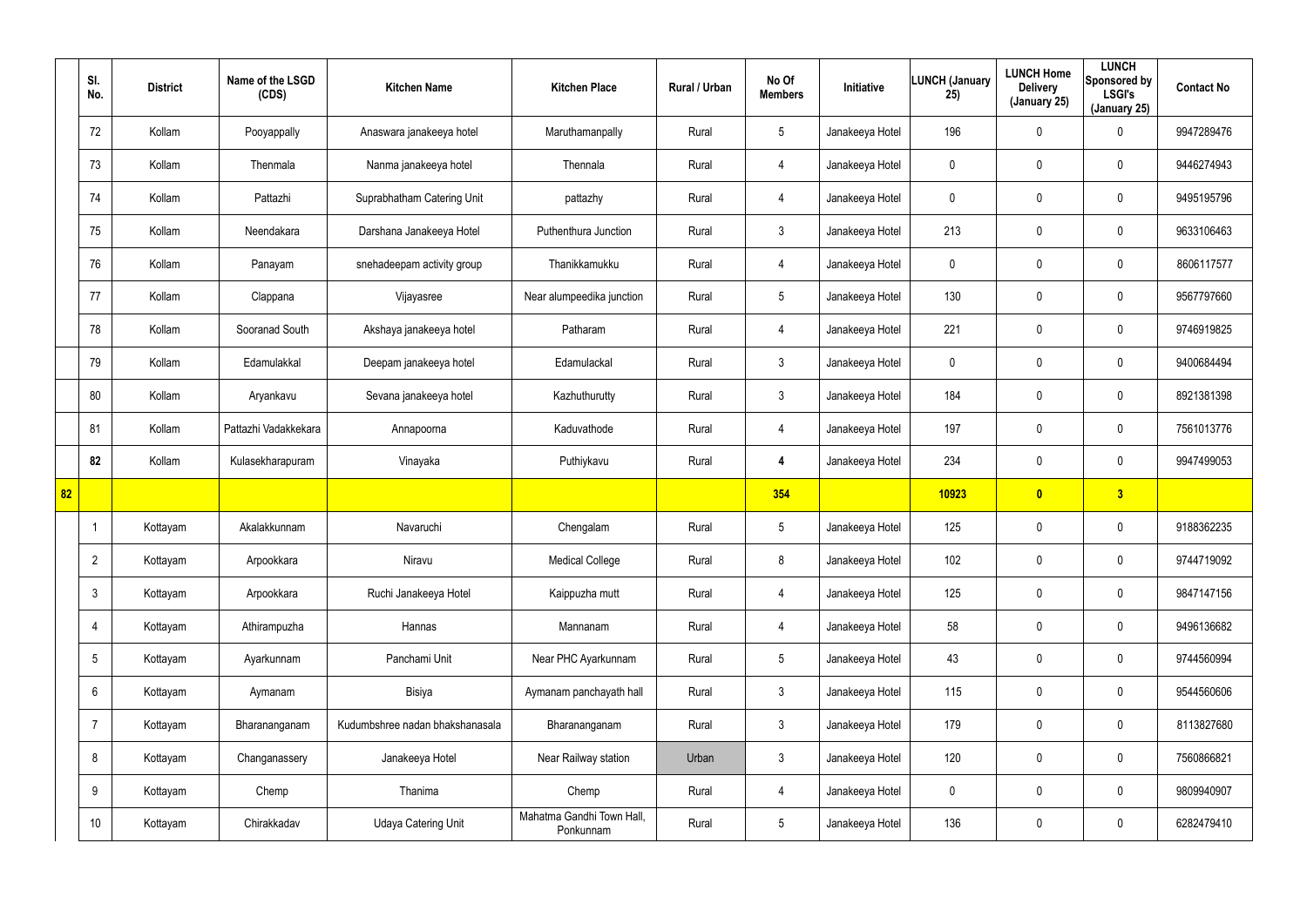| | Sl. No. | District | Name of the LSGD (CDS) | Kitchen Name | Kitchen Place | Rural / Urban | No Of Members | Initiative | LUNCH (January 25) | LUNCH Home Delivery (January 25) | LUNCH Sponsored by LSGI's (January 25) | Contact No |
|---|---|---|---|---|---|---|---|---|---|---|---|---|
| | 72 | Kollam | Pooyappally | Anaswara janakeeya hotel | Maruthamanpally | Rural | 5 | Janakeeya Hotel | 196 | 0 | 0 | 9947289476 |
| | 73 | Kollam | Thenmala | Nanma janakeeya hotel | Thennala | Rural | 4 | Janakeeya Hotel | 0 | 0 | 0 | 9446274943 |
| | 74 | Kollam | Pattazhi | Suprabhatham Catering Unit | pattazhy | Rural | 4 | Janakeeya Hotel | 0 | 0 | 0 | 9495195796 |
| | 75 | Kollam | Neendakara | Darshana Janakeeya Hotel | Puthenthura Junction | Rural | 3 | Janakeeya Hotel | 213 | 0 | 0 | 9633106463 |
| | 76 | Kollam | Panayam | snehadeepam activity group | Thanikkamukku | Rural | 4 | Janakeeya Hotel | 0 | 0 | 0 | 8606117577 |
| | 77 | Kollam | Clappana | Vijayasree | Near alumpeedika junction | Rural | 5 | Janakeeya Hotel | 130 | 0 | 0 | 9567797660 |
| | 78 | Kollam | Sooranad South | Akshaya janakeeya hotel | Patharam | Rural | 4 | Janakeeya Hotel | 221 | 0 | 0 | 9746919825 |
| | 79 | Kollam | Edamulakkal | Deepam janakeeya hotel | Edamulackal | Rural | 3 | Janakeeya Hotel | 0 | 0 | 0 | 9400684494 |
| | 80 | Kollam | Aryankavu | Sevana janakeeya hotel | Kazhuthurutty | Rural | 3 | Janakeeya Hotel | 184 | 0 | 0 | 8921381398 |
| | 81 | Kollam | Pattazhi Vadakkekara | Annapoorna | Kaduvathode | Rural | 4 | Janakeeya Hotel | 197 | 0 | 0 | 7561013776 |
| | **82** | Kollam | Kulasekharapuram | Vinayaka | Puthiykavu | Rural | **4** | Janakeeya Hotel | 234 | 0 | 0 | 9947499053 |
| **82** | | | | | | | **354** | | **10923** | **0** | **3** | |
| | 1 | Kottayam | Akalakkunnam | Navaruchi | Chengalam | Rural | 5 | Janakeeya Hotel | 125 | 0 | 0 | 9188362235 |
| | 2 | Kottayam | Arpookkara | Niravu | Medical College | Rural | 8 | Janakeeya Hotel | 102 | 0 | 0 | 9744719092 |
| | 3 | Kottayam | Arpookkara | Ruchi Janakeeya Hotel | Kaippuzha mutt | Rural | 4 | Janakeeya Hotel | 125 | 0 | 0 | 9847147156 |
| | 4 | Kottayam | Athirampuzha | Hannas | Mannanam | Rural | 4 | Janakeeya Hotel | 58 | 0 | 0 | 9496136682 |
| | 5 | Kottayam | Ayarkunnam | Panchami Unit | Near PHC Ayarkunnam | Rural | 5 | Janakeeya Hotel | 43 | 0 | 0 | 9744560994 |
| | 6 | Kottayam | Aymanam | Bisiya | Aymanam panchayath hall | Rural | 3 | Janakeeya Hotel | 115 | 0 | 0 | 9544560606 |
| | 7 | Kottayam | Bharananganam | Kudumbshree nadan bhakshanasala | Bharananganam | Rural | 3 | Janakeeya Hotel | 179 | 0 | 0 | 8113827680 |
| | 8 | Kottayam | Changanassery | Janakeeya Hotel | Near Railway station | Urban | 3 | Janakeeya Hotel | 120 | 0 | 0 | 7560866821 |
| | 9 | Kottayam | Chemp | Thanima | Chemp | Rural | 4 | Janakeeya Hotel | 0 | 0 | 0 | 9809940907 |
| | 10 | Kottayam | Chirakkadav | Udaya Catering Unit | Mahatma Gandhi Town Hall, Ponkunnam | Rural | 5 | Janakeeya Hotel | 136 | 0 | 0 | 6282479410 |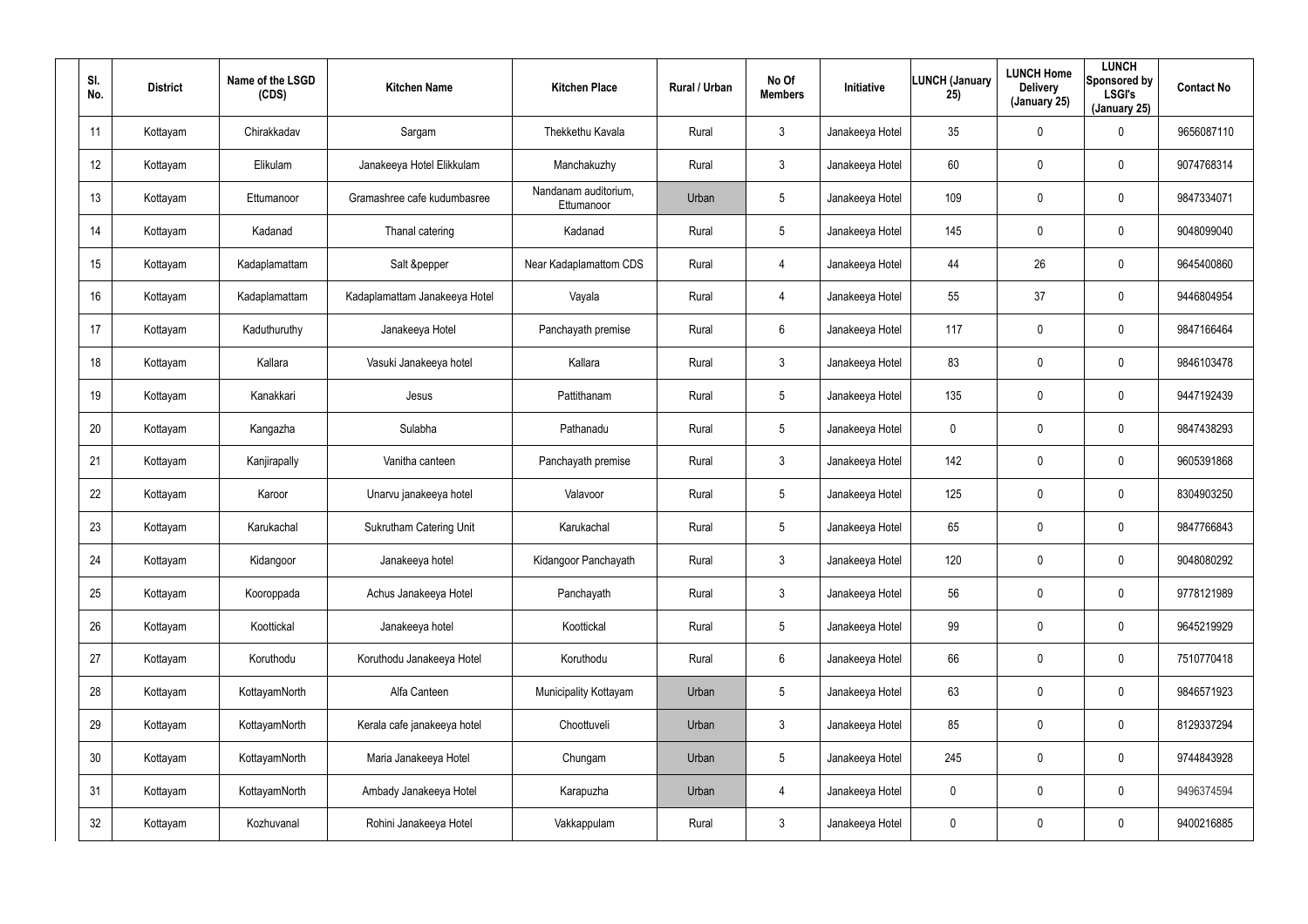| Sl. No. | District | Name of the LSGD (CDS) | Kitchen Name | Kitchen Place | Rural / Urban | No Of Members | Initiative | LUNCH (January 25) | LUNCH Home Delivery (January 25) | LUNCH Sponsored by LSGI's (January 25) | Contact No |
|---|---|---|---|---|---|---|---|---|---|---|---|
| 11 | Kottayam | Chirakkadav | Sargam | Thekkethu Kavala | Rural | 3 | Janakeeya Hotel | 35 | 0 | 0 | 9656087110 |
| 12 | Kottayam | Elikulam | Janakeeya Hotel Elikkulam | Manchakuzhy | Rural | 3 | Janakeeya Hotel | 60 | 0 | 0 | 9074768314 |
| 13 | Kottayam | Ettumanoor | Gramashree cafe kudumbasree | Nandanam auditorium, Ettumanoor | Urban | 5 | Janakeeya Hotel | 109 | 0 | 0 | 9847334071 |
| 14 | Kottayam | Kadanad | Thanal catering | Kadanad | Rural | 5 | Janakeeya Hotel | 145 | 0 | 0 | 9048099040 |
| 15 | Kottayam | Kadaplamattam | Salt &pepper | Near Kadaplamattom CDS | Rural | 4 | Janakeeya Hotel | 44 | 26 | 0 | 9645400860 |
| 16 | Kottayam | Kadaplamattam | Kadaplamattam Janakeeya Hotel | Vayala | Rural | 4 | Janakeeya Hotel | 55 | 37 | 0 | 9446804954 |
| 17 | Kottayam | Kaduthuruthy | Janakeeya Hotel | Panchayath premise | Rural | 6 | Janakeeya Hotel | 117 | 0 | 0 | 9847166464 |
| 18 | Kottayam | Kallara | Vasuki Janakeeya hotel | Kallara | Rural | 3 | Janakeeya Hotel | 83 | 0 | 0 | 9846103478 |
| 19 | Kottayam | Kanakkari | Jesus | Pattithanam | Rural | 5 | Janakeeya Hotel | 135 | 0 | 0 | 9447192439 |
| 20 | Kottayam | Kangazha | Sulabha | Pathanadu | Rural | 5 | Janakeeya Hotel | 0 | 0 | 0 | 9847438293 |
| 21 | Kottayam | Kanjirapally | Vanitha canteen | Panchayath premise | Rural | 3 | Janakeeya Hotel | 142 | 0 | 0 | 9605391868 |
| 22 | Kottayam | Karoor | Unarvu janakeeya hotel | Valavoor | Rural | 5 | Janakeeya Hotel | 125 | 0 | 0 | 8304903250 |
| 23 | Kottayam | Karukachal | Sukrutham Catering Unit | Karukachal | Rural | 5 | Janakeeya Hotel | 65 | 0 | 0 | 9847766843 |
| 24 | Kottayam | Kidangoor | Janakeeya hotel | Kidangoor Panchayath | Rural | 3 | Janakeeya Hotel | 120 | 0 | 0 | 9048080292 |
| 25 | Kottayam | Kooroppada | Achus Janakeeya Hotel | Panchayath | Rural | 3 | Janakeeya Hotel | 56 | 0 | 0 | 9778121989 |
| 26 | Kottayam | Koottickal | Janakeeya hotel | Koottickal | Rural | 5 | Janakeeya Hotel | 99 | 0 | 0 | 9645219929 |
| 27 | Kottayam | Koruthodu | Koruthodu Janakeeya Hotel | Koruthodu | Rural | 6 | Janakeeya Hotel | 66 | 0 | 0 | 7510770418 |
| 28 | Kottayam | KottayamNorth | Alfa Canteen | Municipality Kottayam | Urban | 5 | Janakeeya Hotel | 63 | 0 | 0 | 9846571923 |
| 29 | Kottayam | KottayamNorth | Kerala cafe janakeeya hotel | Choottuveli | Urban | 3 | Janakeeya Hotel | 85 | 0 | 0 | 8129337294 |
| 30 | Kottayam | KottayamNorth | Maria Janakeeya Hotel | Chungam | Urban | 5 | Janakeeya Hotel | 245 | 0 | 0 | 9744843928 |
| 31 | Kottayam | KottayamNorth | Ambady Janakeeya Hotel | Karapuzha | Urban | 4 | Janakeeya Hotel | 0 | 0 | 0 | 9496374594 |
| 32 | Kottayam | Kozhuvanal | Rohini Janakeeya Hotel | Vakkappulam | Rural | 3 | Janakeeya Hotel | 0 | 0 | 0 | 9400216885 |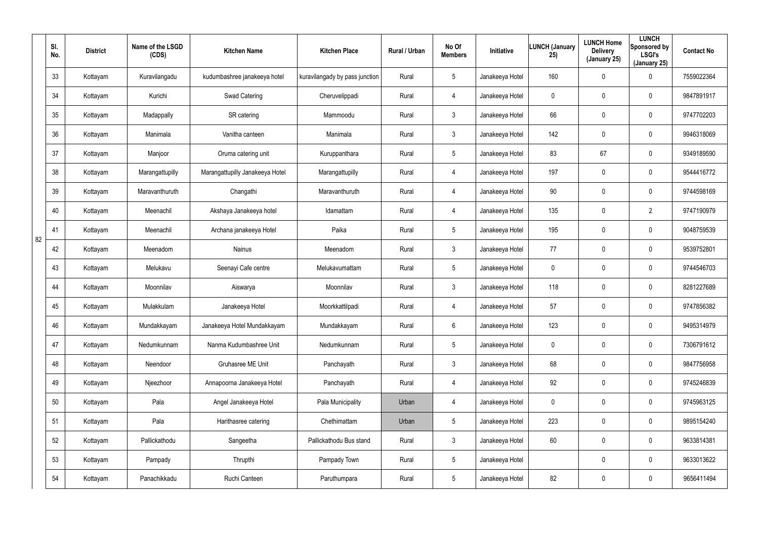|  | Sl. No. | District | Name of the LSGD (CDS) | Kitchen Name | Kitchen Place | Rural / Urban | No Of Members | Initiative | LUNCH (January 25) | LUNCH Home Delivery (January 25) | LUNCH Sponsored by LSGI's (January 25) | Contact No |
|---|---|---|---|---|---|---|---|---|---|---|---|---|
| 82 | 33 | Kottayam | Kuravilangadu | kudumbashree janakeeya hotel | kuravilangady by pass junction | Rural | 5 | Janakeeya Hotel | 160 | 0 | 0 | 7559022364 |
|  | 34 | Kottayam | Kurichi | Swad Catering | Cheruvelippadi | Rural | 4 | Janakeeya Hotel | 0 | 0 | 0 | 9847891917 |
|  | 35 | Kottayam | Madappally | SR catering | Mammoodu | Rural | 3 | Janakeeya Hotel | 66 | 0 | 0 | 9747702203 |
|  | 36 | Kottayam | Manimala | Vanitha canteen | Manimala | Rural | 3 | Janakeeya Hotel | 142 | 0 | 0 | 9946318069 |
|  | 37 | Kottayam | Manjoor | Oruma catering unit | Kuruppanthara | Rural | 5 | Janakeeya Hotel | 83 | 67 | 0 | 9349189590 |
|  | 38 | Kottayam | Marangattupilly | Marangattupilly Janakeeya Hotel | Marangattupilly | Rural | 4 | Janakeeya Hotel | 197 | 0 | 0 | 9544416772 |
|  | 39 | Kottayam | Maravanthuruth | Changathi | Maravanthuruth | Rural | 4 | Janakeeya Hotel | 90 | 0 | 0 | 9744598169 |
|  | 40 | Kottayam | Meenachil | Akshaya Janakeeya hotel | Idamattam | Rural | 4 | Janakeeya Hotel | 135 | 0 | 2 | 9747190979 |
|  | 41 | Kottayam | Meenachil | Archana janakeeya Hotel | Paika | Rural | 5 | Janakeeya Hotel | 195 | 0 | 0 | 9048759539 |
|  | 42 | Kottayam | Meenadom | Nainus | Meenadom | Rural | 3 | Janakeeya Hotel | 77 | 0 | 0 | 9539752801 |
|  | 43 | Kottayam | Melukavu | Seenayi Cafe centre | Melukavumattam | Rural | 5 | Janakeeya Hotel | 0 | 0 | 0 | 9744546703 |
|  | 44 | Kottayam | Moonnilav | Aiswarya | Moonnilav | Rural | 3 | Janakeeya Hotel | 118 | 0 | 0 | 8281227689 |
|  | 45 | Kottayam | Mulakkulam | Janakeeya Hotel | Moorkkattilpadi | Rural | 4 | Janakeeya Hotel | 57 | 0 | 0 | 9747856382 |
|  | 46 | Kottayam | Mundakkayam | Janakeeya Hotel Mundakkayam | Mundakkayam | Rural | 6 | Janakeeya Hotel | 123 | 0 | 0 | 9495314979 |
|  | 47 | Kottayam | Nedumkunnam | Nanma Kudumbashree Unit | Nedumkunnam | Rural | 5 | Janakeeya Hotel | 0 | 0 | 0 | 7306791612 |
|  | 48 | Kottayam | Neendoor | Gruhasree ME Unit | Panchayath | Rural | 3 | Janakeeya Hotel | 68 | 0 | 0 | 9847756958 |
|  | 49 | Kottayam | Njeezhoor | Annapoorna Janakeeya Hotel | Panchayath | Rural | 4 | Janakeeya Hotel | 92 | 0 | 0 | 9745246839 |
|  | 50 | Kottayam | Pala | Angel Janakeeya Hotel | Pala Municipality | Urban | 4 | Janakeeya Hotel | 0 | 0 | 0 | 9745963125 |
|  | 51 | Kottayam | Pala | Harithasree catering | Chethimattam | Urban | 5 | Janakeeya Hotel | 223 | 0 | 0 | 9895154240 |
|  | 52 | Kottayam | Pallickathodu | Sangeetha | Pallickathodu Bus stand | Rural | 3 | Janakeeya Hotel | 60 | 0 | 0 | 9633814381 |
|  | 53 | Kottayam | Pampady | Thrupthi | Pampady Town | Rural | 5 | Janakeeya Hotel |  | 0 | 0 | 9633013622 |
|  | 54 | Kottayam | Panachikkadu | Ruchi Canteen | Paruthumpara | Rural | 5 | Janakeeya Hotel | 82 | 0 | 0 | 9656411494 |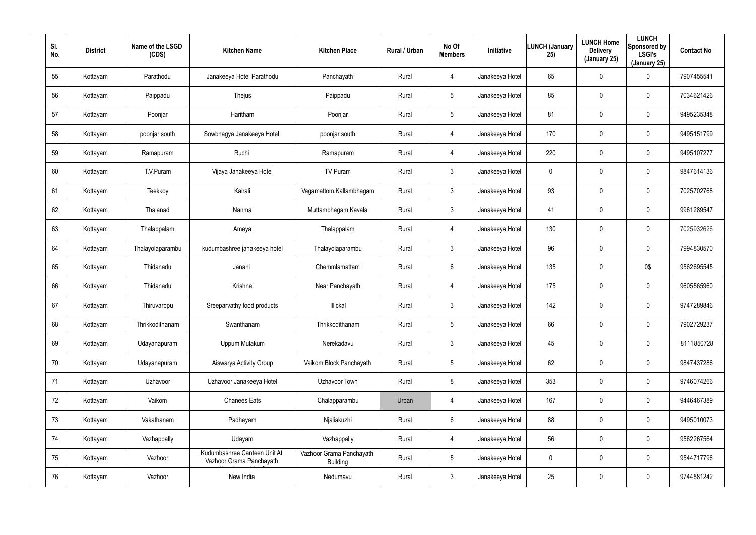| Sl. No. | District | Name of the LSGD (CDS) | Kitchen Name | Kitchen Place | Rural / Urban | No Of Members | Initiative | LUNCH (January 25) | LUNCH Home Delivery (January 25) | LUNCH Sponsored by LSGI's (January 25) | Contact No |
|---|---|---|---|---|---|---|---|---|---|---|---|
| 55 | Kottayam | Parathodu | Janakeeya Hotel Parathodu | Panchayath | Rural | 4 | Janakeeya Hotel | 65 | 0 | 0 | 7907455541 |
| 56 | Kottayam | Paippadu | Thejus | Paippadu | Rural | 5 | Janakeeya Hotel | 85 | 0 | 0 | 7034621426 |
| 57 | Kottayam | Poonjar | Haritham | Poonjar | Rural | 5 | Janakeeya Hotel | 81 | 0 | 0 | 9495235348 |
| 58 | Kottayam | poonjar south | Sowbhagya Janakeeya Hotel | poonjar south | Rural | 4 | Janakeeya Hotel | 170 | 0 | 0 | 9495151799 |
| 59 | Kottayam | Ramapuram | Ruchi | Ramapuram | Rural | 4 | Janakeeya Hotel | 220 | 0 | 0 | 9495107277 |
| 60 | Kottayam | T.V.Puram | Vijaya Janakeeya Hotel | TV Puram | Rural | 3 | Janakeeya Hotel | 0 | 0 | 0 | 9847614136 |
| 61 | Kottayam | Teekkoy | Kairali | Vagamattom,Kallambhagam | Rural | 3 | Janakeeya Hotel | 93 | 0 | 0 | 7025702768 |
| 62 | Kottayam | Thalanad | Nanma | Muttambhagam Kavala | Rural | 3 | Janakeeya Hotel | 41 | 0 | 0 | 9961289547 |
| 63 | Kottayam | Thalappalam | Ameya | Thalappalam | Rural | 4 | Janakeeya Hotel | 130 | 0 | 0 | 7025932626 |
| 64 | Kottayam | Thalayolaparambu | kudumbashree janakeeya hotel | Thalayolaparambu | Rural | 3 | Janakeeya Hotel | 96 | 0 | 0 | 7994830570 |
| 65 | Kottayam | Thidanadu | Janani | Chemmlamattam | Rural | 6 | Janakeeya Hotel | 135 | 0 | 0$ | 9562695545 |
| 66 | Kottayam | Thidanadu | Krishna | Near Panchayath | Rural | 4 | Janakeeya Hotel | 175 | 0 | 0 | 9605565960 |
| 67 | Kottayam | Thiruvarppu | Sreeparvathy food products | Illickal | Rural | 3 | Janakeeya Hotel | 142 | 0 | 0 | 9747289846 |
| 68 | Kottayam | Thrikkodithanam | Swanthanam | Thrikkodithanam | Rural | 5 | Janakeeya Hotel | 66 | 0 | 0 | 7902729237 |
| 69 | Kottayam | Udayanapuram | Uppum Mulakum | Nerekadavu | Rural | 3 | Janakeeya Hotel | 45 | 0 | 0 | 8111850728 |
| 70 | Kottayam | Udayanapuram | Aiswarya Activity Group | Vaikom Block Panchayath | Rural | 5 | Janakeeya Hotel | 62 | 0 | 0 | 9847437286 |
| 71 | Kottayam | Uzhavoor | Uzhavoor Janakeeya Hotel | Uzhavoor Town | Rural | 8 | Janakeeya Hotel | 353 | 0 | 0 | 9746074266 |
| 72 | Kottayam | Vaikom | Chanees Eats | Chalapparambu | Urban | 4 | Janakeeya Hotel | 167 | 0 | 0 | 9446467389 |
| 73 | Kottayam | Vakathanam | Padheyam | Njaliakuzhi | Rural | 6 | Janakeeya Hotel | 88 | 0 | 0 | 9495010073 |
| 74 | Kottayam | Vazhappally | Udayam | Vazhappally | Rural | 4 | Janakeeya Hotel | 56 | 0 | 0 | 9562267564 |
| 75 | Kottayam | Vazhoor | Kudumbashree Canteen Unit At Vazhoor Grama Panchayath | Vazhoor Grama Panchayath Building | Rural | 5 | Janakeeya Hotel | 0 | 0 | 0 | 9544717796 |
| 76 | Kottayam | Vazhoor | New India | Nedumavu | Rural | 3 | Janakeeya Hotel | 25 | 0 | 0 | 9744581242 |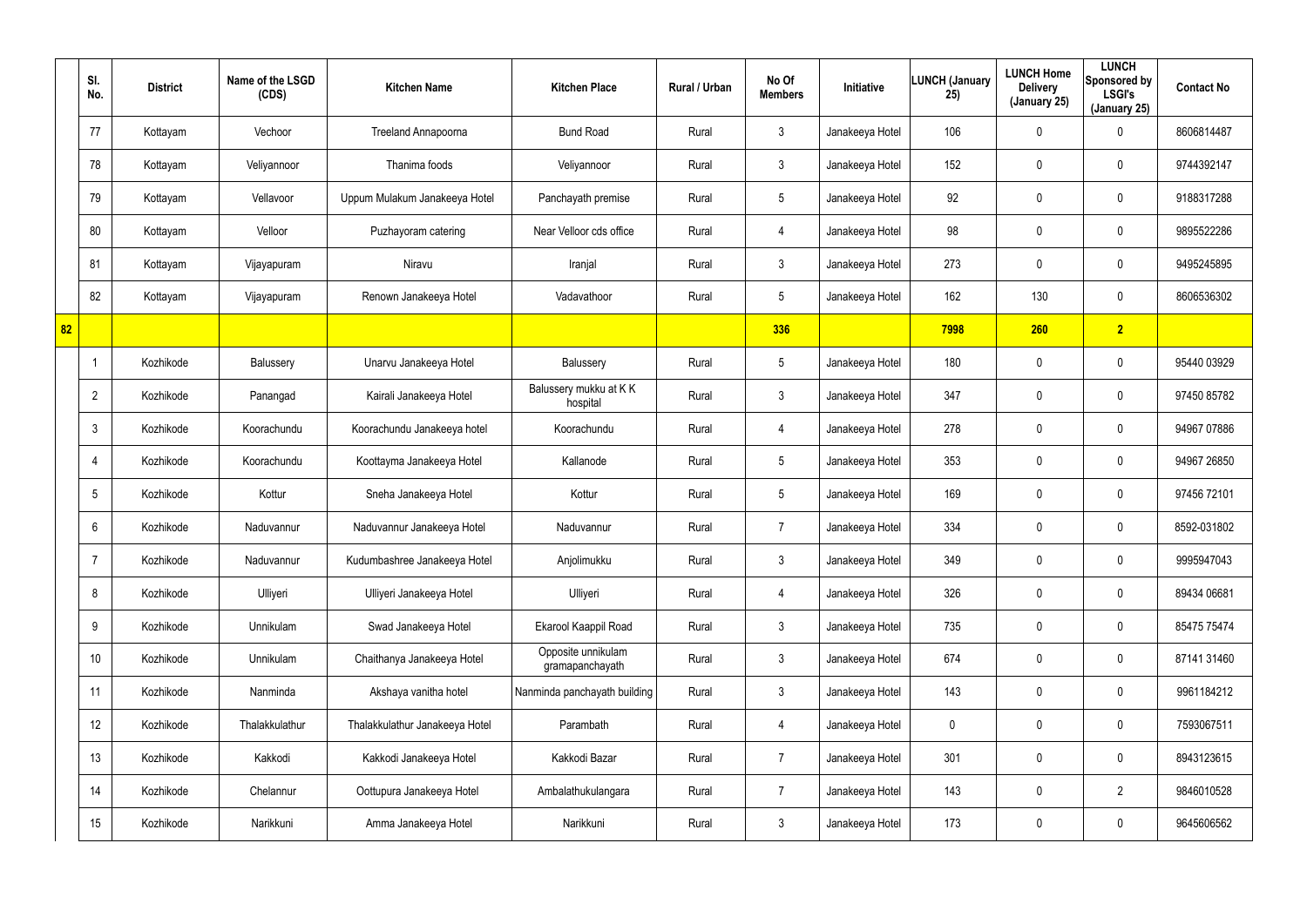| | Sl. No. | District | Name of the LSGD (CDS) | Kitchen Name | Kitchen Place | Rural / Urban | No Of Members | Initiative | LUNCH (January 25) | LUNCH Home Delivery (January 25) | LUNCH Sponsored by LSGI's (January 25) | Contact No |
|---|---|---|---|---|---|---|---|---|---|---|---|---|
| | 77 | Kottayam | Vechoor | Treeland Annapoorna | Bund Road | Rural | 3 | Janakeeya Hotel | 106 | 0 | 0 | 8606814487 |
| | 78 | Kottayam | Veliyannoor | Thanima foods | Veliyannoor | Rural | 3 | Janakeeya Hotel | 152 | 0 | 0 | 9744392147 |
| | 79 | Kottayam | Vellavoor | Uppum Mulakum Janakeeya Hotel | Panchayath premise | Rural | 5 | Janakeeya Hotel | 92 | 0 | 0 | 9188317288 |
| | 80 | Kottayam | Velloor | Puzhayoram catering | Near Velloor cds office | Rural | 4 | Janakeeya Hotel | 98 | 0 | 0 | 9895522286 |
| | 81 | Kottayam | Vijayapuram | Niravu | Iranjal | Rural | 3 | Janakeeya Hotel | 273 | 0 | 0 | 9495245895 |
| | 82 | Kottayam | Vijayapuram | Renown Janakeeya Hotel | Vadavathoor | Rural | 5 | Janakeeya Hotel | 162 | 130 | 0 | 8606536302 |
| 82 | | | | | | | 336 | | 7998 | 260 | 2 | |
| | 1 | Kozhikode | Balussery | Unarvu Janakeeya Hotel | Balussery | Rural | 5 | Janakeeya Hotel | 180 | 0 | 0 | 95440 03929 |
| | 2 | Kozhikode | Panangad | Kairali Janakeeya Hotel | Balussery mukku at K K hospital | Rural | 3 | Janakeeya Hotel | 347 | 0 | 0 | 97450 85782 |
| | 3 | Kozhikode | Koorachundu | Koorachundu Janakeeya hotel | Koorachundu | Rural | 4 | Janakeeya Hotel | 278 | 0 | 0 | 94967 07886 |
| | 4 | Kozhikode | Koorachundu | Koottayma Janakeeya Hotel | Kallanode | Rural | 5 | Janakeeya Hotel | 353 | 0 | 0 | 94967 26850 |
| | 5 | Kozhikode | Kottur | Sneha Janakeeya Hotel | Kottur | Rural | 5 | Janakeeya Hotel | 169 | 0 | 0 | 97456 72101 |
| | 6 | Kozhikode | Naduvannur | Naduvannur Janakeeya Hotel | Naduvannur | Rural | 7 | Janakeeya Hotel | 334 | 0 | 0 | 8592-031802 |
| | 7 | Kozhikode | Naduvannur | Kudumbashree Janakeeya Hotel | Anjolimukku | Rural | 3 | Janakeeya Hotel | 349 | 0 | 0 | 9995947043 |
| | 8 | Kozhikode | Ulliyeri | Ulliyeri Janakeeya Hotel | Ulliyeri | Rural | 4 | Janakeeya Hotel | 326 | 0 | 0 | 89434 06681 |
| | 9 | Kozhikode | Unnikulam | Swad Janakeeya Hotel | Ekarool Kaappil Road | Rural | 3 | Janakeeya Hotel | 735 | 0 | 0 | 85475 75474 |
| | 10 | Kozhikode | Unnikulam | Chaithanya Janakeeya Hotel | Opposite unnikulam gramapanchayath | Rural | 3 | Janakeeya Hotel | 674 | 0 | 0 | 87141 31460 |
| | 11 | Kozhikode | Nanminda | Akshaya vanitha hotel | Nanminda panchayath building | Rural | 3 | Janakeeya Hotel | 143 | 0 | 0 | 9961184212 |
| | 12 | Kozhikode | Thalakkulathur | Thalakkulathur Janakeeya Hotel | Parambath | Rural | 4 | Janakeeya Hotel | 0 | 0 | 0 | 7593067511 |
| | 13 | Kozhikode | Kakkodi | Kakkodi Janakeeya Hotel | Kakkodi Bazar | Rural | 7 | Janakeeya Hotel | 301 | 0 | 0 | 8943123615 |
| | 14 | Kozhikode | Chelannur | Oottupura Janakeeya Hotel | Ambalathukulangara | Rural | 7 | Janakeeya Hotel | 143 | 0 | 2 | 9846010528 |
| | 15 | Kozhikode | Narikkuni | Amma Janakeeya Hotel | Narikkuni | Rural | 3 | Janakeeya Hotel | 173 | 0 | 0 | 9645606562 |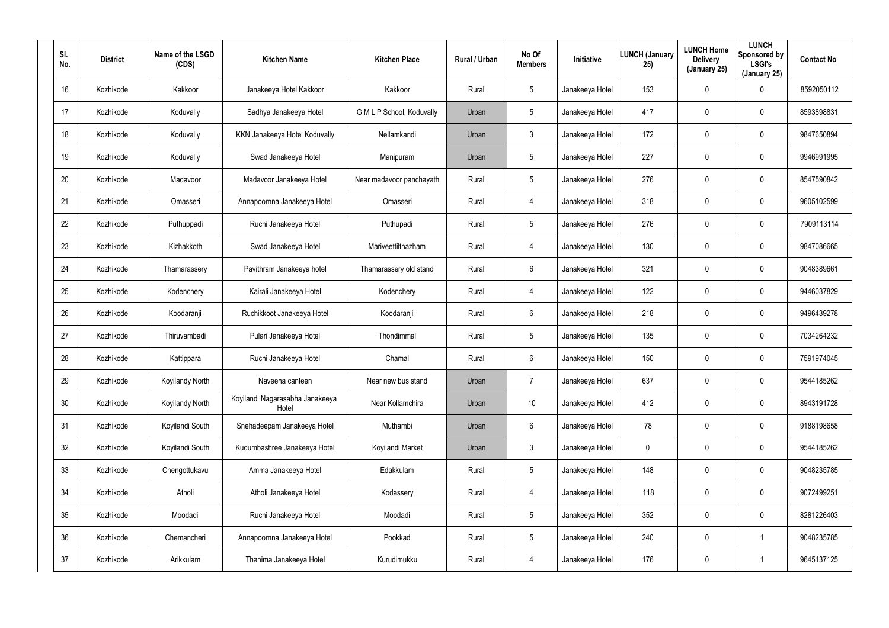| Sl. No. | District | Name of the LSGD (CDS) | Kitchen Name | Kitchen Place | Rural / Urban | No Of Members | Initiative | LUNCH (January 25) | LUNCH Home Delivery (January 25) | LUNCH Sponsored by LSGI's (January 25) | Contact No |
|---|---|---|---|---|---|---|---|---|---|---|---|
| 16 | Kozhikode | Kakkoor | Janakeeya Hotel Kakkoor | Kakkoor | Rural | 5 | Janakeeya Hotel | 153 | 0 | 0 | 8592050112 |
| 17 | Kozhikode | Koduvally | Sadhya Janakeeya Hotel | G M L P School, Koduvally | Urban | 5 | Janakeeya Hotel | 417 | 0 | 0 | 8593898831 |
| 18 | Kozhikode | Koduvally | KKN Janakeeya Hotel Koduvally | Nellamkandi | Urban | 3 | Janakeeya Hotel | 172 | 0 | 0 | 9847650894 |
| 19 | Kozhikode | Koduvally | Swad Janakeeya Hotel | Manipuram | Urban | 5 | Janakeeya Hotel | 227 | 0 | 0 | 9946991995 |
| 20 | Kozhikode | Madavoor | Madavoor Janakeeya Hotel | Near madavoor panchayath | Rural | 5 | Janakeeya Hotel | 276 | 0 | 0 | 8547590842 |
| 21 | Kozhikode | Omasseri | Annapoornna Janakeeya Hotel | Omasseri | Rural | 4 | Janakeeya Hotel | 318 | 0 | 0 | 9605102599 |
| 22 | Kozhikode | Puthuppadi | Ruchi Janakeeya Hotel | Puthupadi | Rural | 5 | Janakeeya Hotel | 276 | 0 | 0 | 7909113114 |
| 23 | Kozhikode | Kizhakkoth | Swad Janakeeya Hotel | Mariveettilthazham | Rural | 4 | Janakeeya Hotel | 130 | 0 | 0 | 9847086665 |
| 24 | Kozhikode | Thamarassery | Pavithram Janakeeya hotel | Thamarassery old stand | Rural | 6 | Janakeeya Hotel | 321 | 0 | 0 | 9048389661 |
| 25 | Kozhikode | Kodenchery | Kairali Janakeeya Hotel | Kodenchery | Rural | 4 | Janakeeya Hotel | 122 | 0 | 0 | 9446037829 |
| 26 | Kozhikode | Koodaranji | Ruchikkoot Janakeeya Hotel | Koodaranji | Rural | 6 | Janakeeya Hotel | 218 | 0 | 0 | 9496439278 |
| 27 | Kozhikode | Thiruvambadi | Pulari Janakeeya Hotel | Thondimmal | Rural | 5 | Janakeeya Hotel | 135 | 0 | 0 | 7034264232 |
| 28 | Kozhikode | Kattippara | Ruchi Janakeeya Hotel | Chamal | Rural | 6 | Janakeeya Hotel | 150 | 0 | 0 | 7591974045 |
| 29 | Kozhikode | Koyilandy North | Naveena canteen | Near new bus stand | Urban | 7 | Janakeeya Hotel | 637 | 0 | 0 | 9544185262 |
| 30 | Kozhikode | Koyilandy North | Koyilandi Nagarasabha Janakeeya Hotel | Near Kollamchira | Urban | 10 | Janakeeya Hotel | 412 | 0 | 0 | 8943191728 |
| 31 | Kozhikode | Koyilandi South | Snehadeepam Janakeeya Hotel | Muthambi | Urban | 6 | Janakeeya Hotel | 78 | 0 | 0 | 9188198658 |
| 32 | Kozhikode | Koyilandi South | Kudumbashree Janakeeya Hotel | Koyilandi Market | Urban | 3 | Janakeeya Hotel | 0 | 0 | 0 | 9544185262 |
| 33 | Kozhikode | Chengottukavu | Amma Janakeeya Hotel | Edakkulam | Rural | 5 | Janakeeya Hotel | 148 | 0 | 0 | 9048235785 |
| 34 | Kozhikode | Atholi | Atholi Janakeeya Hotel | Kodassery | Rural | 4 | Janakeeya Hotel | 118 | 0 | 0 | 9072499251 |
| 35 | Kozhikode | Moodadi | Ruchi Janakeeya Hotel | Moodadi | Rural | 5 | Janakeeya Hotel | 352 | 0 | 0 | 8281226403 |
| 36 | Kozhikode | Chemancheri | Annapoornna Janakeeya Hotel | Pookkad | Rural | 5 | Janakeeya Hotel | 240 | 0 | 1 | 9048235785 |
| 37 | Kozhikode | Arikkulam | Thanima Janakeeya Hotel | Kurudimukku | Rural | 4 | Janakeeya Hotel | 176 | 0 | 1 | 9645137125 |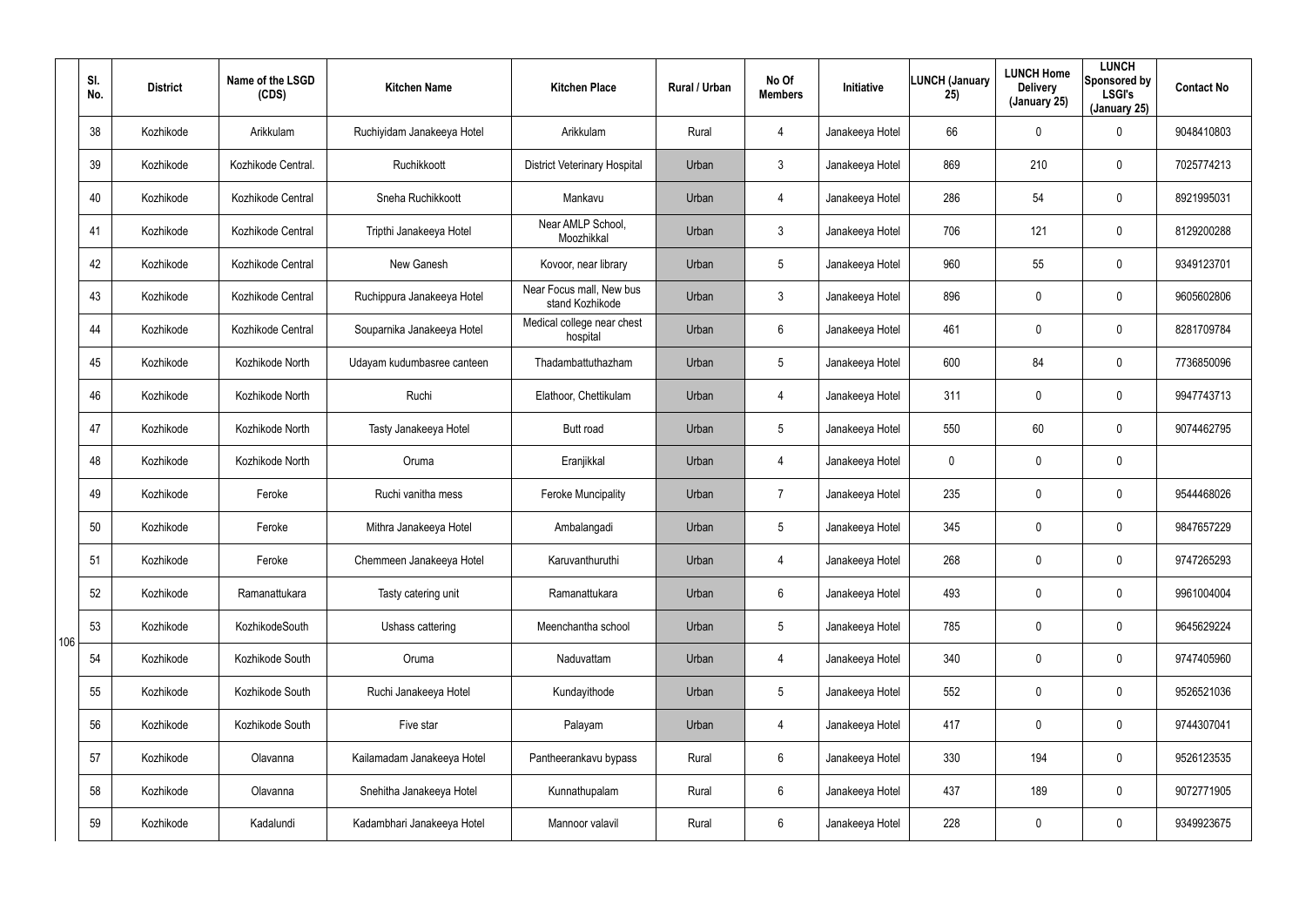|  | Sl. No. | District | Name of the LSGD (CDS) | Kitchen Name | Kitchen Place | Rural / Urban | No Of Members | Initiative | LUNCH (January 25) | LUNCH Home Delivery (January 25) | LUNCH Sponsored by LSGI's (January 25) | Contact No |
|---|---|---|---|---|---|---|---|---|---|---|---|---|
| 106 | 38 | Kozhikode | Arikkulam | Ruchiyidam Janakeeya Hotel | Arikkulam | Rural | 4 | Janakeeya Hotel | 66 | 0 | 0 | 9048410803 |
|  | 39 | Kozhikode | Kozhikode Central. | Ruchikkoott | District Veterinary Hospital | Urban | 3 | Janakeeya Hotel | 869 | 210 | 0 | 7025774213 |
|  | 40 | Kozhikode | Kozhikode Central | Sneha Ruchikkoott | Mankavu | Urban | 4 | Janakeeya Hotel | 286 | 54 | 0 | 8921995031 |
|  | 41 | Kozhikode | Kozhikode Central | Tripthi Janakeeya Hotel | Near AMLP School, Moozhikkal | Urban | 3 | Janakeeya Hotel | 706 | 121 | 0 | 8129200288 |
|  | 42 | Kozhikode | Kozhikode Central | New Ganesh | Kovoor, near library | Urban | 5 | Janakeeya Hotel | 960 | 55 | 0 | 9349123701 |
|  | 43 | Kozhikode | Kozhikode Central | Ruchippura Janakeeya Hotel | Near Focus mall, New bus stand Kozhikode | Urban | 3 | Janakeeya Hotel | 896 | 0 | 0 | 9605602806 |
|  | 44 | Kozhikode | Kozhikode Central | Souparnika Janakeeya Hotel | Medical college near chest hospital | Urban | 6 | Janakeeya Hotel | 461 | 0 | 0 | 8281709784 |
|  | 45 | Kozhikode | Kozhikode North | Udayam kudumbasree canteen | Thadambattuthazham | Urban | 5 | Janakeeya Hotel | 600 | 84 | 0 | 7736850096 |
|  | 46 | Kozhikode | Kozhikode North | Ruchi | Elathoor, Chettikulam | Urban | 4 | Janakeeya Hotel | 311 | 0 | 0 | 9947743713 |
|  | 47 | Kozhikode | Kozhikode North | Tasty Janakeeya Hotel | Butt road | Urban | 5 | Janakeeya Hotel | 550 | 60 | 0 | 9074462795 |
|  | 48 | Kozhikode | Kozhikode North | Oruma | Eranjikkal | Urban | 4 | Janakeeya Hotel | 0 | 0 | 0 |  |
|  | 49 | Kozhikode | Feroke | Ruchi vanitha mess | Feroke Muncipality | Urban | 7 | Janakeeya Hotel | 235 | 0 | 0 | 9544468026 |
|  | 50 | Kozhikode | Feroke | Mithra Janakeeya Hotel | Ambalangadi | Urban | 5 | Janakeeya Hotel | 345 | 0 | 0 | 9847657229 |
|  | 51 | Kozhikode | Feroke | Chemmeen Janakeeya Hotel | Karuvanthuruthi | Urban | 4 | Janakeeya Hotel | 268 | 0 | 0 | 9747265293 |
|  | 52 | Kozhikode | Ramanattukara | Tasty catering unit | Ramanattukara | Urban | 6 | Janakeeya Hotel | 493 | 0 | 0 | 9961004004 |
|  | 53 | Kozhikode | KozhikodeSouth | Ushass cattering | Meenchantha school | Urban | 5 | Janakeeya Hotel | 785 | 0 | 0 | 9645629224 |
|  | 54 | Kozhikode | Kozhikode South | Oruma | Naduvattam | Urban | 4 | Janakeeya Hotel | 340 | 0 | 0 | 9747405960 |
|  | 55 | Kozhikode | Kozhikode South | Ruchi Janakeeya Hotel | Kundayithode | Urban | 5 | Janakeeya Hotel | 552 | 0 | 0 | 9526521036 |
|  | 56 | Kozhikode | Kozhikode South | Five star | Palayam | Urban | 4 | Janakeeya Hotel | 417 | 0 | 0 | 9744307041 |
|  | 57 | Kozhikode | Olavanna | Kailamadam Janakeeya Hotel | Pantheerankavu bypass | Rural | 6 | Janakeeya Hotel | 330 | 194 | 0 | 9526123535 |
|  | 58 | Kozhikode | Olavanna | Snehitha Janakeeya Hotel | Kunnathupalam | Rural | 6 | Janakeeya Hotel | 437 | 189 | 0 | 9072771905 |
|  | 59 | Kozhikode | Kadalundi | Kadambhari Janakeeya Hotel | Mannoor valavil | Rural | 6 | Janakeeya Hotel | 228 | 0 | 0 | 9349923675 |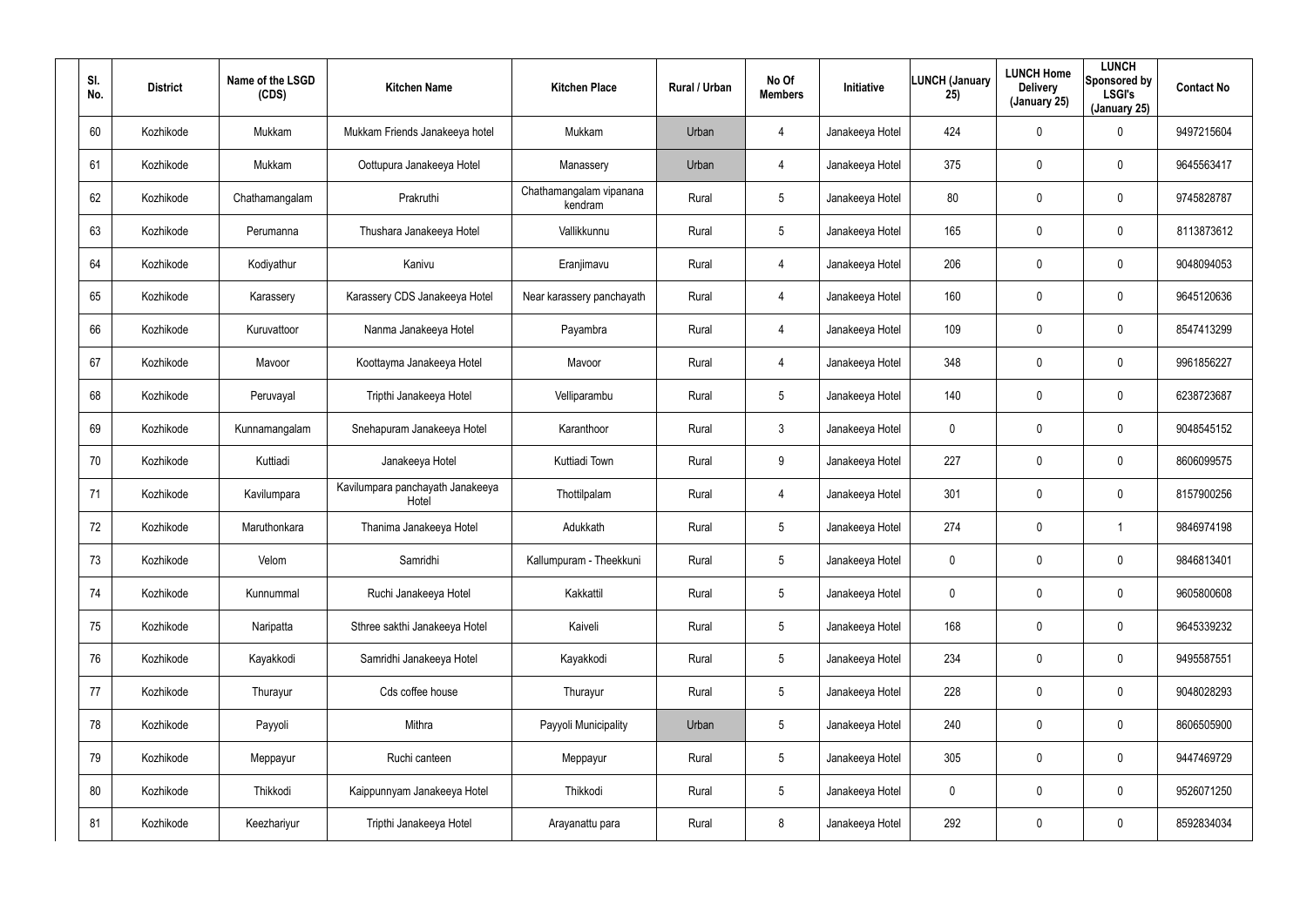| Sl. No. | District | Name of the LSGD (CDS) | Kitchen Name | Kitchen Place | Rural / Urban | No Of Members | Initiative | LUNCH (January 25) | LUNCH Home Delivery (January 25) | LUNCH Sponsored by LSGI's (January 25) | Contact No |
|---|---|---|---|---|---|---|---|---|---|---|---|
| 60 | Kozhikode | Mukkam | Mukkam Friends Janakeeya hotel | Mukkam | Urban | 4 | Janakeeya Hotel | 424 | 0 | 0 | 9497215604 |
| 61 | Kozhikode | Mukkam | Oottupura Janakeeya Hotel | Manassery | Urban | 4 | Janakeeya Hotel | 375 | 0 | 0 | 9645563417 |
| 62 | Kozhikode | Chathamangalam | Prakruthi | Chathamangalam vipanana kendram | Rural | 5 | Janakeeya Hotel | 80 | 0 | 0 | 9745828787 |
| 63 | Kozhikode | Perumanna | Thushara Janakeeya Hotel | Vallikkunnu | Rural | 5 | Janakeeya Hotel | 165 | 0 | 0 | 8113873612 |
| 64 | Kozhikode | Kodiyathur | Kanivu | Eranjimavu | Rural | 4 | Janakeeya Hotel | 206 | 0 | 0 | 9048094053 |
| 65 | Kozhikode | Karassery | Karassery CDS Janakeeya Hotel | Near karassery panchayath | Rural | 4 | Janakeeya Hotel | 160 | 0 | 0 | 9645120636 |
| 66 | Kozhikode | Kuruvattoor | Nanma Janakeeya Hotel | Payambra | Rural | 4 | Janakeeya Hotel | 109 | 0 | 0 | 8547413299 |
| 67 | Kozhikode | Mavoor | Koottayma Janakeeya Hotel | Mavoor | Rural | 4 | Janakeeya Hotel | 348 | 0 | 0 | 9961856227 |
| 68 | Kozhikode | Peruvayal | Tripthi Janakeeya Hotel | Velliparambu | Rural | 5 | Janakeeya Hotel | 140 | 0 | 0 | 6238723687 |
| 69 | Kozhikode | Kunnamangalam | Snehapuram Janakeeya Hotel | Karanthoor | Rural | 3 | Janakeeya Hotel | 0 | 0 | 0 | 9048545152 |
| 70 | Kozhikode | Kuttiadi | Janakeeya Hotel | Kuttiadi Town | Rural | 9 | Janakeeya Hotel | 227 | 0 | 0 | 8606099575 |
| 71 | Kozhikode | Kavilumpara | Kavilumpara panchayath Janakeeya Hotel | Thottilpalam | Rural | 4 | Janakeeya Hotel | 301 | 0 | 0 | 8157900256 |
| 72 | Kozhikode | Maruthonkara | Thanima Janakeeya Hotel | Adukkath | Rural | 5 | Janakeeya Hotel | 274 | 0 | 1 | 9846974198 |
| 73 | Kozhikode | Velom | Samridhi | Kallumpuram - Theekkuni | Rural | 5 | Janakeeya Hotel | 0 | 0 | 0 | 9846813401 |
| 74 | Kozhikode | Kunnummal | Ruchi Janakeeya Hotel | Kakkattil | Rural | 5 | Janakeeya Hotel | 0 | 0 | 0 | 9605800608 |
| 75 | Kozhikode | Naripatta | Sthree sakthi Janakeeya Hotel | Kaiveli | Rural | 5 | Janakeeya Hotel | 168 | 0 | 0 | 9645339232 |
| 76 | Kozhikode | Kayakkodi | Samridhi Janakeeya Hotel | Kayakkodi | Rural | 5 | Janakeeya Hotel | 234 | 0 | 0 | 9495587551 |
| 77 | Kozhikode | Thurayur | Cds coffee house | Thurayur | Rural | 5 | Janakeeya Hotel | 228 | 0 | 0 | 9048028293 |
| 78 | Kozhikode | Payyoli | Mithra | Payyoli Municipality | Urban | 5 | Janakeeya Hotel | 240 | 0 | 0 | 8606505900 |
| 79 | Kozhikode | Meppayur | Ruchi canteen | Meppayur | Rural | 5 | Janakeeya Hotel | 305 | 0 | 0 | 9447469729 |
| 80 | Kozhikode | Thikkodi | Kaippunnyam Janakeeya Hotel | Thikkodi | Rural | 5 | Janakeeya Hotel | 0 | 0 | 0 | 9526071250 |
| 81 | Kozhikode | Keezhariyur | Tripthi Janakeeya Hotel | Arayanattu para | Rural | 8 | Janakeeya Hotel | 292 | 0 | 0 | 8592834034 |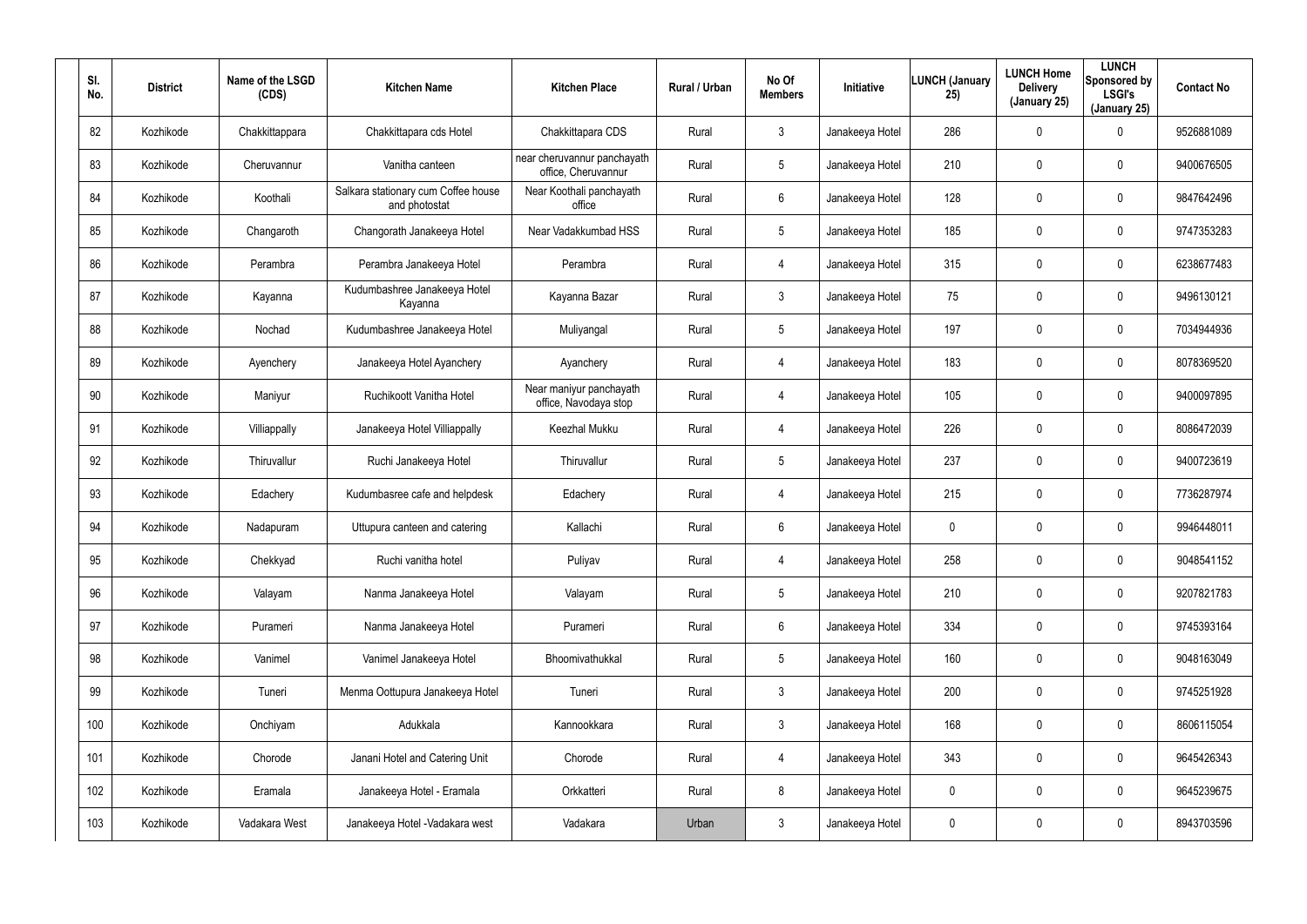| Sl. No. | District | Name of the LSGD (CDS) | Kitchen Name | Kitchen Place | Rural / Urban | No Of Members | Initiative | LUNCH (January 25) | LUNCH Home Delivery (January 25) | LUNCH Sponsored by LSGI's (January 25) | Contact No |
|---|---|---|---|---|---|---|---|---|---|---|---|
| 82 | Kozhikode | Chakkittappara | Chakkittapara cds Hotel | Chakkittapara CDS | Rural | 3 | Janakeeya Hotel | 286 | 0 | 0 | 9526881089 |
| 83 | Kozhikode | Cheruvannur | Vanitha canteen | near cheruvannur panchayath office, Cheruvannur | Rural | 5 | Janakeeya Hotel | 210 | 0 | 0 | 9400676505 |
| 84 | Kozhikode | Koothali | Salkara stationary cum Coffee house and photostat | Near Koothali panchayath office | Rural | 6 | Janakeeya Hotel | 128 | 0 | 0 | 9847642496 |
| 85 | Kozhikode | Changaroth | Changorath Janakeeya Hotel | Near Vadakkumbad HSS | Rural | 5 | Janakeeya Hotel | 185 | 0 | 0 | 9747353283 |
| 86 | Kozhikode | Perambra | Perambra Janakeeya Hotel | Perambra | Rural | 4 | Janakeeya Hotel | 315 | 0 | 0 | 6238677483 |
| 87 | Kozhikode | Kayanna | Kudumbashree Janakeeya Hotel Kayanna | Kayanna Bazar | Rural | 3 | Janakeeya Hotel | 75 | 0 | 0 | 9496130121 |
| 88 | Kozhikode | Nochad | Kudumbashree Janakeeya Hotel | Muliyangal | Rural | 5 | Janakeeya Hotel | 197 | 0 | 0 | 7034944936 |
| 89 | Kozhikode | Ayenchery | Janakeeya Hotel Ayanchery | Ayanchery | Rural | 4 | Janakeeya Hotel | 183 | 0 | 0 | 8078369520 |
| 90 | Kozhikode | Maniyur | Ruchikoott Vanitha Hotel | Near maniyur panchayath office, Navodaya stop | Rural | 4 | Janakeeya Hotel | 105 | 0 | 0 | 9400097895 |
| 91 | Kozhikode | Villiappally | Janakeeya Hotel Villiappally | Keezhal Mukku | Rural | 4 | Janakeeya Hotel | 226 | 0 | 0 | 8086472039 |
| 92 | Kozhikode | Thiruvallur | Ruchi Janakeeya Hotel | Thiruvallur | Rural | 5 | Janakeeya Hotel | 237 | 0 | 0 | 9400723619 |
| 93 | Kozhikode | Edachery | Kudumbasree cafe and helpdesk | Edachery | Rural | 4 | Janakeeya Hotel | 215 | 0 | 0 | 7736287974 |
| 94 | Kozhikode | Nadapuram | Uttupura canteen and catering | Kallachi | Rural | 6 | Janakeeya Hotel | 0 | 0 | 0 | 9946448011 |
| 95 | Kozhikode | Chekkyad | Ruchi vanitha hotel | Puliyav | Rural | 4 | Janakeeya Hotel | 258 | 0 | 0 | 9048541152 |
| 96 | Kozhikode | Valayam | Nanma Janakeeya Hotel | Valayam | Rural | 5 | Janakeeya Hotel | 210 | 0 | 0 | 9207821783 |
| 97 | Kozhikode | Purameri | Nanma Janakeeya Hotel | Purameri | Rural | 6 | Janakeeya Hotel | 334 | 0 | 0 | 9745393164 |
| 98 | Kozhikode | Vanimel | Vanimel Janakeeya Hotel | Bhoomivathukkal | Rural | 5 | Janakeeya Hotel | 160 | 0 | 0 | 9048163049 |
| 99 | Kozhikode | Tuneri | Menma Oottupura Janakeeya Hotel | Tuneri | Rural | 3 | Janakeeya Hotel | 200 | 0 | 0 | 9745251928 |
| 100 | Kozhikode | Onchiyam | Adukkala | Kannookkara | Rural | 3 | Janakeeya Hotel | 168 | 0 | 0 | 8606115054 |
| 101 | Kozhikode | Chorode | Janani Hotel and Catering Unit | Chorode | Rural | 4 | Janakeeya Hotel | 343 | 0 | 0 | 9645426343 |
| 102 | Kozhikode | Eramala | Janakeeya Hotel - Eramala | Orkkatteri | Rural | 8 | Janakeeya Hotel | 0 | 0 | 0 | 9645239675 |
| 103 | Kozhikode | Vadakara West | Janakeeya Hotel -Vadakara west | Vadakara | Urban | 3 | Janakeeya Hotel | 0 | 0 | 0 | 8943703596 |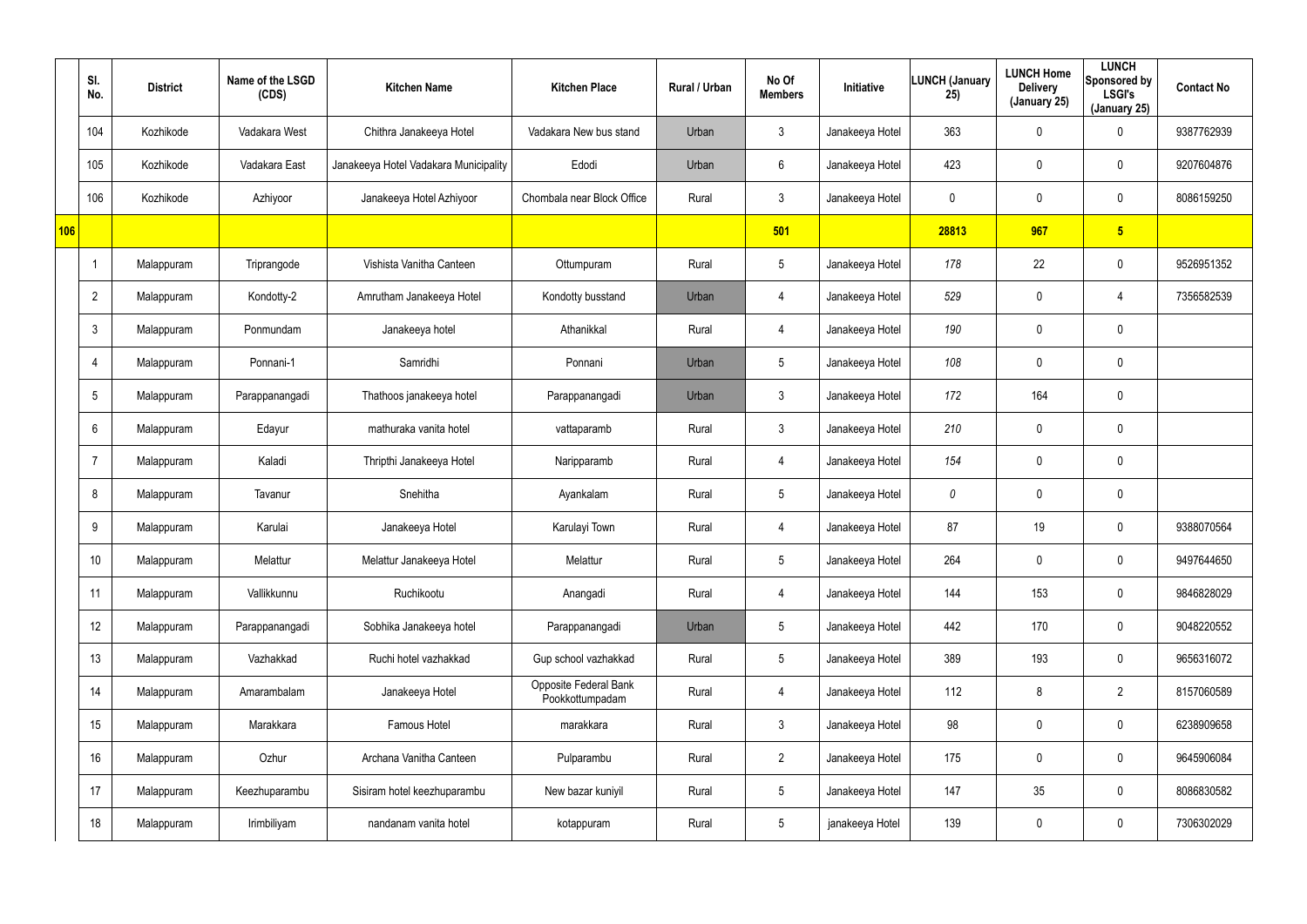| | Sl. No. | District | Name of the LSGD (CDS) | Kitchen Name | Kitchen Place | Rural / Urban | No Of Members | Initiative | LUNCH (January 25) | LUNCH Home Delivery (January 25) | LUNCH Sponsored by LSGI's (January 25) | Contact No |
|---|---|---|---|---|---|---|---|---|---|---|---|---|
| | 104 | Kozhikode | Vadakara West | Chithra Janakeeya Hotel | Vadakara New bus stand | Urban | 3 | Janakeeya Hotel | 363 | 0 | 0 | 9387762939 |
| | 105 | Kozhikode | Vadakara East | Janakeeya Hotel Vadakara Municipality | Edodi | Urban | 6 | Janakeeya Hotel | 423 | 0 | 0 | 9207604876 |
| | 106 | Kozhikode | Azhiyoor | Janakeeya Hotel Azhiyoor | Chombala near Block Office | Rural | 3 | Janakeeya Hotel | 0 | 0 | 0 | 8086159250 |
| **106** | | | | | | | **501** | | **28813** | **967** | **5** | |
| | 1 | Malappuram | Triprangode | Vishista Vanitha Canteen | Ottumpuram | Rural | 5 | Janakeeya Hotel | *178* | 22 | 0 | 9526951352 |
| | 2 | Malappuram | Kondotty-2 | Amrutham Janakeeya Hotel | Kondotty busstand | Urban | 4 | Janakeeya Hotel | *529* | 0 | 4 | 7356582539 |
| | 3 | Malappuram | Ponmundam | Janakeeya hotel | Athanikkal | Rural | 4 | Janakeeya Hotel | *190* | 0 | 0 | |
| | 4 | Malappuram | Ponnani-1 | Samridhi | Ponnani | Urban | 5 | Janakeeya Hotel | *108* | 0 | 0 | |
| | 5 | Malappuram | Parappanangadi | Thathoos janakeeya hotel | Parappanangadi | Urban | 3 | Janakeeya Hotel | *172* | 164 | 0 | |
| | 6 | Malappuram | Edayur | mathuraka vanita hotel | vattaparamb | Rural | 3 | Janakeeya Hotel | *210* | 0 | 0 | |
| | 7 | Malappuram | Kaladi | Thripthi Janakeeya Hotel | Naripparamb | Rural | 4 | Janakeeya Hotel | *154* | 0 | 0 | |
| | 8 | Malappuram | Tavanur | Snehitha | Ayankalam | Rural | 5 | Janakeeya Hotel | *0* | 0 | 0 | |
| | 9 | Malappuram | Karulai | Janakeeya Hotel | Karulayi Town | Rural | 4 | Janakeeya Hotel | 87 | 19 | 0 | 9388070564 |
| | 10 | Malappuram | Melattur | Melattur Janakeeya Hotel | Melattur | Rural | 5 | Janakeeya Hotel | 264 | 0 | 0 | 9497644650 |
| | 11 | Malappuram | Vallikkunnu | Ruchikootu | Anangadi | Rural | 4 | Janakeeya Hotel | 144 | 153 | 0 | 9846828029 |
| | 12 | Malappuram | Parappanangadi | Sobhika Janakeeya hotel | Parappanangadi | Urban | 5 | Janakeeya Hotel | 442 | 170 | 0 | 9048220552 |
| | 13 | Malappuram | Vazhakkad | Ruchi hotel vazhakkad | Gup school vazhakkad | Rural | 5 | Janakeeya Hotel | 389 | 193 | 0 | 9656316072 |
| | 14 | Malappuram | Amarambalam | Janakeeya Hotel | Opposite Federal Bank Pookkottumpadam | Rural | 4 | Janakeeya Hotel | 112 | 8 | 2 | 8157060589 |
| | 15 | Malappuram | Marakkara | Famous Hotel | marakkara | Rural | 3 | Janakeeya Hotel | 98 | 0 | 0 | 6238909658 |
| | 16 | Malappuram | Ozhur | Archana Vanitha Canteen | Pulparambu | Rural | 2 | Janakeeya Hotel | 175 | 0 | 0 | 9645906084 |
| | 17 | Malappuram | Keezhuparambu | Sisiram hotel keezhuparambu | New bazar kuniyil | Rural | 5 | Janakeeya Hotel | 147 | 35 | 0 | 8086830582 |
| | 18 | Malappuram | Irimbiliyam | nandanam vanita hotel | kotappuram | Rural | 5 | janakeeya Hotel | 139 | 0 | 0 | 7306302029 |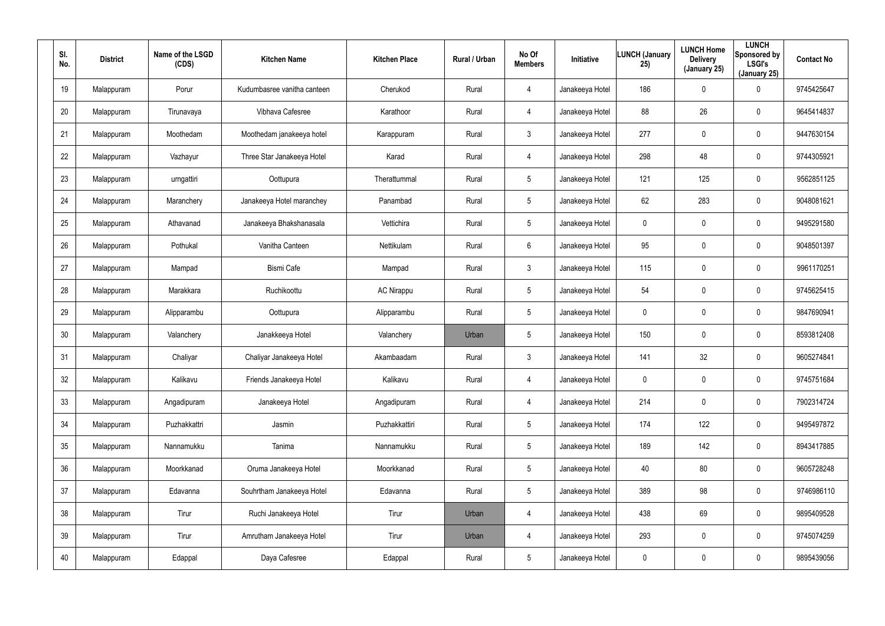| Sl. No. | District | Name of the LSGD (CDS) | Kitchen Name | Kitchen Place | Rural / Urban | No Of Members | Initiative | LUNCH (January 25) | LUNCH Home Delivery (January 25) | LUNCH Sponsored by LSGI's (January 25) | Contact No |
|---|---|---|---|---|---|---|---|---|---|---|---|
| 19 | Malappuram | Porur | Kudumbasree vanitha canteen | Cherukod | Rural | 4 | Janakeeya Hotel | 186 | 0 | 0 | 9745425647 |
| 20 | Malappuram | Tirunavaya | Vibhava Cafesree | Karathoor | Rural | 4 | Janakeeya Hotel | 88 | 26 | 0 | 9645414837 |
| 21 | Malappuram | Moothedam | Moothedam janakeeya hotel | Karappuram | Rural | 3 | Janakeeya Hotel | 277 | 0 | 0 | 9447630154 |
| 22 | Malappuram | Vazhayur | Three Star Janakeeya Hotel | Karad | Rural | 4 | Janakeeya Hotel | 298 | 48 | 0 | 9744305921 |
| 23 | Malappuram | urngattiri | Oottupura | Therattummal | Rural | 5 | Janakeeya Hotel | 121 | 125 | 0 | 9562851125 |
| 24 | Malappuram | Maranchery | Janakeeya Hotel maranchey | Panambad | Rural | 5 | Janakeeya Hotel | 62 | 283 | 0 | 9048081621 |
| 25 | Malappuram | Athavanad | Janakeeya Bhakshanasala | Vettichira | Rural | 5 | Janakeeya Hotel | 0 | 0 | 0 | 9495291580 |
| 26 | Malappuram | Pothukal | Vanitha Canteen | Nettikulam | Rural | 6 | Janakeeya Hotel | 95 | 0 | 0 | 9048501397 |
| 27 | Malappuram | Mampad | Bismi Cafe | Mampad | Rural | 3 | Janakeeya Hotel | 115 | 0 | 0 | 9961170251 |
| 28 | Malappuram | Marakkara | Ruchikoottu | AC Nirappu | Rural | 5 | Janakeeya Hotel | 54 | 0 | 0 | 9745625415 |
| 29 | Malappuram | Alipparambu | Oottupura | Alipparambu | Rural | 5 | Janakeeya Hotel | 0 | 0 | 0 | 9847690941 |
| 30 | Malappuram | Valanchery | Janakkeeya Hotel | Valanchery | Urban | 5 | Janakeeya Hotel | 150 | 0 | 0 | 8593812408 |
| 31 | Malappuram | Chaliyar | Chaliyar Janakeeya Hotel | Akambaadam | Rural | 3 | Janakeeya Hotel | 141 | 32 | 0 | 9605274841 |
| 32 | Malappuram | Kalikavu | Friends Janakeeya Hotel | Kalikavu | Rural | 4 | Janakeeya Hotel | 0 | 0 | 0 | 9745751684 |
| 33 | Malappuram | Angadipuram | Janakeeya Hotel | Angadipuram | Rural | 4 | Janakeeya Hotel | 214 | 0 | 0 | 7902314724 |
| 34 | Malappuram | Puzhakkattri | Jasmin | Puzhakkattiri | Rural | 5 | Janakeeya Hotel | 174 | 122 | 0 | 9495497872 |
| 35 | Malappuram | Nannamukku | Tanima | Nannamukku | Rural | 5 | Janakeeya Hotel | 189 | 142 | 0 | 8943417885 |
| 36 | Malappuram | Moorkkanad | Oruma Janakeeya Hotel | Moorkkanad | Rural | 5 | Janakeeya Hotel | 40 | 80 | 0 | 9605728248 |
| 37 | Malappuram | Edavanna | Souhrtham Janakeeya Hotel | Edavanna | Rural | 5 | Janakeeya Hotel | 389 | 98 | 0 | 9746986110 |
| 38 | Malappuram | Tirur | Ruchi Janakeeya Hotel | Tirur | Urban | 4 | Janakeeya Hotel | 438 | 69 | 0 | 9895409528 |
| 39 | Malappuram | Tirur | Amrutham Janakeeya Hotel | Tirur | Urban | 4 | Janakeeya Hotel | 293 | 0 | 0 | 9745074259 |
| 40 | Malappuram | Edappal | Daya Cafesree | Edappal | Rural | 5 | Janakeeya Hotel | 0 | 0 | 0 | 9895439056 |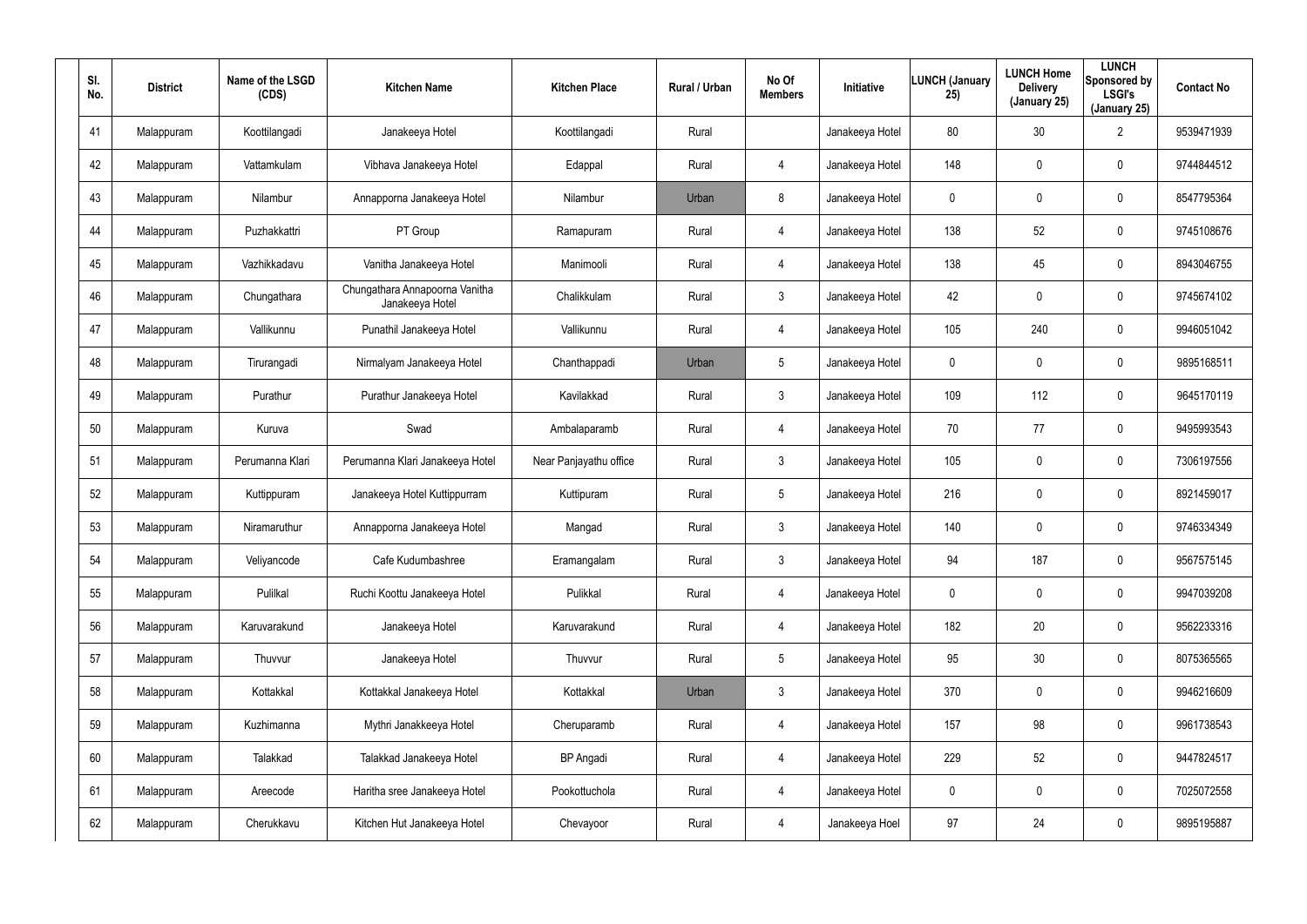| Sl. No. | District | Name of the LSGD (CDS) | Kitchen Name | Kitchen Place | Rural / Urban | No Of Members | Initiative | LUNCH (January 25) | LUNCH Home Delivery (January 25) | LUNCH Sponsored by LSGI's (January 25) | Contact No |
|---|---|---|---|---|---|---|---|---|---|---|---|
| 41 | Malappuram | Koottilangadi | Janakeeya Hotel | Koottilangadi | Rural | | Janakeeya Hotel | 80 | 30 | 2 | 9539471939 |
| 42 | Malappuram | Vattamkulam | Vibhava Janakeeya Hotel | Edappal | Rural | 4 | Janakeeya Hotel | 148 | 0 | 0 | 9744844512 |
| 43 | Malappuram | Nilambur | Annapporna Janakeeya Hotel | Nilambur | Urban | 8 | Janakeeya Hotel | 0 | 0 | 0 | 8547795364 |
| 44 | Malappuram | Puzhakkattri | PT Group | Ramapuram | Rural | 4 | Janakeeya Hotel | 138 | 52 | 0 | 9745108676 |
| 45 | Malappuram | Vazhikkadavu | Vanitha Janakeeya Hotel | Manimooli | Rural | 4 | Janakeeya Hotel | 138 | 45 | 0 | 8943046755 |
| 46 | Malappuram | Chungathara | Chungathara Annapoorna Vanitha Janakeeya Hotel | Chalikkulam | Rural | 3 | Janakeeya Hotel | 42 | 0 | 0 | 9745674102 |
| 47 | Malappuram | Vallikunnu | Punathil Janakeeya Hotel | Vallikunnu | Rural | 4 | Janakeeya Hotel | 105 | 240 | 0 | 9946051042 |
| 48 | Malappuram | Tirurangadi | Nirmalyam Janakeeya Hotel | Chanthappadi | Urban | 5 | Janakeeya Hotel | 0 | 0 | 0 | 9895168511 |
| 49 | Malappuram | Purathur | Purathur Janakeeya Hotel | Kavilakkad | Rural | 3 | Janakeeya Hotel | 109 | 112 | 0 | 9645170119 |
| 50 | Malappuram | Kuruva | Swad | Ambalaparamb | Rural | 4 | Janakeeya Hotel | 70 | 77 | 0 | 9495993543 |
| 51 | Malappuram | Perumanna Klari | Perumanna Klari Janakeeya Hotel | Near Panjayathu office | Rural | 3 | Janakeeya Hotel | 105 | 0 | 0 | 7306197556 |
| 52 | Malappuram | Kuttippuram | Janakeeya Hotel Kuttippurram | Kuttipuram | Rural | 5 | Janakeeya Hotel | 216 | 0 | 0 | 8921459017 |
| 53 | Malappuram | Niramaruthur | Annapporna Janakeeya Hotel | Mangad | Rural | 3 | Janakeeya Hotel | 140 | 0 | 0 | 9746334349 |
| 54 | Malappuram | Veliyancode | Cafe Kudumbashree | Eramangalam | Rural | 3 | Janakeeya Hotel | 94 | 187 | 0 | 9567575145 |
| 55 | Malappuram | Pulilkal | Ruchi Koottu Janakeeya Hotel | Pulikkal | Rural | 4 | Janakeeya Hotel | 0 | 0 | 0 | 9947039208 |
| 56 | Malappuram | Karuvarakund | Janakeeya Hotel | Karuvarakund | Rural | 4 | Janakeeya Hotel | 182 | 20 | 0 | 9562233316 |
| 57 | Malappuram | Thuvvur | Janakeeya Hotel | Thuvvur | Rural | 5 | Janakeeya Hotel | 95 | 30 | 0 | 8075365565 |
| 58 | Malappuram | Kottakkal | Kottakkal Janakeeya Hotel | Kottakkal | Urban | 3 | Janakeeya Hotel | 370 | 0 | 0 | 9946216609 |
| 59 | Malappuram | Kuzhimanna | Mythri Janakkeeya Hotel | Cheruparamb | Rural | 4 | Janakeeya Hotel | 157 | 98 | 0 | 9961738543 |
| 60 | Malappuram | Talakkad | Talakkad Janakeeya Hotel | BP Angadi | Rural | 4 | Janakeeya Hotel | 229 | 52 | 0 | 9447824517 |
| 61 | Malappuram | Areecode | Haritha sree Janakeeya Hotel | Pookottuchola | Rural | 4 | Janakeeya Hotel | 0 | 0 | 0 | 7025072558 |
| 62 | Malappuram | Cherukkavu | Kitchen Hut Janakeeya Hotel | Chevayoor | Rural | 4 | Janakeeya Hoel | 97 | 24 | 0 | 9895195887 |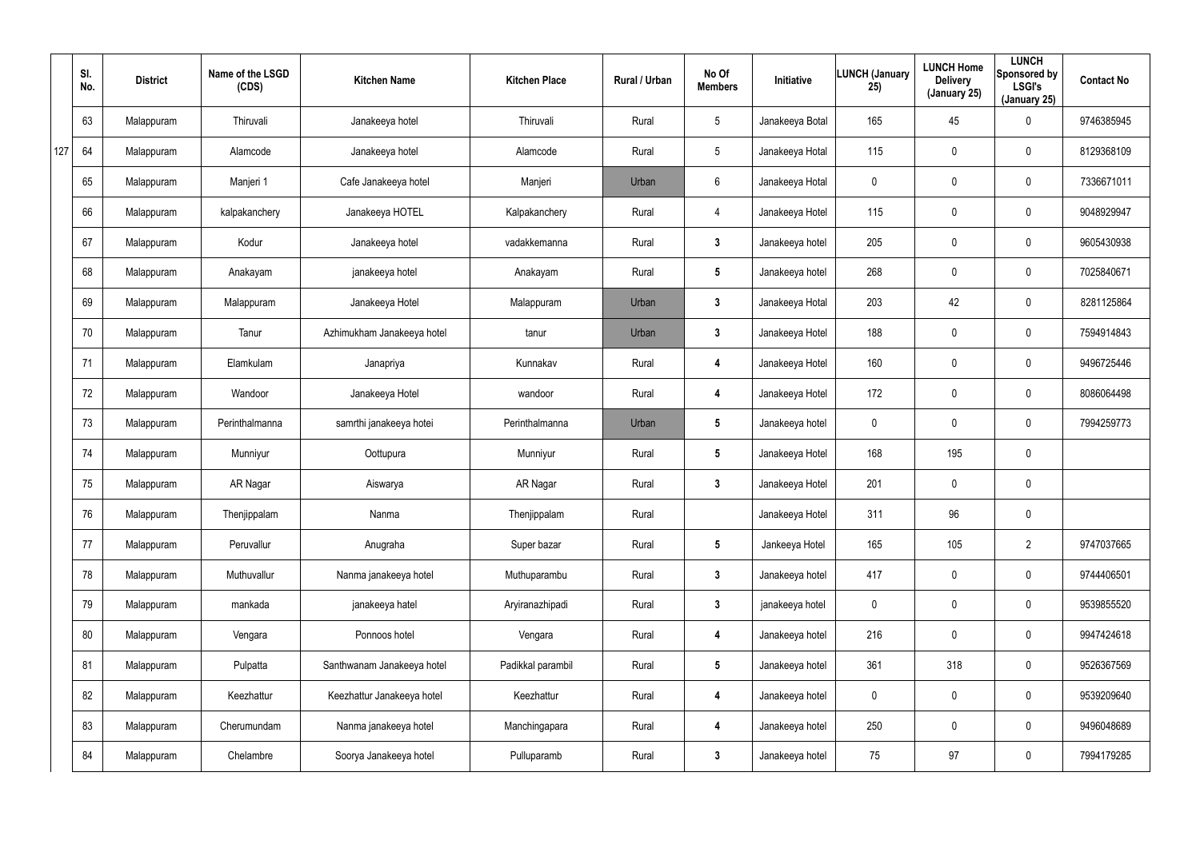| | Sl. No. | District | Name of the LSGD (CDS) | Kitchen Name | Kitchen Place | Rural / Urban | No Of Members | Initiative | LUNCH (January 25) | LUNCH Home Delivery (January 25) | LUNCH Sponsored by LSGI's (January 25) | Contact No |
|---|---|---|---|---|---|---|---|---|---|---|---|---|
| | 63 | Malappuram | Thiruvali | Janakeeya hotel | Thiruvali | Rural | 5 | Janakeeya Botal | 165 | 45 | 0 | 9746385945 |
| 127 | 64 | Malappuram | Alamcode | Janakeeya hotel | Alamcode | Rural | 5 | Janakeeya Hotal | 115 | 0 | 0 | 8129368109 |
| | 65 | Malappuram | Manjeri 1 | Cafe Janakeeya hotel | Manjeri | Urban | 6 | Janakeeya Hotal | 0 | 0 | 0 | 7336671011 |
| | 66 | Malappuram | kalpakanchery | Janakeeya HOTEL | Kalpakanchery | Rural | 4 | Janakeeya Hotel | 115 | 0 | 0 | 9048929947 |
| | 67 | Malappuram | Kodur | Janakeeya hotel | vadakkemanna | Rural | 3 | Janakeeya hotel | 205 | 0 | 0 | 9605430938 |
| | 68 | Malappuram | Anakayam | janakeeya hotel | Anakayam | Rural | 5 | Janakeeya hotel | 268 | 0 | 0 | 7025840671 |
| | 69 | Malappuram | Malappuram | Janakeeya Hotel | Malappuram | Urban | 3 | Janakeeya Hotal | 203 | 42 | 0 | 8281125864 |
| | 70 | Malappuram | Tanur | Azhimukham Janakeeya hotel | tanur | Urban | 3 | Janakeeya Hotel | 188 | 0 | 0 | 7594914843 |
| | 71 | Malappuram | Elamkulam | Janapriya | Kunnakav | Rural | 4 | Janakeeya Hotel | 160 | 0 | 0 | 9496725446 |
| | 72 | Malappuram | Wandoor | Janakeeya Hotel | wandoor | Rural | 4 | Janakeeya Hotel | 172 | 0 | 0 | 8086064498 |
| | 73 | Malappuram | Perinthalmanna | samrthi janakeeya hotei | Perinthalmanna | Urban | 5 | Janakeeya hotel | 0 | 0 | 0 | 7994259773 |
| | 74 | Malappuram | Munniyur | Oottupura | Munniyur | Rural | 5 | Janakeeya Hotel | 168 | 195 | 0 | |
| | 75 | Malappuram | AR Nagar | Aiswarya | AR Nagar | Rural | 3 | Janakeeya Hotel | 201 | 0 | 0 | |
| | 76 | Malappuram | Thenjippalam | Nanma | Thenjippalam | Rural | | Janakeeya Hotel | 311 | 96 | 0 | |
| | 77 | Malappuram | Peruvallur | Anugraha | Super bazar | Rural | 5 | Jankeeya Hotel | 165 | 105 | 2 | 9747037665 |
| | 78 | Malappuram | Muthuvallur | Nanma janakeeya hotel | Muthuparambu | Rural | 3 | Janakeeya hotel | 417 | 0 | 0 | 9744406501 |
| | 79 | Malappuram | mankada | janakeeya hatel | Aryiranazhipadi | Rural | 3 | janakeeya hotel | 0 | 0 | 0 | 9539855520 |
| | 80 | Malappuram | Vengara | Ponnoos hotel | Vengara | Rural | 4 | Janakeeya hotel | 216 | 0 | 0 | 9947424618 |
| | 81 | Malappuram | Pulpatta | Santhwanam Janakeeya hotel | Padikkal parambil | Rural | 5 | Janakeeya hotel | 361 | 318 | 0 | 9526367569 |
| | 82 | Malappuram | Keezhattur | Keezhattur Janakeeya hotel | Keezhattur | Rural | 4 | Janakeeya hotel | 0 | 0 | 0 | 9539209640 |
| | 83 | Malappuram | Cherumundam | Nanma janakeeya hotel | Manchingapara | Rural | 4 | Janakeeya hotel | 250 | 0 | 0 | 9496048689 |
| | 84 | Malappuram | Chelambre | Soorya Janakeeya hotel | Pulluparamb | Rural | 3 | Janakeeya hotel | 75 | 97 | 0 | 7994179285 |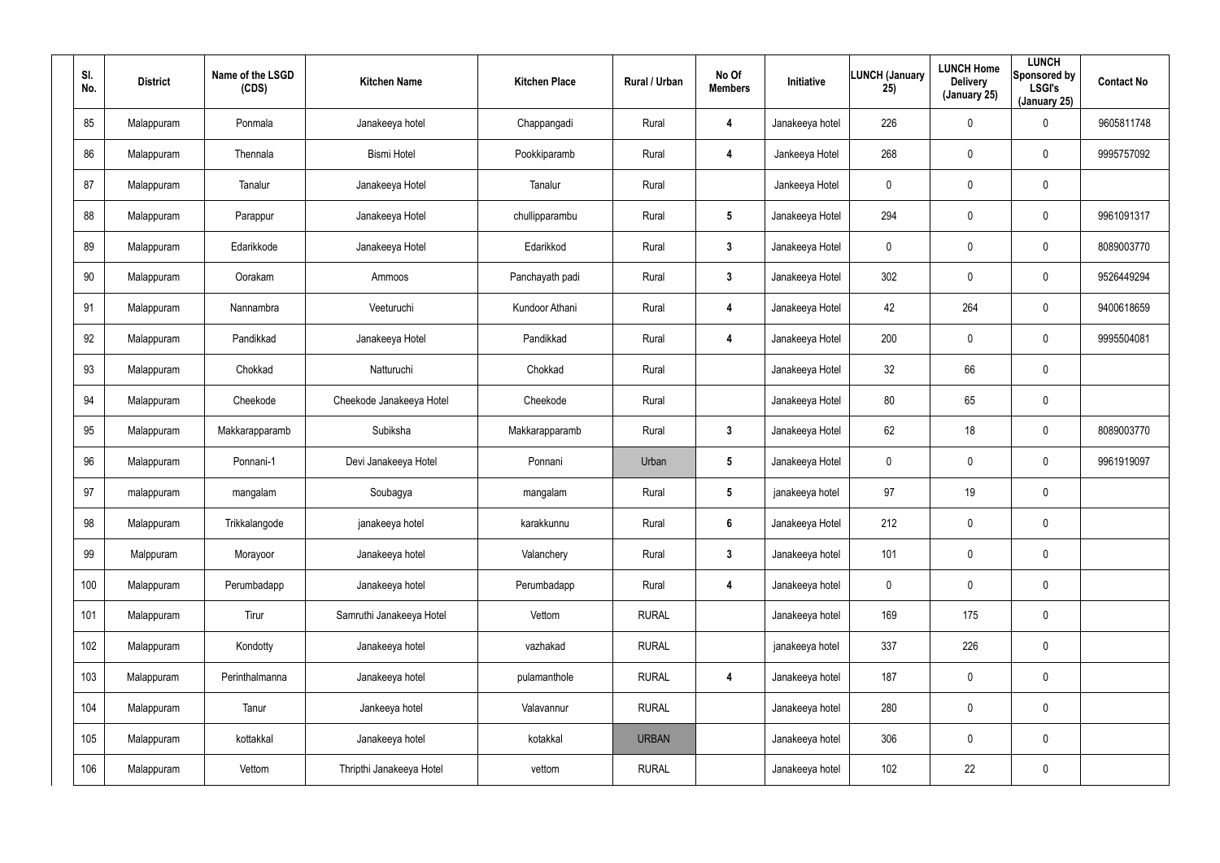| Sl. No. | District | Name of the LSGD (CDS) | Kitchen Name | Kitchen Place | Rural / Urban | No Of Members | Initiative | LUNCH (January 25) | LUNCH Home Delivery (January 25) | LUNCH Sponsored by LSGI's (January 25) | Contact No |
|---|---|---|---|---|---|---|---|---|---|---|---|
| 85 | Malappuram | Ponmala | Janakeeya hotel | Chappangadi | Rural | 4 | Janakeeya hotel | 226 | 0 | 0 | 9605811748 |
| 86 | Malappuram | Thennala | Bismi Hotel | Pookkiparamb | Rural | 4 | Jankeeya Hotel | 268 | 0 | 0 | 9995757092 |
| 87 | Malappuram | Tanalur | Janakeeya Hotel | Tanalur | Rural | | Jankeeya Hotel | 0 | 0 | 0 | |
| 88 | Malappuram | Parappur | Janakeeya Hotel | chullipparambu | Rural | 5 | Janakeeya Hotel | 294 | 0 | 0 | 9961091317 |
| 89 | Malappuram | Edarikkode | Janakeeya Hotel | Edarikkod | Rural | 3 | Janakeeya Hotel | 0 | 0 | 0 | 8089003770 |
| 90 | Malappuram | Oorakam | Ammoos | Panchayath padi | Rural | 3 | Janakeeya Hotel | 302 | 0 | 0 | 9526449294 |
| 91 | Malappuram | Nannambra | Veeturuchi | Kundoor Athani | Rural | 4 | Janakeeya Hotel | 42 | 264 | 0 | 9400618659 |
| 92 | Malappuram | Pandikkad | Janakeeya Hotel | Pandikkad | Rural | 4 | Janakeeya Hotel | 200 | 0 | 0 | 9995504081 |
| 93 | Malappuram | Chokkad | Natturuchi | Chokkad | Rural | | Janakeeya Hotel | 32 | 66 | 0 | |
| 94 | Malappuram | Cheekode | Cheekode Janakeeya Hotel | Cheekode | Rural | | Janakeeya Hotel | 80 | 65 | 0 | |
| 95 | Malappuram | Makkarapparamb | Subiksha | Makkarapparamb | Rural | 3 | Janakeeya Hotel | 62 | 18 | 0 | 8089003770 |
| 96 | Malappuram | Ponnani-1 | Devi Janakeeya Hotel | Ponnani | Urban | 5 | Janakeeya Hotel | 0 | 0 | 0 | 9961919097 |
| 97 | malappuram | mangalam | Soubagya | mangalam | Rural | 5 | janakeeya hotel | 97 | 19 | 0 | |
| 98 | Malappuram | Trikkalangode | janakeeya hotel | karakkunnu | Rural | 6 | Janakeeya Hotel | 212 | 0 | 0 | |
| 99 | Malppuram | Morayoor | Janakeeya hotel | Valanchery | Rural | 3 | Janakeeya hotel | 101 | 0 | 0 | |
| 100 | Malappuram | Perumbadapp | Janakeeya hotel | Perumbadapp | Rural | 4 | Janakeeya hotel | 0 | 0 | 0 | |
| 101 | Malappuram | Tirur | Samruthi Janakeeya Hotel | Vettom | RURAL | | Janakeeya hotel | 169 | 175 | 0 | |
| 102 | Malappuram | Kondotty | Janakeeya hotel | vazhakad | RURAL | | janakeeya hotel | 337 | 226 | 0 | |
| 103 | Malappuram | Perinthalmanna | Janakeeya hotel | pulamanthole | RURAL | 4 | Janakeeya hotel | 187 | 0 | 0 | |
| 104 | Malappuram | Tanur | Jankeeya hotel | Valavannur | RURAL | | Janakeeya hotel | 280 | 0 | 0 | |
| 105 | Malappuram | kottakkal | Janakeeya hotel | kotakkal | URBAN | | Janakeeya hotel | 306 | 0 | 0 | |
| 106 | Malappuram | Vettom | Thripthi Janakeeya Hotel | vettom | RURAL | | Janakeeya hotel | 102 | 22 | 0 | |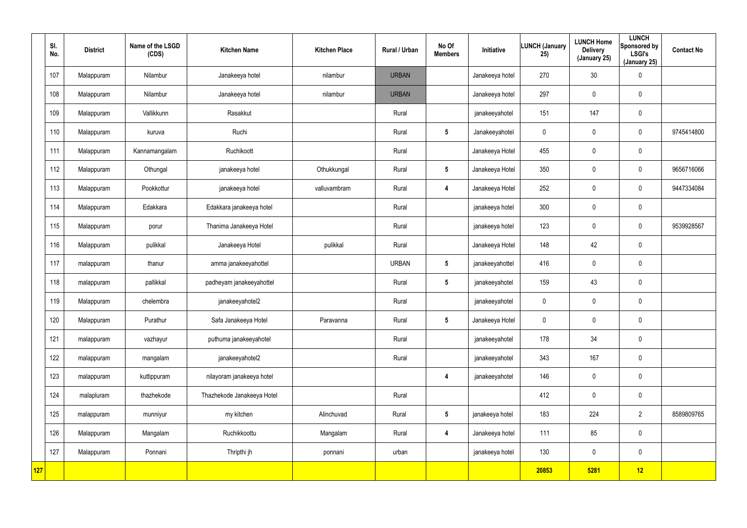|  | Sl. No. | District | Name of the LSGD (CDS) | Kitchen Name | Kitchen Place | Rural / Urban | No Of Members | Initiative | LUNCH (January 25) | LUNCH Home Delivery (January 25) | LUNCH Sponsored by LSGI's (January 25) | Contact No |
|---|---|---|---|---|---|---|---|---|---|---|---|---|
|  | 107 | Malappuram | Nilambur | Janakeeya hotel | nilambur | URBAN |  | Janakeeya hotel | 270 | 30 | 0 |  |
|  | 108 | Malappuram | Nilambur | Janakeeya hotel | nilambur | URBAN |  | Janakeeya hotel | 297 | 0 | 0 |  |
|  | 109 | Malappuram | Vallikkunn | Rasakkut |  | Rural |  | janakeeyahotel | 151 | 147 | 0 |  |
|  | 110 | Malappuram | kuruva | Ruchi |  | Rural | 5 | Janakeeyahotel | 0 | 0 | 0 | 9745414800 |
|  | 111 | Malappuram | Kannamangalam | Ruchikoott |  | Rural |  | Janakeeya Hotel | 455 | 0 | 0 |  |
|  | 112 | Malappuram | Othungal | janakeeya hotel | Othukkungal | Rural | 5 | Janakeeya Hotel | 350 | 0 | 0 | 9656716066 |
|  | 113 | Malappuram | Pookkottur | janakeeya hotel | valluvambram | Rural | 4 | Janakeeya Hotel | 252 | 0 | 0 | 9447334084 |
|  | 114 | Malappuram | Edakkara | Edakkara janakeeya hotel |  | Rural |  | janakeeya hotel | 300 | 0 | 0 |  |
|  | 115 | Malappuram | porur | Thanima Janakeeya Hotel |  | Rural |  | janakeeya hotel | 123 | 0 | 0 | 9539928567 |
|  | 116 | Malappuram | pulikkal | Janakeeya Hotel | pulikkal | Rural |  | Janakeeya Hotel | 148 | 42 | 0 |  |
|  | 117 | malappuram | thanur | amma janakeeyahottel |  | URBAN | 5 | janakeeyahottel | 416 | 0 | 0 |  |
|  | 118 | malappuram | pallikkal | padheyam janakeeyahottel |  | Rural | 5 | janakeeyahotel | 159 | 43 | 0 |  |
|  | 119 | Malappuram | chelembra | janakeeyahotel2 |  | Rural |  | janakeeyahotel | 0 | 0 | 0 |  |
|  | 120 | Malappuram | Purathur | Safa Janakeeya Hotel | Paravanna | Rural | 5 | Janakeeya Hotel | 0 | 0 | 0 |  |
|  | 121 | malappuram | vazhayur | puthuma janakeeyahotel |  | Rural |  | janakeeyahotel | 178 | 34 | 0 |  |
|  | 122 | malappuram | mangalam | janakeeyahotel2 |  | Rural |  | janakeeyahotel | 343 | 167 | 0 |  |
|  | 123 | malappuram | kuttippuram | nilayoram janakeeya hotel |  |  | 4 | janakeeyahotel | 146 | 0 | 0 |  |
|  | 124 | malapluram | thazhekode | Thazhekode Janakeeya Hotel |  | Rural |  |  | 412 | 0 | 0 |  |
|  | 125 | malappuram | munniyur | my kitchen | Alinchuvad | Rural | 5 | janakeeya hotel | 183 | 224 | 2 | 8589809765 |
|  | 126 | Malappuram | Mangalam | Ruchikkoottu | Mangalam | Rural | 4 | Janakeeya hotel | 111 | 85 | 0 |  |
|  | 127 | Malappuram | Ponnani | Thripthi jh | ponnani | urban |  | janakeeya hotel | 130 | 0 | 0 |  |
| **127** |  |  |  |  |  |  |  |  | **20853** | **5281** | **12** |  |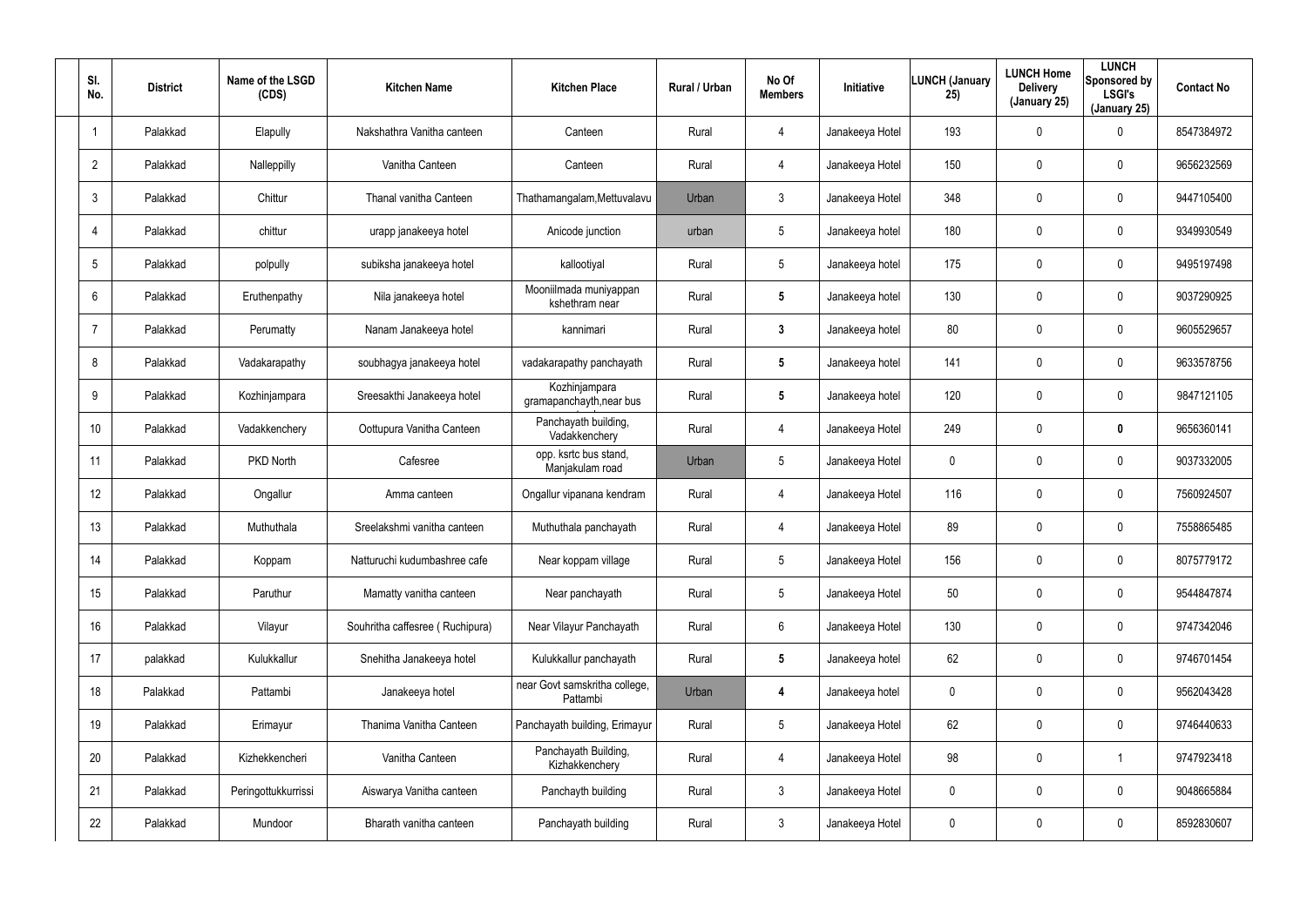| Sl. No. | District | Name of the LSGD (CDS) | Kitchen Name | Kitchen Place | Rural / Urban | No Of Members | Initiative | LUNCH (January 25) | LUNCH Home Delivery (January 25) | LUNCH Sponsored by LSGI's (January 25) | Contact No |
|---|---|---|---|---|---|---|---|---|---|---|---|
| 1 | Palakkad | Elapully | Nakshathra Vanitha canteen | Canteen | Rural | 4 | Janakeeya Hotel | 193 | 0 | 0 | 8547384972 |
| 2 | Palakkad | Nalleppilly | Vanitha Canteen | Canteen | Rural | 4 | Janakeeya Hotel | 150 | 0 | 0 | 9656232569 |
| 3 | Palakkad | Chittur | Thanal vanitha Canteen | Thathamangalam,Mettuvalavu | Urban | 3 | Janakeeya Hotel | 348 | 0 | 0 | 9447105400 |
| 4 | Palakkad | chittur | urapp janakeeya hotel | Anicode junction | urban | 5 | Janakeeya hotel | 180 | 0 | 0 | 9349930549 |
| 5 | Palakkad | polpully | subiksha janakeeya hotel | kallootiyal | Rural | 5 | Janakeeya hotel | 175 | 0 | 0 | 9495197498 |
| 6 | Palakkad | Eruthenpathy | Nila janakeeya hotel | Mooniilmada muniyappan kshethram near | Rural | 5 | Janakeeya hotel | 130 | 0 | 0 | 9037290925 |
| 7 | Palakkad | Perumatty | Nanam Janakeeya hotel | kannimari | Rural | 3 | Janakeeya hotel | 80 | 0 | 0 | 9605529657 |
| 8 | Palakkad | Vadakarapathy | soubhagya janakeeya hotel | vadakarapathy panchayath | Rural | 5 | Janakeeya hotel | 141 | 0 | 0 | 9633578756 |
| 9 | Palakkad | Kozhinjampara | Sreesakthi Janakeeya hotel | Kozhinjampara gramapanchayth,near bus | Rural | 5 | Janakeeya hotel | 120 | 0 | 0 | 9847121105 |
| 10 | Palakkad | Vadakkenchery | Oottupura Vanitha Canteen | Panchayath building, Vadakkenchery | Rural | 4 | Janakeeya Hotel | 249 | 0 | 0 | 9656360141 |
| 11 | Palakkad | PKD North | Cafesree | opp. ksrtc bus stand, Manjakulam road | Urban | 5 | Janakeeya Hotel | 0 | 0 | 0 | 9037332005 |
| 12 | Palakkad | Ongallur | Amma canteen | Ongallur vipanana kendram | Rural | 4 | Janakeeya Hotel | 116 | 0 | 0 | 7560924507 |
| 13 | Palakkad | Muthuthala | Sreelakshmi vanitha canteen | Muthuthala panchayath | Rural | 4 | Janakeeya Hotel | 89 | 0 | 0 | 7558865485 |
| 14 | Palakkad | Koppam | Natturuchi kudumbashree cafe | Near koppam village | Rural | 5 | Janakeeya Hotel | 156 | 0 | 0 | 8075779172 |
| 15 | Palakkad | Paruthur | Mamatty vanitha canteen | Near panchayath | Rural | 5 | Janakeeya Hotel | 50 | 0 | 0 | 9544847874 |
| 16 | Palakkad | Vilayur | Souhritha caffesree ( Ruchipura) | Near Vilayur Panchayath | Rural | 6 | Janakeeya Hotel | 130 | 0 | 0 | 9747342046 |
| 17 | palakkad | Kulukkallur | Snehitha Janakeeya hotel | Kulukkallur panchayath | Rural | 5 | Janakeeya hotel | 62 | 0 | 0 | 9746701454 |
| 18 | Palakkad | Pattambi | Janakeeya hotel | near Govt samskritha college, Pattambi | Urban | 4 | Janakeeya hotel | 0 | 0 | 0 | 9562043428 |
| 19 | Palakkad | Erimayur | Thanima Vanitha Canteen | Panchayath building, Erimayur | Rural | 5 | Janakeeya Hotel | 62 | 0 | 0 | 9746440633 |
| 20 | Palakkad | Kizhekkencheri | Vanitha Canteen | Panchayath Building, Kizhakkenchery | Rural | 4 | Janakeeya Hotel | 98 | 0 | 1 | 9747923418 |
| 21 | Palakkad | Peringottukkurrissi | Aiswarya Vanitha canteen | Panchayth building | Rural | 3 | Janakeeya Hotel | 0 | 0 | 0 | 9048665884 |
| 22 | Palakkad | Mundoor | Bharath vanitha canteen | Panchayath building | Rural | 3 | Janakeeya Hotel | 0 | 0 | 0 | 8592830607 |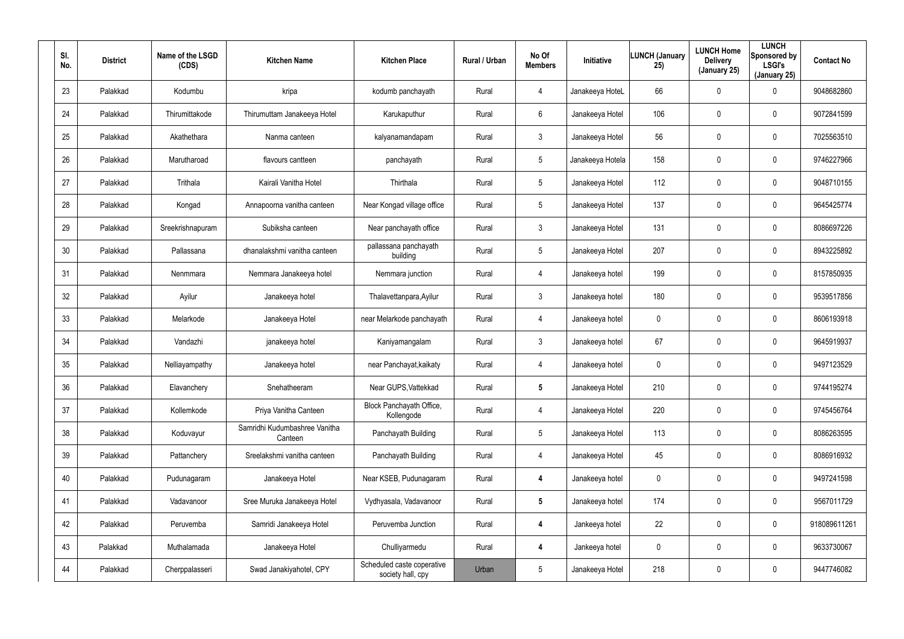| Sl. No. | District | Name of the LSGD (CDS) | Kitchen Name | Kitchen Place | Rural / Urban | No Of Members | Initiative | LUNCH (January 25) | LUNCH Home Delivery (January 25) | LUNCH Sponsored by LSGI's (January 25) | Contact No |
|---|---|---|---|---|---|---|---|---|---|---|---|
| 23 | Palakkad | Kodumbu | kripa | kodumb panchayath | Rural | 4 | Janakeeya HoteL | 66 | 0 | 0 | 9048682860 |
| 24 | Palakkad | Thirumittakode | Thirumuttam Janakeeya Hotel | Karukaputhur | Rural | 6 | Janakeeya Hotel | 106 | 0 | 0 | 9072841599 |
| 25 | Palakkad | Akathethara | Nanma canteen | kalyanamandapam | Rural | 3 | Janakeeya Hotel | 56 | 0 | 0 | 7025563510 |
| 26 | Palakkad | Marutharoad | flavours cantteen | panchayath | Rural | 5 | Janakeeya Hotela | 158 | 0 | 0 | 9746227966 |
| 27 | Palakkad | Trithala | Kairali Vanitha Hotel | Thirthala | Rural | 5 | Janakeeya Hotel | 112 | 0 | 0 | 9048710155 |
| 28 | Palakkad | Kongad | Annapoorna vanitha canteen | Near Kongad village office | Rural | 5 | Janakeeya Hotel | 137 | 0 | 0 | 9645425774 |
| 29 | Palakkad | Sreekrishnapuram | Subiksha canteen | Near panchayath office | Rural | 3 | Janakeeya Hotel | 131 | 0 | 0 | 8086697226 |
| 30 | Palakkad | Pallassana | dhanalakshmi vanitha canteen | pallassana panchayath building | Rural | 5 | Janakeeya Hotel | 207 | 0 | 0 | 8943225892 |
| 31 | Palakkad | Nenmmara | Nemmara Janakeeya hotel | Nemmara junction | Rural | 4 | Janakeeya hotel | 199 | 0 | 0 | 8157850935 |
| 32 | Palakkad | Ayilur | Janakeeya hotel | Thalavettanpara,Ayilur | Rural | 3 | Janakeeya hotel | 180 | 0 | 0 | 9539517856 |
| 33 | Palakkad | Melarkode | Janakeeya Hotel | near Melarkode panchayath | Rural | 4 | Janakeeya hotel | 0 | 0 | 0 | 8606193918 |
| 34 | Palakkad | Vandazhi | janakeeya hotel | Kaniyamangalam | Rural | 3 | Janakeeya hotel | 67 | 0 | 0 | 9645919937 |
| 35 | Palakkad | Nelliayampathy | Janakeeya hotel | near Panchayat,kaikaty | Rural | 4 | Janakeeya hotel | 0 | 0 | 0 | 9497123529 |
| 36 | Palakkad | Elavanchery | Snehatheeram | Near GUPS,Vattekkad | Rural | **5** | Janakeeya Hotel | 210 | 0 | 0 | 9744195274 |
| 37 | Palakkad | Kollemkode | Priya Vanitha Canteen | Block Panchayath Office, Kollengode | Rural | 4 | Janakeeya Hotel | 220 | 0 | 0 | 9745456764 |
| 38 | Palakkad | Koduvayur | Samridhi Kudumbashree Vanitha Canteen | Panchayath Building | Rural | 5 | Janakeeya Hotel | 113 | 0 | 0 | 8086263595 |
| 39 | Palakkad | Pattanchery | Sreelakshmi vanitha canteen | Panchayath Building | Rural | 4 | Janakeeya Hotel | 45 | 0 | 0 | 8086916932 |
| 40 | Palakkad | Pudunagaram | Janakeeya Hotel | Near KSEB, Pudunagaram | Rural | **4** | Janakeeya hotel | 0 | 0 | 0 | 9497241598 |
| 41 | Palakkad | Vadavanoor | Sree Muruka Janakeeya Hotel | Vydhyasala, Vadavanoor | Rural | **5** | Janakeeya hotel | 174 | 0 | 0 | 9567011729 |
| 42 | Palakkad | Peruvemba | Samridi Janakeeya Hotel | Peruvemba Junction | Rural | **4** | Jankeeya hotel | 22 | 0 | 0 | 918089611261 |
| 43 | Palakkad | Muthalamada | Janakeeya Hotel | Chulliyarmedu | Rural | **4** | Jankeeya hotel | 0 | 0 | 0 | 9633730067 |
| 44 | Palakkad | Cherppalasseri | Swad Janakiyahotel, CPY | Scheduled caste coperative society hall, cpy | Urban | 5 | Janakeeya Hotel | 218 | 0 | 0 | 9447746082 |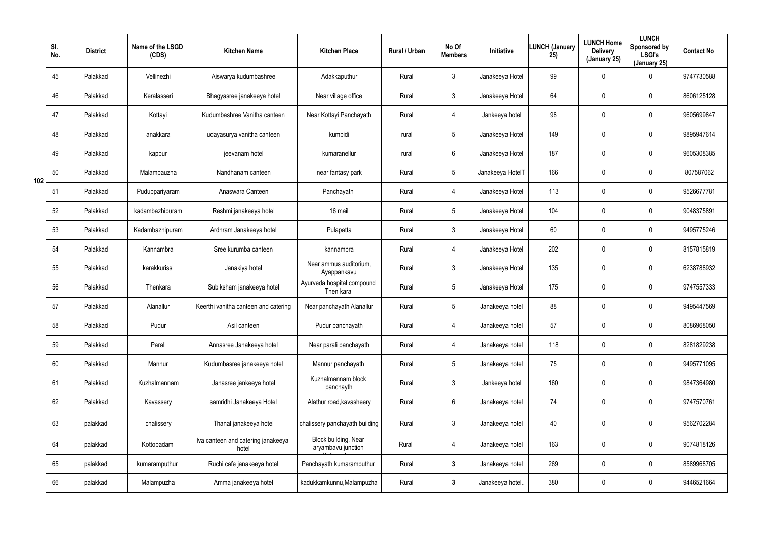| | Sl. No. | District | Name of the LSGD (CDS) | Kitchen Name | Kitchen Place | Rural / Urban | No Of Members | Initiative | LUNCH (January 25) | LUNCH Home Delivery (January 25) | LUNCH Sponsored by LSGI's (January 25) | Contact No |
|---|---|---|---|---|---|---|---|---|---|---|---|---|
| 102 | 45 | Palakkad | Vellinezhi | Aiswarya kudumbashree | Adakkaputhur | Rural | 3 | Janakeeya Hotel | 99 | 0 | 0 | 9747730588 |
| | 46 | Palakkad | Keralasseri | Bhagyasree janakeeya hotel | Near village office | Rural | 3 | Janakeeya Hotel | 64 | 0 | 0 | 8606125128 |
| | 47 | Palakkad | Kottayi | Kudumbashree Vanitha canteen | Near Kottayi Panchayath | Rural | 4 | Jankeeya hotel | 98 | 0 | 0 | 9605699847 |
| | 48 | Palakkad | anakkara | udayasurya vanitha canteen | kumbidi | rural | 5 | Janakeeya Hotel | 149 | 0 | 0 | 9895947614 |
| | 49 | Palakkad | kappur | jeevanam hotel | kumaranellur | rural | 6 | Janakeeya Hotel | 187 | 0 | 0 | 9605308385 |
| | 50 | Palakkad | Malampauzha | Nandhanam canteen | near fantasy park | Rural | 5 | Janakeeya HotelT | 166 | 0 | 0 | 807587062 |
| | 51 | Palakkad | Puduppariyaram | Anaswara Canteen | Panchayath | Rural | 4 | Janakeeya Hotel | 113 | 0 | 0 | 9526677781 |
| | 52 | Palakkad | kadambazhipuram | Reshmi janakeeya hotel | 16 mail | Rural | 5 | Janakeeya Hotel | 104 | 0 | 0 | 9048375891 |
| | 53 | Palakkad | Kadambazhipuram | Ardhram Janakeeya hotel | Pulapatta | Rural | 3 | Janakeeya Hotel | 60 | 0 | 0 | 9495775246 |
| | 54 | Palakkad | Kannambra | Sree kurumba canteen | kannambra | Rural | 4 | Janakeeya Hotel | 202 | 0 | 0 | 8157815819 |
| | 55 | Palakkad | karakkurissi | Janakiya hotel | Near ammus auditorium, Ayappankavu | Rural | 3 | Janakeeya Hotel | 135 | 0 | 0 | 6238788932 |
| | 56 | Palakkad | Thenkara | Subiksham janakeeya hotel | Ayurveda hospital compound Then kara | Rural | 5 | Janakeeya Hotel | 175 | 0 | 0 | 9747557333 |
| | 57 | Palakkad | Alanallur | Keerthi vanitha canteen and catering | Near panchayath Alanallur | Rural | 5 | Janakeeya hotel | 88 | 0 | 0 | 9495447569 |
| | 58 | Palakkad | Pudur | Asil canteen | Pudur panchayath | Rural | 4 | Janakeeya hotel | 57 | 0 | 0 | 8086968050 |
| | 59 | Palakkad | Parali | Annasree Janakeeya hotel | Near parali panchayath | Rural | 4 | Janakeeya hotel | 118 | 0 | 0 | 8281829238 |
| | 60 | Palakkad | Mannur | Kudumbasree janakeeya hotel | Mannur panchayath | Rural | 5 | Janakeeya hotel | 75 | 0 | 0 | 9495771095 |
| | 61 | Palakkad | Kuzhalmannam | Janasree jankeeya hotel | Kuzhalmannam block panchayth | Rural | 3 | Jankeeya hotel | 160 | 0 | 0 | 9847364980 |
| | 62 | Palakkad | Kavassery | samridhi Janakeeya Hotel | Alathur road,kavasheery | Rural | 6 | Janakeeya hotel | 74 | 0 | 0 | 9747570761 |
| | 63 | palakkad | chalissery | Thanal janakeeya hotel | chalissery panchayath building | Rural | 3 | Janakeeya hotel | 40 | 0 | 0 | 9562702284 |
| | 64 | palakkad | Kottopadam | Iva canteen and catering janakeeya hotel | Block building, Near aryambavu junction | Rural | 4 | Janakeeya hotel | 163 | 0 | 0 | 9074818126 |
| | 65 | palakkad | kumaramputhur | Ruchi cafe janakeeya hotel | Panchayath kumaramputhur | Rural | **3** | Janakeeya hotel | 269 | 0 | 0 | 8589968705 |
| | 66 | palakkad | Malampuzha | Amma janakeeya hotel | kadukkamkunnu,Malampuzha | Rural | **3** | Janakeeya hotel.. | 380 | 0 | 0 | 9446521664 |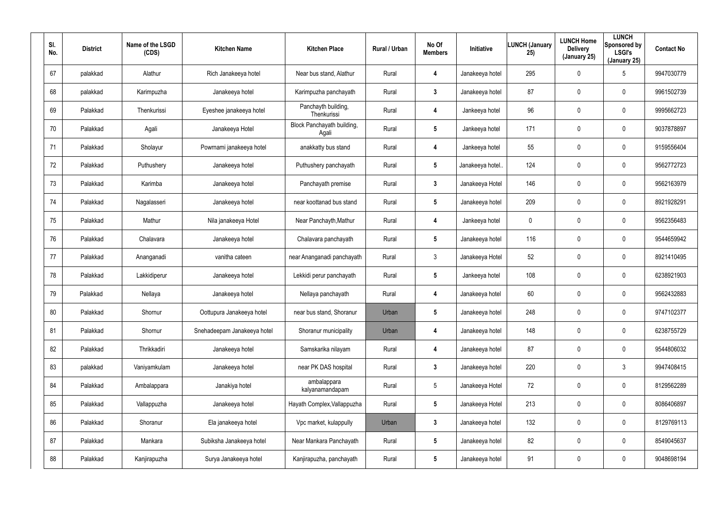| Sl. No. | District | Name of the LSGD (CDS) | Kitchen Name | Kitchen Place | Rural / Urban | No Of Members | Initiative | LUNCH (January 25) | LUNCH Home Delivery (January 25) | LUNCH Sponsored by LSGI's (January 25) | Contact No |
|---|---|---|---|---|---|---|---|---|---|---|---|
| 67 | palakkad | Alathur | Rich Janakeeya hotel | Near bus stand, Alathur | Rural | 4 | Janakeeya hotel | 295 | 0 | 5 | 9947030779 |
| 68 | palakkad | Karimpuzha | Janakeeya hotel | Karimpuzha panchayath | Rural | 3 | Janakeeya hotel | 87 | 0 | 0 | 9961502739 |
| 69 | Palakkad | Thenkurissi | Eyeshee janakeeya hotel | Panchayth building, Thenkurissi | Rural | 4 | Jankeeya hotel | 96 | 0 | 0 | 9995662723 |
| 70 | Palakkad | Agali | Janakeeya Hotel | Block Panchayath building, Agali | Rural | 5 | Jankeeya hotel | 171 | 0 | 0 | 9037878897 |
| 71 | Palakkad | Sholayur | Powrnami janakeeya hotel | anakkatty bus stand | Rural | 4 | Jankeeya hotel | 55 | 0 | 0 | 9159556404 |
| 72 | Palakkad | Puthushery | Janakeeya hotel | Puthushery panchayath | Rural | 5 | Janakeeya hotel.. | 124 | 0 | 0 | 9562772723 |
| 73 | Palakkad | Karimba | Janakeeya hotel | Panchayath premise | Rural | 3 | Janakeeya Hotel | 146 | 0 | 0 | 9562163979 |
| 74 | Palakkad | Nagalasseri | Janakeeya hotel | near koottanad bus stand | Rural | 5 | Janakeeya hotel | 209 | 0 | 0 | 8921928291 |
| 75 | Palakkad | Mathur | Nila janakeeya Hotel | Near Panchayth,Mathur | Rural | 4 | Jankeeya hotel | 0 | 0 | 0 | 9562356483 |
| 76 | Palakkad | Chalavara | Janakeeya hotel | Chalavara panchayath | Rural | 5 | Janakeeya hotel | 116 | 0 | 0 | 9544659942 |
| 77 | Palakkad | Ananganadi | vanitha cateen | near Ananganadi panchayath | Rural | 3 | Janakeeya Hotel | 52 | 0 | 0 | 8921410495 |
| 78 | Palakkad | Lakkidiperur | Janakeeya hotel | Lekkidi perur panchayath | Rural | 5 | Jankeeya hotel | 108 | 0 | 0 | 6238921903 |
| 79 | Palakkad | Nellaya | Janakeeya hotel | Nellaya panchayath | Rural | 4 | Janakeeya hotel | 60 | 0 | 0 | 9562432883 |
| 80 | Palakkad | Shornur | Oottupura Janakeeya hotel | near bus stand, Shoranur | Urban | 5 | Janakeeya hotel | 248 | 0 | 0 | 9747102377 |
| 81 | Palakkad | Shornur | Snehadeepam Janakeeya hotel | Shoranur municipality | Urban | 4 | Janakeeya hotel | 148 | 0 | 0 | 6238755729 |
| 82 | Palakkad | Thrikkadiri | Janakeeya hotel | Samskarika nilayam | Rural | 4 | Janakeeya hotel | 87 | 0 | 0 | 9544806032 |
| 83 | palakkad | Vaniyamkulam | Janakeeya hotel | near PK DAS hospital | Rural | 3 | Janakeeya hotel | 220 | 0 | 3 | 9947408415 |
| 84 | Palakkad | Ambalappara | Janakiya hotel | ambalappara kalyanamandapam | Rural | 5 | Janakeeya Hotel | 72 | 0 | 0 | 8129562289 |
| 85 | Palakkad | Vallappuzha | Janakeeya hotel | Hayath Complex,Vallappuzha | Rural | 5 | Janakeeya Hotel | 213 | 0 | 0 | 8086406897 |
| 86 | Palakkad | Shoranur | Ela janakeeya hotel | Vpc market, kulappully | Urban | 3 | Janakeeya hotel | 132 | 0 | 0 | 8129769113 |
| 87 | Palakkad | Mankara | Subiksha Janakeeya hotel | Near Mankara Panchayath | Rural | 5 | Janakeeya hotel | 82 | 0 | 0 | 8549045637 |
| 88 | Palakkad | Kanjirapuzha | Surya Janakeeya hotel | Kanjirapuzha, panchayath | Rural | 5 | Janakeeya hotel | 91 | 0 | 0 | 9048698194 |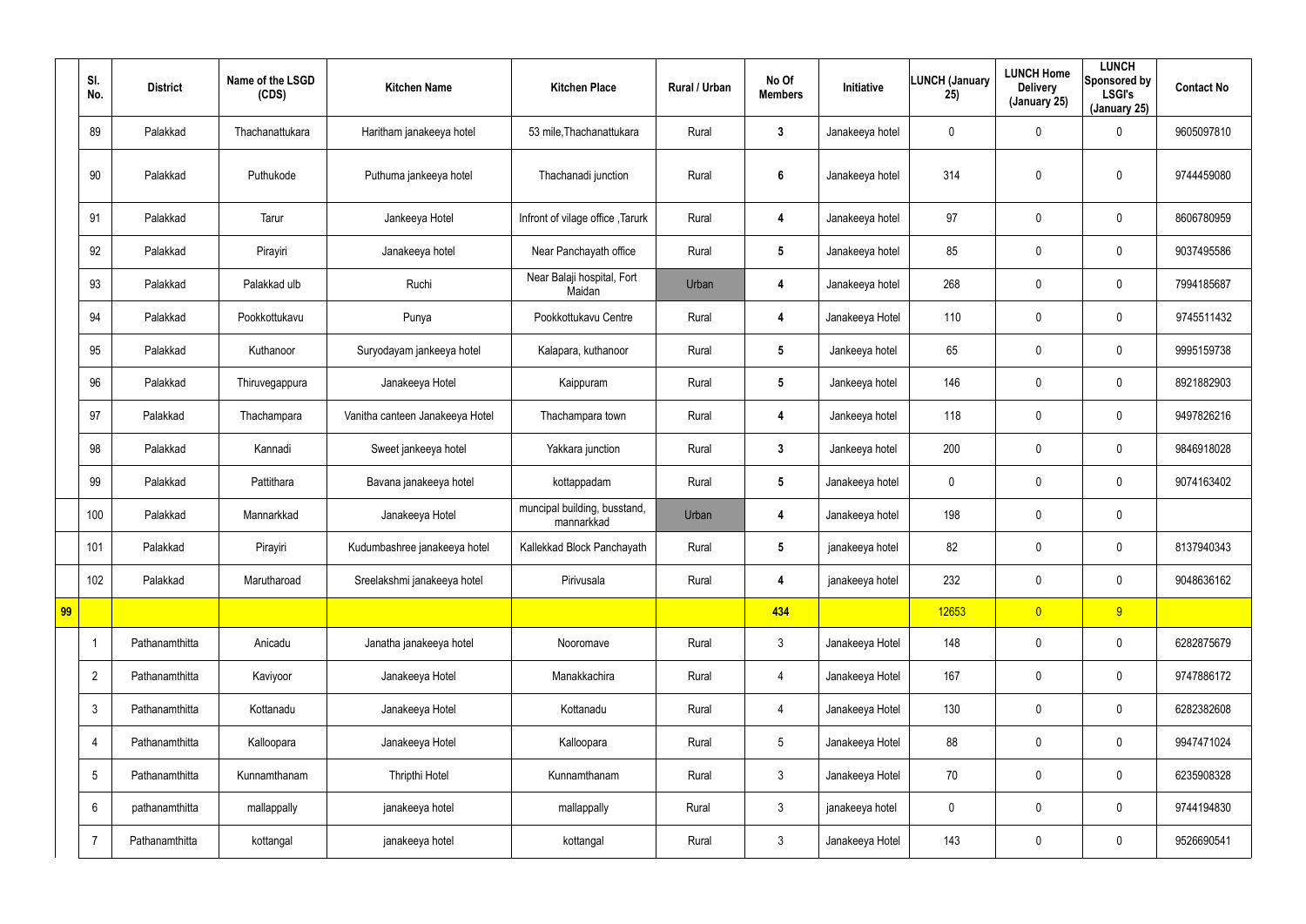| | Sl. No. | District | Name of the LSGD (CDS) | Kitchen Name | Kitchen Place | Rural / Urban | No Of Members | Initiative | LUNCH (January 25) | LUNCH Home Delivery (January 25) | LUNCH Sponsored by LSGI's (January 25) | Contact No |
|---|---|---|---|---|---|---|---|---|---|---|---|---|
| | 89 | Palakkad | Thachanattukara | Haritham janakeeya hotel | 53 mile,Thachanattukara | Rural | 3 | Janakeeya hotel | 0 | 0 | 0 | 9605097810 |
| | 90 | Palakkad | Puthukode | Puthuma jankeeya hotel | Thachanadi junction | Rural | 6 | Janakeeya hotel | 314 | 0 | 0 | 9744459080 |
| | 91 | Palakkad | Tarur | Jankeeya Hotel | Infront of vilage office ,Tarurk | Rural | 4 | Janakeeya hotel | 97 | 0 | 0 | 8606780959 |
| | 92 | Palakkad | Pirayiri | Janakeeya hotel | Near Panchayath office | Rural | 5 | Janakeeya hotel | 85 | 0 | 0 | 9037495586 |
| | 93 | Palakkad | Palakkad ulb | Ruchi | Near Balaji hospital, Fort Maidan | Urban | 4 | Janakeeya hotel | 268 | 0 | 0 | 7994185687 |
| | 94 | Palakkad | Pookkottukavu | Punya | Pookkottukavu Centre | Rural | 4 | Janakeeya Hotel | 110 | 0 | 0 | 9745511432 |
| | 95 | Palakkad | Kuthanoor | Suryodayam jankeeya hotel | Kalapara, kuthanoor | Rural | 5 | Jankeeya hotel | 65 | 0 | 0 | 9995159738 |
| | 96 | Palakkad | Thiruvegappura | Janakeeya Hotel | Kaippuram | Rural | 5 | Jankeeya hotel | 146 | 0 | 0 | 8921882903 |
| | 97 | Palakkad | Thachampara | Vanitha canteen Janakeeya Hotel | Thachampara town | Rural | 4 | Jankeeya hotel | 118 | 0 | 0 | 9497826216 |
| | 98 | Palakkad | Kannadi | Sweet jankeeya hotel | Yakkara junction | Rural | 3 | Jankeeya hotel | 200 | 0 | 0 | 9846918028 |
| | 99 | Palakkad | Pattithara | Bavana janakeeya hotel | kottappadam | Rural | 5 | Janakeeya hotel | 0 | 0 | 0 | 9074163402 |
| | 100 | Palakkad | Mannarkkad | Janakeeya Hotel | muncipal building, busstand, mannarkkad | Urban | 4 | Janakeeya hotel | 198 | 0 | 0 | |
| | 101 | Palakkad | Pirayiri | Kudumbashree janakeeya hotel | Kallekkad Block Panchayath | Rural | 5 | janakeeya hotel | 82 | 0 | 0 | 8137940343 |
| | 102 | Palakkad | Marutharoad | Sreelakshmi janakeeya hotel | Pirivusala | Rural | 4 | janakeeya hotel | 232 | 0 | 0 | 9048636162 |
| 99 | | | | | | | 434 | | 12653 | 0 | 9 | |
| | 1 | Pathanamthitta | Anicadu | Janatha janakeeya hotel | Nooromave | Rural | 3 | Janakeeya Hotel | 148 | 0 | 0 | 6282875679 |
| | 2 | Pathanamthitta | Kaviyoor | Janakeeya Hotel | Manakkachira | Rural | 4 | Janakeeya Hotel | 167 | 0 | 0 | 9747886172 |
| | 3 | Pathanamthitta | Kottanadu | Janakeeya Hotel | Kottanadu | Rural | 4 | Janakeeya Hotel | 130 | 0 | 0 | 6282382608 |
| | 4 | Pathanamthitta | Kalloopara | Janakeeya Hotel | Kalloopara | Rural | 5 | Janakeeya Hotel | 88 | 0 | 0 | 9947471024 |
| | 5 | Pathanamthitta | Kunnamthanam | Thripthi Hotel | Kunnamthanam | Rural | 3 | Janakeeya Hotel | 70 | 0 | 0 | 6235908328 |
| | 6 | pathanamthitta | mallappally | janakeeya hotel | mallappally | Rural | 3 | janakeeya hotel | 0 | 0 | 0 | 9744194830 |
| | 7 | Pathanamthitta | kottangal | janakeeya hotel | kottangal | Rural | 3 | Janakeeya Hotel | 143 | 0 | 0 | 9526690541 |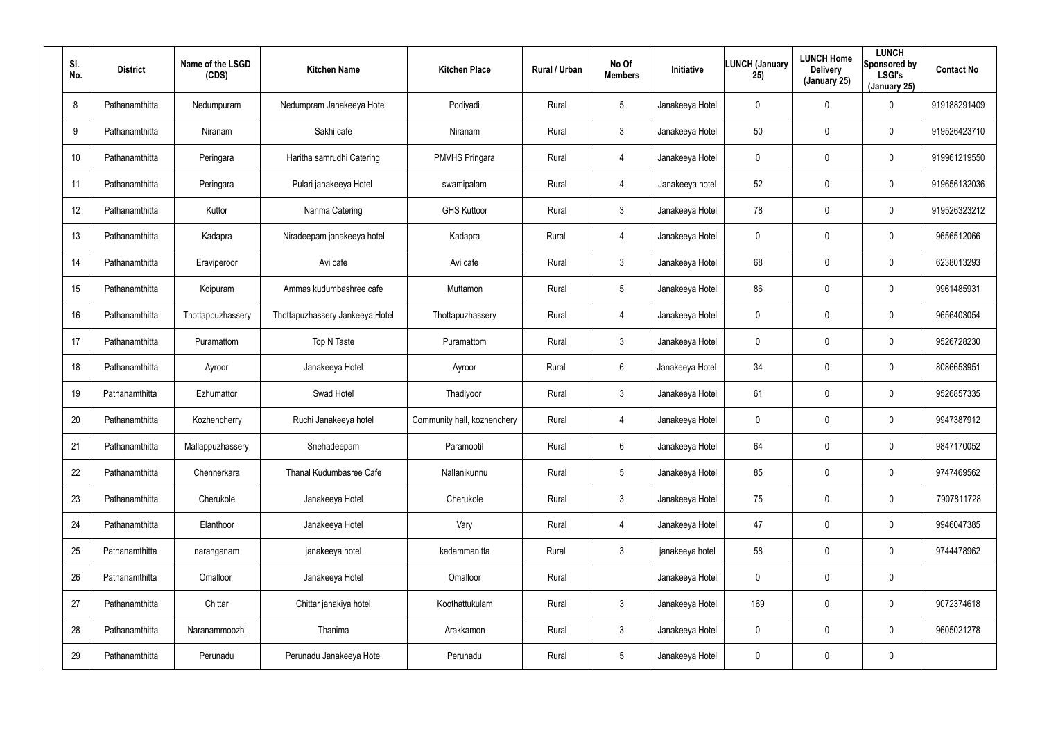| Sl. No. | District | Name of the LSGD (CDS) | Kitchen Name | Kitchen Place | Rural / Urban | No Of Members | Initiative | LUNCH (January 25) | LUNCH Home Delivery (January 25) | LUNCH Sponsored by LSGI's (January 25) | Contact No |
|---|---|---|---|---|---|---|---|---|---|---|---|
| 8 | Pathanamthitta | Nedumpuram | Nedumpram Janakeeya Hotel | Podiyadi | Rural | 5 | Janakeeya Hotel | 0 | 0 | 0 | 919188291409 |
| 9 | Pathanamthitta | Niranam | Sakhi cafe | Niranam | Rural | 3 | Janakeeya Hotel | 50 | 0 | 0 | 919526423710 |
| 10 | Pathanamthitta | Peringara | Haritha samrudhi Catering | PMVHS Pringara | Rural | 4 | Janakeeya Hotel | 0 | 0 | 0 | 919961219550 |
| 11 | Pathanamthitta | Peringara | Pulari janakeeya Hotel | swamipalam | Rural | 4 | Janakeeya hotel | 52 | 0 | 0 | 919656132036 |
| 12 | Pathanamthitta | Kuttor | Nanma Catering | GHS Kuttoor | Rural | 3 | Janakeeya Hotel | 78 | 0 | 0 | 919526323212 |
| 13 | Pathanamthitta | Kadapra | Niradeepam janakeeya hotel | Kadapra | Rural | 4 | Janakeeya Hotel | 0 | 0 | 0 | 9656512066 |
| 14 | Pathanamthitta | Eraviperoor | Avi cafe | Avi cafe | Rural | 3 | Janakeeya Hotel | 68 | 0 | 0 | 6238013293 |
| 15 | Pathanamthitta | Koipuram | Ammas kudumbashree cafe | Muttamon | Rural | 5 | Janakeeya Hotel | 86 | 0 | 0 | 9961485931 |
| 16 | Pathanamthitta | Thottappuzhassery | Thottapuzhassery Jankeeya Hotel | Thottapuzhassery | Rural | 4 | Janakeeya Hotel | 0 | 0 | 0 | 9656403054 |
| 17 | Pathanamthitta | Puramattom | Top N Taste | Puramattom | Rural | 3 | Janakeeya Hotel | 0 | 0 | 0 | 9526728230 |
| 18 | Pathanamthitta | Ayroor | Janakeeya Hotel | Ayroor | Rural | 6 | Janakeeya Hotel | 34 | 0 | 0 | 8086653951 |
| 19 | Pathanamthitta | Ezhumattor | Swad Hotel | Thadiyoor | Rural | 3 | Janakeeya Hotel | 61 | 0 | 0 | 9526857335 |
| 20 | Pathanamthitta | Kozhencherry | Ruchi Janakeeya hotel | Community hall, kozhenchery | Rural | 4 | Janakeeya Hotel | 0 | 0 | 0 | 9947387912 |
| 21 | Pathanamthitta | Mallappuzhassery | Snehadeepam | Paramootil | Rural | 6 | Janakeeya Hotel | 64 | 0 | 0 | 9847170052 |
| 22 | Pathanamthitta | Chennerkara | Thanal Kudumbasree Cafe | Nallanikunnu | Rural | 5 | Janakeeya Hotel | 85 | 0 | 0 | 9747469562 |
| 23 | Pathanamthitta | Cherukole | Janakeeya Hotel | Cherukole | Rural | 3 | Janakeeya Hotel | 75 | 0 | 0 | 7907811728 |
| 24 | Pathanamthitta | Elanthoor | Janakeeya Hotel | Vary | Rural | 4 | Janakeeya Hotel | 47 | 0 | 0 | 9946047385 |
| 25 | Pathanamthitta | naranganam | janakeeya hotel | kadammanitta | Rural | 3 | janakeeya hotel | 58 | 0 | 0 | 9744478962 |
| 26 | Pathanamthitta | Omalloor | Janakeeya Hotel | Omalloor | Rural | | Janakeeya Hotel | 0 | 0 | 0 | |
| 27 | Pathanamthitta | Chittar | Chittar janakiya hotel | Koothattukulam | Rural | 3 | Janakeeya Hotel | 169 | 0 | 0 | 9072374618 |
| 28 | Pathanamthitta | Naranammoozhi | Thanima | Arakkamon | Rural | 3 | Janakeeya Hotel | 0 | 0 | 0 | 9605021278 |
| 29 | Pathanamthitta | Perunadu | Perunadu Janakeeya Hotel | Perunadu | Rural | 5 | Janakeeya Hotel | 0 | 0 | 0 | |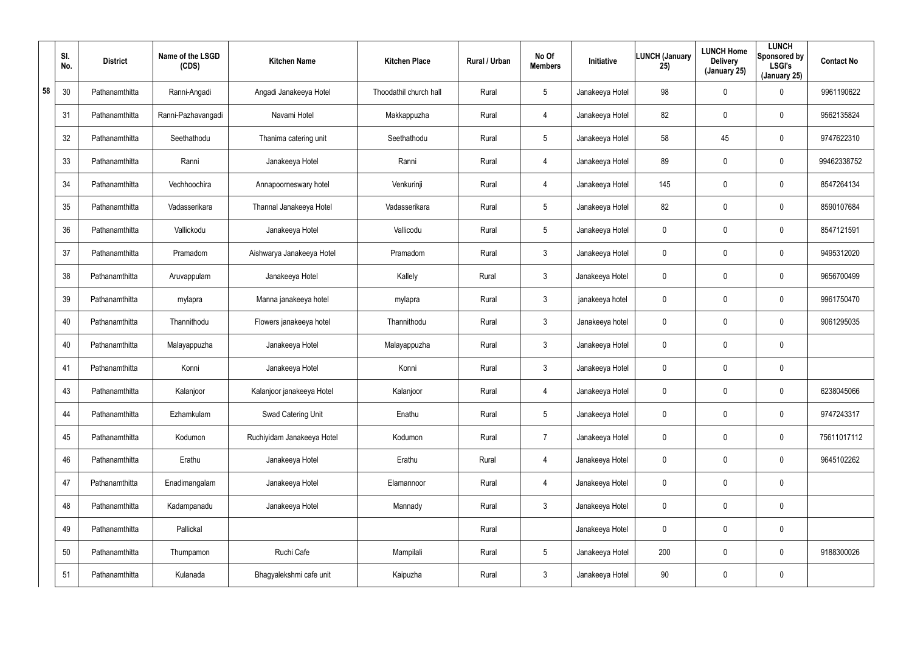| | Sl. No. | District | Name of the LSGD (CDS) | Kitchen Name | Kitchen Place | Rural / Urban | No Of Members | Initiative | LUNCH (January 25) | LUNCH Home Delivery (January 25) | LUNCH Sponsored by LSGI's (January 25) | Contact No |
|---|---|---|---|---|---|---|---|---|---|---|---|---|
| 58 | 30 | Pathanamthitta | Ranni-Angadi | Angadi Janakeeya Hotel | Thoodathil church hall | Rural | 5 | Janakeeya Hotel | 98 | 0 | 0 | 9961190622 |
| | 31 | Pathanamthitta | Ranni-Pazhavangadi | Navami Hotel | Makkappuzha | Rural | 4 | Janakeeya Hotel | 82 | 0 | 0 | 9562135824 |
| | 32 | Pathanamthitta | Seethathodu | Thanima catering unit | Seethathodu | Rural | 5 | Janakeeya Hotel | 58 | 45 | 0 | 9747622310 |
| | 33 | Pathanamthitta | Ranni | Janakeeya Hotel | Ranni | Rural | 4 | Janakeeya Hotel | 89 | 0 | 0 | 99462338752 |
| | 34 | Pathanamthitta | Vechhoochira | Annapoorneswary hotel | Venkurinji | Rural | 4 | Janakeeya Hotel | 145 | 0 | 0 | 8547264134 |
| | 35 | Pathanamthitta | Vadasserikara | Thannal Janakeeya Hotel | Vadasserikara | Rural | 5 | Janakeeya Hotel | 82 | 0 | 0 | 8590107684 |
| | 36 | Pathanamthitta | Vallickodu | Janakeeya Hotel | Vallicodu | Rural | 5 | Janakeeya Hotel | 0 | 0 | 0 | 8547121591 |
| | 37 | Pathanamthitta | Pramadom | Aishwarya Janakeeya Hotel | Pramadom | Rural | 3 | Janakeeya Hotel | 0 | 0 | 0 | 9495312020 |
| | 38 | Pathanamthitta | Aruvappulam | Janakeeya Hotel | Kallely | Rural | 3 | Janakeeya Hotel | 0 | 0 | 0 | 9656700499 |
| | 39 | Pathanamthitta | mylapra | Manna janakeeya hotel | mylapra | Rural | 3 | janakeeya hotel | 0 | 0 | 0 | 9961750470 |
| | 40 | Pathanamthitta | Thannithodu | Flowers janakeeya hotel | Thannithodu | Rural | 3 | Janakeeya hotel | 0 | 0 | 0 | 9061295035 |
| | 40 | Pathanamthitta | Malayappuzha | Janakeeya Hotel | Malayappuzha | Rural | 3 | Janakeeya Hotel | 0 | 0 | 0 | |
| | 41 | Pathanamthitta | Konni | Janakeeya Hotel | Konni | Rural | 3 | Janakeeya Hotel | 0 | 0 | 0 | |
| | 43 | Pathanamthitta | Kalanjoor | Kalanjoor janakeeya Hotel | Kalanjoor | Rural | 4 | Janakeeya Hotel | 0 | 0 | 0 | 6238045066 |
| | 44 | Pathanamthitta | Ezhamkulam | Swad Catering Unit | Enathu | Rural | 5 | Janakeeya Hotel | 0 | 0 | 0 | 9747243317 |
| | 45 | Pathanamthitta | Kodumon | Ruchiyidam Janakeeya Hotel | Kodumon | Rural | 7 | Janakeeya Hotel | 0 | 0 | 0 | 75611017112 |
| | 46 | Pathanamthitta | Erathu | Janakeeya Hotel | Erathu | Rural | 4 | Janakeeya Hotel | 0 | 0 | 0 | 9645102262 |
| | 47 | Pathanamthitta | Enadimangalam | Janakeeya Hotel | Elamannoor | Rural | 4 | Janakeeya Hotel | 0 | 0 | 0 | |
| | 48 | Pathanamthitta | Kadampanadu | Janakeeya Hotel | Mannady | Rural | 3 | Janakeeya Hotel | 0 | 0 | 0 | |
| | 49 | Pathanamthitta | Pallickal | | | Rural | | Janakeeya Hotel | 0 | 0 | 0 | |
| | 50 | Pathanamthitta | Thumpamon | Ruchi Cafe | Mampilali | Rural | 5 | Janakeeya Hotel | 200 | 0 | 0 | 9188300026 |
| | 51 | Pathanamthitta | Kulanada | Bhagyalekshmi cafe unit | Kaipuzha | Rural | 3 | Janakeeya Hotel | 90 | 0 | 0 | |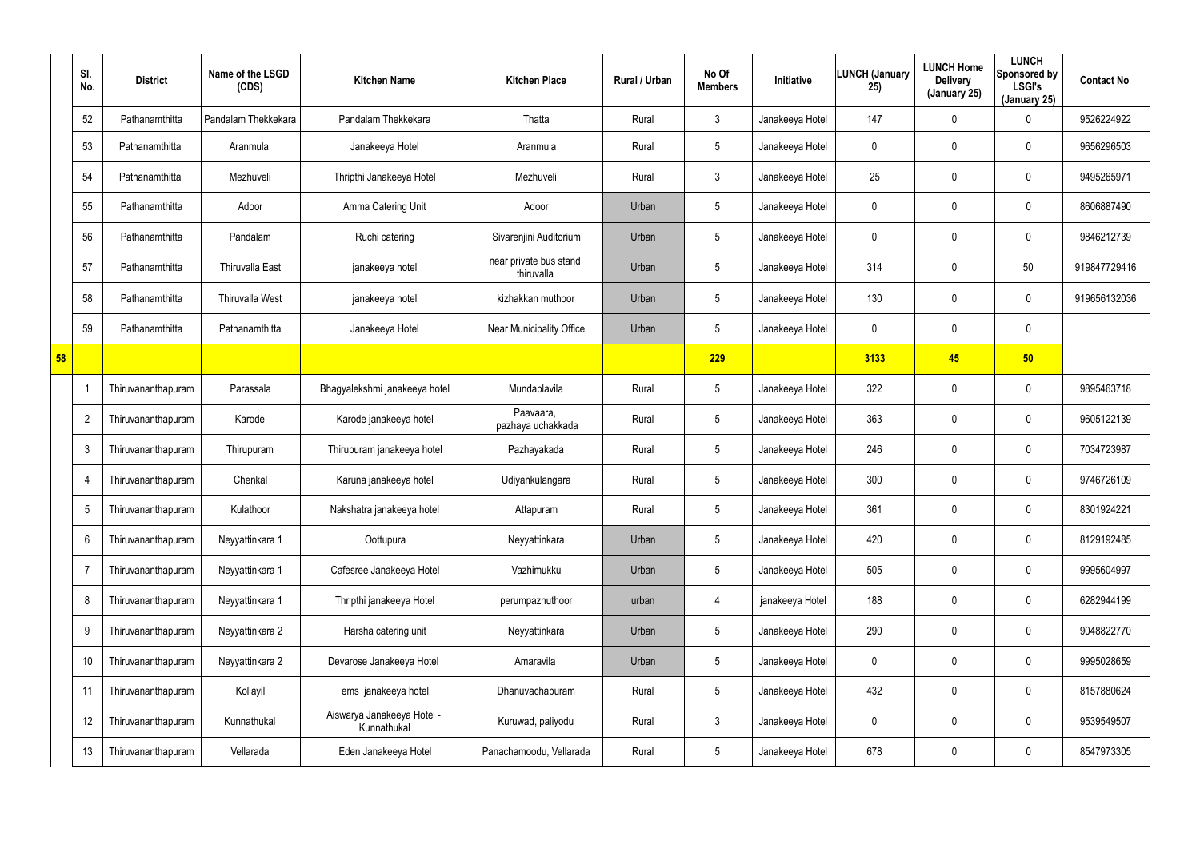| | Sl. No. | District | Name of the LSGD (CDS) | Kitchen Name | Kitchen Place | Rural / Urban | No Of Members | Initiative | LUNCH (January 25) | LUNCH Home Delivery (January 25) | LUNCH Sponsored by LSGI's (January 25) | Contact No |
|---|---|---|---|---|---|---|---|---|---|---|---|---|
| | 52 | Pathanamthitta | Pandalam Thekkekara | Pandalam Thekkekara | Thatta | Rural | 3 | Janakeeya Hotel | 147 | 0 | 0 | 9526224922 |
| | 53 | Pathanamthitta | Aranmula | Janakeeya Hotel | Aranmula | Rural | 5 | Janakeeya Hotel | 0 | 0 | 0 | 9656296503 |
| | 54 | Pathanamthitta | Mezhuveli | Thripthi Janakeeya Hotel | Mezhuveli | Rural | 3 | Janakeeya Hotel | 25 | 0 | 0 | 9495265971 |
| | 55 | Pathanamthitta | Adoor | Amma Catering Unit | Adoor | Urban | 5 | Janakeeya Hotel | 0 | 0 | 0 | 8606887490 |
| | 56 | Pathanamthitta | Pandalam | Ruchi catering | Sivarenjini Auditorium | Urban | 5 | Janakeeya Hotel | 0 | 0 | 0 | 9846212739 |
| | 57 | Pathanamthitta | Thiruvalla East | janakeeya hotel | near private bus stand thiruvalla | Urban | 5 | Janakeeya Hotel | 314 | 0 | 50 | 919847729416 |
| | 58 | Pathanamthitta | Thiruvalla West | janakeeya hotel | kizhakkan muthoor | Urban | 5 | Janakeeya Hotel | 130 | 0 | 0 | 919656132036 |
| | 59 | Pathanamthitta | Pathanamthitta | Janakeeya Hotel | Near Municipality Office | Urban | 5 | Janakeeya Hotel | 0 | 0 | 0 | |
| **58** | | | | | | | **229** | | **3133** | **45** | **50** | |
| | 1 | Thiruvananthapuram | Parassala | Bhagyalekshmi janakeeya hotel | Mundaplavila | Rural | 5 | Janakeeya Hotel | 322 | 0 | 0 | 9895463718 |
| | 2 | Thiruvananthapuram | Karode | Karode janakeeya hotel | Paavaara, pazhaya uchakkada | Rural | 5 | Janakeeya Hotel | 363 | 0 | 0 | 9605122139 |
| | 3 | Thiruvananthapuram | Thirupuram | Thirupuram janakeeya hotel | Pazhayakada | Rural | 5 | Janakeeya Hotel | 246 | 0 | 0 | 7034723987 |
| | 4 | Thiruvananthapuram | Chenkal | Karuna janakeeya hotel | Udiyankulangara | Rural | 5 | Janakeeya Hotel | 300 | 0 | 0 | 9746726109 |
| | 5 | Thiruvananthapuram | Kulathoor | Nakshatra janakeeya hotel | Attapuram | Rural | 5 | Janakeeya Hotel | 361 | 0 | 0 | 8301924221 |
| | 6 | Thiruvananthapuram | Neyyattinkara 1 | Oottupura | Neyyattinkara | Urban | 5 | Janakeeya Hotel | 420 | 0 | 0 | 8129192485 |
| | 7 | Thiruvananthapuram | Neyyattinkara 1 | Cafesree Janakeeya Hotel | Vazhimukku | Urban | 5 | Janakeeya Hotel | 505 | 0 | 0 | 9995604997 |
| | 8 | Thiruvananthapuram | Neyyattinkara 1 | Thripthi janakeeya Hotel | perumpazhuthoor | urban | 4 | janakeeya Hotel | 188 | 0 | 0 | 6282944199 |
| | 9 | Thiruvananthapuram | Neyyattinkara 2 | Harsha catering unit | Neyyattinkara | Urban | 5 | Janakeeya Hotel | 290 | 0 | 0 | 9048822770 |
| | 10 | Thiruvananthapuram | Neyyattinkara 2 | Devarose Janakeeya Hotel | Amaravila | Urban | 5 | Janakeeya Hotel | 0 | 0 | 0 | 9995028659 |
| | 11 | Thiruvananthapuram | Kollayil | ems janakeeya hotel | Dhanuvachapuram | Rural | 5 | Janakeeya Hotel | 432 | 0 | 0 | 8157880624 |
| | 12 | Thiruvananthapuram | Kunnathukal | Aiswarya Janakeeya Hotel - Kunnathukal | Kuruwad, paliyodu | Rural | 3 | Janakeeya Hotel | 0 | 0 | 0 | 9539549507 |
| | 13 | Thiruvananthapuram | Vellarada | Eden Janakeeya Hotel | Panachamoodu, Vellarada | Rural | 5 | Janakeeya Hotel | 678 | 0 | 0 | 8547973305 |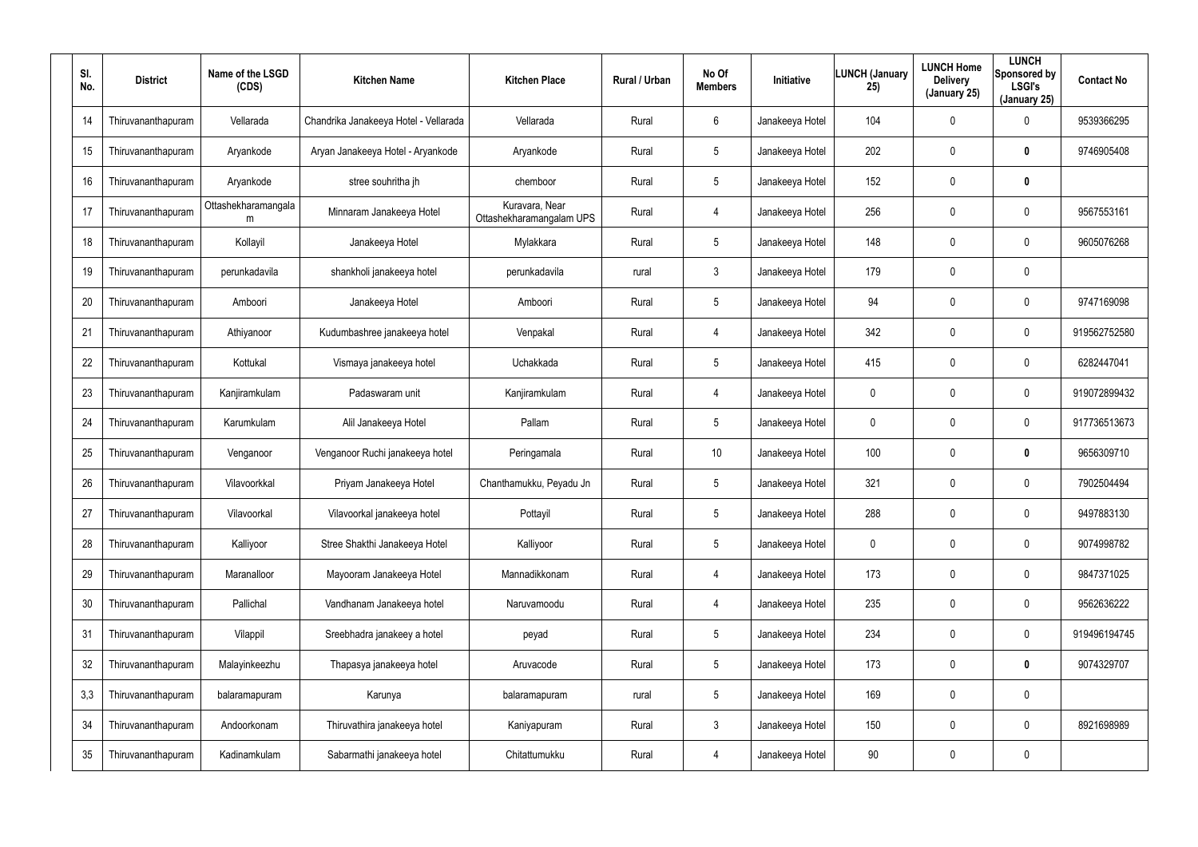| Sl. No. | District | Name of the LSGD (CDS) | Kitchen Name | Kitchen Place | Rural / Urban | No Of Members | Initiative | LUNCH (January 25) | LUNCH Home Delivery (January 25) | LUNCH Sponsored by LSGI's (January 25) | Contact No |
|---|---|---|---|---|---|---|---|---|---|---|---|
| 14 | Thiruvananthapuram | Vellarada | Chandrika Janakeeya Hotel - Vellarada | Vellarada | Rural | 6 | Janakeeya Hotel | 104 | 0 | 0 | 9539366295 |
| 15 | Thiruvananthapuram | Aryankode | Aryan Janakeeya Hotel - Aryankode | Aryankode | Rural | 5 | Janakeeya Hotel | 202 | 0 | **0** | 9746905408 |
| 16 | Thiruvananthapuram | Aryankode | stree souhritha jh | chemboor | Rural | 5 | Janakeeya Hotel | 152 | 0 | **0** | |
| 17 | Thiruvananthapuram | Ottashekharamangalam | Minnaram Janakeeya Hotel | Kuravara, Near Ottashekharamangalam UPS | Rural | 4 | Janakeeya Hotel | 256 | 0 | 0 | 9567553161 |
| 18 | Thiruvananthapuram | Kollayil | Janakeeya Hotel | Mylakkara | Rural | 5 | Janakeeya Hotel | 148 | 0 | 0 | 9605076268 |
| 19 | Thiruvananthapuram | perunkadavila | shankholi janakeeya hotel | perunkadavila | rural | 3 | Janakeeya Hotel | 179 | 0 | 0 | |
| 20 | Thiruvananthapuram | Amboori | Janakeeya Hotel | Amboori | Rural | 5 | Janakeeya Hotel | 94 | 0 | 0 | 9747169098 |
| 21 | Thiruvananthapuram | Athiyanoor | Kudumbashree janakeeya hotel | Venpakal | Rural | 4 | Janakeeya Hotel | 342 | 0 | 0 | 919562752580 |
| 22 | Thiruvananthapuram | Kottukal | Vismaya janakeeya hotel | Uchakkada | Rural | 5 | Janakeeya Hotel | 415 | 0 | 0 | 6282447041 |
| 23 | Thiruvananthapuram | Kanjiramkulam | Padaswaram unit | Kanjiramkulam | Rural | 4 | Janakeeya Hotel | 0 | 0 | 0 | 919072899432 |
| 24 | Thiruvananthapuram | Karumkulam | Alil Janakeeya Hotel | Pallam | Rural | 5 | Janakeeya Hotel | 0 | 0 | 0 | 917736513673 |
| 25 | Thiruvananthapuram | Venganoor | Venganoor Ruchi janakeeya hotel | Peringamala | Rural | 10 | Janakeeya Hotel | 100 | 0 | **0** | 9656309710 |
| 26 | Thiruvananthapuram | Vilavoorkkal | Priyam Janakeeya Hotel | Chanthamukku, Peyadu Jn | Rural | 5 | Janakeeya Hotel | 321 | 0 | 0 | 7902504494 |
| 27 | Thiruvananthapuram | Vilavoorkal | Vilavoorkal janakeeya hotel | Pottayil | Rural | 5 | Janakeeya Hotel | 288 | 0 | 0 | 9497883130 |
| 28 | Thiruvananthapuram | Kalliyoor | Stree Shakthi Janakeeya Hotel | Kalliyoor | Rural | 5 | Janakeeya Hotel | 0 | 0 | 0 | 9074998782 |
| 29 | Thiruvananthapuram | Maranalloor | Mayooram Janakeeya Hotel | Mannadikkonam | Rural | 4 | Janakeeya Hotel | 173 | 0 | 0 | 9847371025 |
| 30 | Thiruvananthapuram | Pallichal | Vandhanam Janakeeya hotel | Naruvamoodu | Rural | 4 | Janakeeya Hotel | 235 | 0 | 0 | 9562636222 |
| 31 | Thiruvananthapuram | Vilappil | Sreebhadra janakeey a hotel | peyad | Rural | 5 | Janakeeya Hotel | 234 | 0 | 0 | 919496194745 |
| 32 | Thiruvananthapuram | Malayinkeezhu | Thapasya janakeeya hotel | Aruvacode | Rural | 5 | Janakeeya Hotel | 173 | 0 | **0** | 9074329707 |
| 3,3 | Thiruvananthapuram | balaramapuram | Karunya | balaramapuram | rural | 5 | Janakeeya Hotel | 169 | 0 | 0 | |
| 34 | Thiruvananthapuram | Andoorkonam | Thiruvathira janakeeya hotel | Kaniyapuram | Rural | 3 | Janakeeya Hotel | 150 | 0 | 0 | 8921698989 |
| 35 | Thiruvananthapuram | Kadinamkulam | Sabarmathi janakeeya hotel | Chitattumukku | Rural | 4 | Janakeeya Hotel | 90 | 0 | 0 | |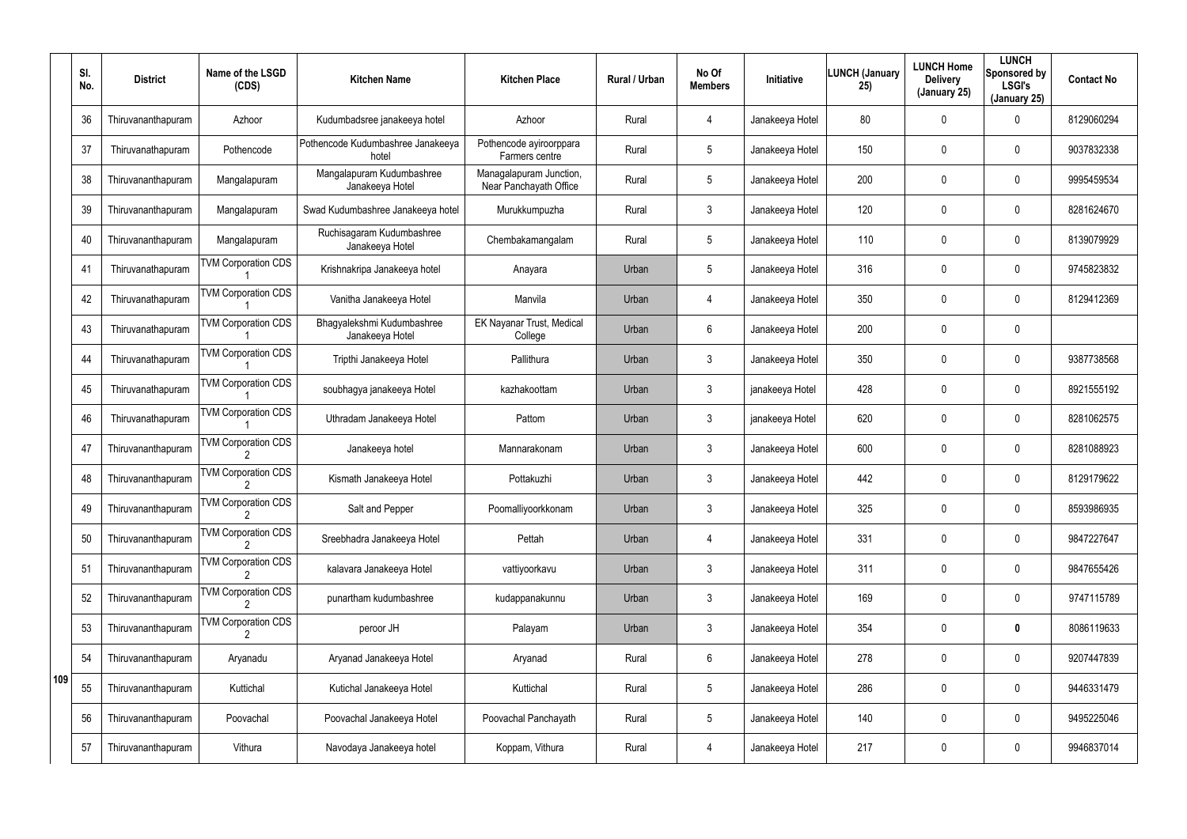| | Sl. No. | District | Name of the LSGD (CDS) | Kitchen Name | Kitchen Place | Rural / Urban | No Of Members | Initiative | LUNCH (January 25) | LUNCH Home Delivery (January 25) | LUNCH Sponsored by LSGI's (January 25) | Contact No |
|---|---|---|---|---|---|---|---|---|---|---|---|---|
| 109 | 36 | Thiruvananthapuram | Azhoor | Kudumbadsree janakeeya hotel | Azhoor | Rural | 4 | Janakeeya Hotel | 80 | 0 | 0 | 8129060294 |
| | 37 | Thiruvanathapuram | Pothencode | Pothencode Kudumbashree Janakeeya hotel | Pothencode ayiroorppara Farmers centre | Rural | 5 | Janakeeya Hotel | 150 | 0 | 0 | 9037832338 |
| | 38 | Thiruvananthapuram | Mangalapuram | Mangalapuram Kudumbashree Janakeeya Hotel | Managalapuram Junction, Near Panchayath Office | Rural | 5 | Janakeeya Hotel | 200 | 0 | 0 | 9995459534 |
| | 39 | Thiruvananthapuram | Mangalapuram | Swad Kudumbashree Janakeeya hotel | Murukkumpuzha | Rural | 3 | Janakeeya Hotel | 120 | 0 | 0 | 8281624670 |
| | 40 | Thiruvananthapuram | Mangalapuram | Ruchisagaram Kudumbashree Janakeeya Hotel | Chembakamangalam | Rural | 5 | Janakeeya Hotel | 110 | 0 | 0 | 8139079929 |
| | 41 | Thiruvanathapuram | TVM Corporation CDS 1 | Krishnakripa Janakeeya hotel | Anayara | Urban | 5 | Janakeeya Hotel | 316 | 0 | 0 | 9745823832 |
| | 42 | Thiruvanathapuram | TVM Corporation CDS 1 | Vanitha Janakeeya Hotel | Manvila | Urban | 4 | Janakeeya Hotel | 350 | 0 | 0 | 8129412369 |
| | 43 | Thiruvanathapuram | TVM Corporation CDS 1 | Bhagyalekshmi Kudumbashree Janakeeya Hotel | EK Nayanar Trust, Medical College | Urban | 6 | Janakeeya Hotel | 200 | 0 | 0 | |
| | 44 | Thiruvanathapuram | TVM Corporation CDS 1 | Tripthi Janakeeya Hotel | Pallithura | Urban | 3 | Janakeeya Hotel | 350 | 0 | 0 | 9387738568 |
| | 45 | Thiruvanathapuram | TVM Corporation CDS 1 | soubhagya janakeeya Hotel | kazhakoottam | Urban | 3 | janakeeya Hotel | 428 | 0 | 0 | 8921555192 |
| | 46 | Thiruvanathapuram | TVM Corporation CDS 1 | Uthradam Janakeeya Hotel | Pattom | Urban | 3 | janakeeya Hotel | 620 | 0 | 0 | 8281062575 |
| | 47 | Thiruvananthapuram | TVM Corporation CDS 2 | Janakeeya hotel | Mannarakonam | Urban | 3 | Janakeeya Hotel | 600 | 0 | 0 | 8281088923 |
| | 48 | Thiruvananthapuram | TVM Corporation CDS 2 | Kismath Janakeeya Hotel | Pottakuzhi | Urban | 3 | Janakeeya Hotel | 442 | 0 | 0 | 8129179622 |
| | 49 | Thiruvananthapuram | TVM Corporation CDS 2 | Salt and Pepper | Poomalliyoorkkonam | Urban | 3 | Janakeeya Hotel | 325 | 0 | 0 | 8593986935 |
| | 50 | Thiruvananthapuram | TVM Corporation CDS 2 | Sreebhadra Janakeeya Hotel | Pettah | Urban | 4 | Janakeeya Hotel | 331 | 0 | 0 | 9847227647 |
| | 51 | Thiruvananthapuram | TVM Corporation CDS 2 | kalavara Janakeeya Hotel | vattiyoorkavu | Urban | 3 | Janakeeya Hotel | 311 | 0 | 0 | 9847655426 |
| | 52 | Thiruvananthapuram | TVM Corporation CDS 2 | punartham kudumbashree | kudappanakunnu | Urban | 3 | Janakeeya Hotel | 169 | 0 | 0 | 9747115789 |
| | 53 | Thiruvananthapuram | TVM Corporation CDS 2 | peroor JH | Palayam | Urban | 3 | Janakeeya Hotel | 354 | 0 | **0** | 8086119633 |
| | 54 | Thiruvananthapuram | Aryanadu | Aryanad Janakeeya Hotel | Aryanad | Rural | 6 | Janakeeya Hotel | 278 | 0 | 0 | 9207447839 |
| | 55 | Thiruvananthapuram | Kuttichal | Kutichal Janakeeya Hotel | Kuttichal | Rural | 5 | Janakeeya Hotel | 286 | 0 | 0 | 9446331479 |
| | 56 | Thiruvananthapuram | Poovachal | Poovachal Janakeeya Hotel | Poovachal Panchayath | Rural | 5 | Janakeeya Hotel | 140 | 0 | 0 | 9495225046 |
| | 57 | Thiruvananthapuram | Vithura | Navodaya Janakeeya hotel | Koppam, Vithura | Rural | 4 | Janakeeya Hotel | 217 | 0 | 0 | 9946837014 |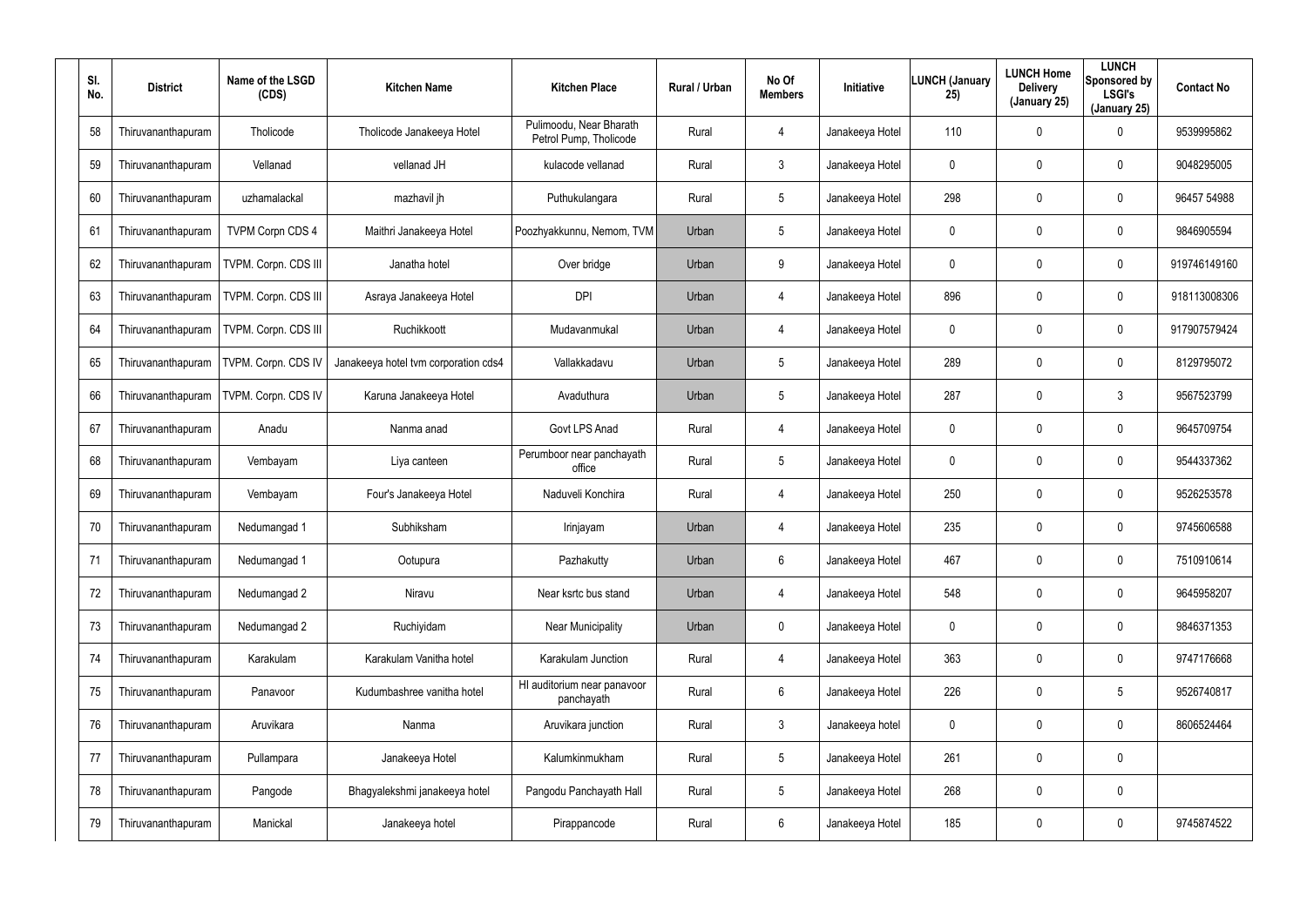| Sl. No. | District | Name of the LSGD (CDS) | Kitchen Name | Kitchen Place | Rural / Urban | No Of Members | Initiative | LUNCH (January 25) | LUNCH Home Delivery (January 25) | LUNCH Sponsored by LSGI's (January 25) | Contact No |
|---|---|---|---|---|---|---|---|---|---|---|---|
| 58 | Thiruvananthapuram | Tholicode | Tholicode Janakeeya Hotel | Pulimoodu, Near Bharath Petrol Pump, Tholicode | Rural | 4 | Janakeeya Hotel | 110 | 0 | 0 | 9539995862 |
| 59 | Thiruvananthapuram | Vellanad | vellanad JH | kulacode vellanad | Rural | 3 | Janakeeya Hotel | 0 | 0 | 0 | 9048295005 |
| 60 | Thiruvananthapuram | uzhamalackal | mazhavil jh | Puthukulangara | Rural | 5 | Janakeeya Hotel | 298 | 0 | 0 | 96457 54988 |
| 61 | Thiruvananthapuram | TVPM Corpn CDS 4 | Maithri Janakeeya Hotel | Poozhyakkunnu, Nemom, TVM | Urban | 5 | Janakeeya Hotel | 0 | 0 | 0 | 9846905594 |
| 62 | Thiruvananthapuram | TVPM. Corpn. CDS III | Janatha hotel | Over bridge | Urban | 9 | Janakeeya Hotel | 0 | 0 | 0 | 919746149160 |
| 63 | Thiruvananthapuram | TVPM. Corpn. CDS III | Asraya Janakeeya Hotel | DPI | Urban | 4 | Janakeeya Hotel | 896 | 0 | 0 | 918113008306 |
| 64 | Thiruvananthapuram | TVPM. Corpn. CDS III | Ruchikkoott | Mudavanmukal | Urban | 4 | Janakeeya Hotel | 0 | 0 | 0 | 917907579424 |
| 65 | Thiruvananthapuram | TVPM. Corpn. CDS IV | Janakeeya hotel tvm corporation cds4 | Vallakkadavu | Urban | 5 | Janakeeya Hotel | 289 | 0 | 0 | 8129795072 |
| 66 | Thiruvananthapuram | TVPM. Corpn. CDS IV | Karuna Janakeeya Hotel | Avaduthura | Urban | 5 | Janakeeya Hotel | 287 | 0 | 3 | 9567523799 |
| 67 | Thiruvananthapuram | Anadu | Nanma anad | Govt LPS Anad | Rural | 4 | Janakeeya Hotel | 0 | 0 | 0 | 9645709754 |
| 68 | Thiruvananthapuram | Vembayam | Liya canteen | Perumboor near panchayath office | Rural | 5 | Janakeeya Hotel | 0 | 0 | 0 | 9544337362 |
| 69 | Thiruvananthapuram | Vembayam | Four's Janakeeya Hotel | Naduveli Konchira | Rural | 4 | Janakeeya Hotel | 250 | 0 | 0 | 9526253578 |
| 70 | Thiruvananthapuram | Nedumangad 1 | Subhiksham | Irinjayam | Urban | 4 | Janakeeya Hotel | 235 | 0 | 0 | 9745606588 |
| 71 | Thiruvananthapuram | Nedumangad 1 | Ootupura | Pazhakutty | Urban | 6 | Janakeeya Hotel | 467 | 0 | 0 | 7510910614 |
| 72 | Thiruvananthapuram | Nedumangad 2 | Niravu | Near ksrtc bus stand | Urban | 4 | Janakeeya Hotel | 548 | 0 | 0 | 9645958207 |
| 73 | Thiruvananthapuram | Nedumangad 2 | Ruchiyidam | Near Municipality | Urban | 0 | Janakeeya Hotel | 0 | 0 | 0 | 9846371353 |
| 74 | Thiruvananthapuram | Karakulam | Karakulam Vanitha hotel | Karakulam Junction | Rural | 4 | Janakeeya Hotel | 363 | 0 | 0 | 9747176668 |
| 75 | Thiruvananthapuram | Panavoor | Kudumbashree vanitha hotel | Hl auditorium near panavoor panchayath | Rural | 6 | Janakeeya Hotel | 226 | 0 | 5 | 9526740817 |
| 76 | Thiruvananthapuram | Aruvikara | Nanma | Aruvikara junction | Rural | 3 | Janakeeya hotel | 0 | 0 | 0 | 8606524464 |
| 77 | Thiruvananthapuram | Pullampara | Janakeeya Hotel | Kalumkinmukham | Rural | 5 | Janakeeya Hotel | 261 | 0 | 0 | |
| 78 | Thiruvananthapuram | Pangode | Bhagyalekshmi janakeeya hotel | Pangodu Panchayath Hall | Rural | 5 | Janakeeya Hotel | 268 | 0 | 0 | |
| 79 | Thiruvananthapuram | Manickal | Janakeeya hotel | Pirappancode | Rural | 6 | Janakeeya Hotel | 185 | 0 | 0 | 9745874522 |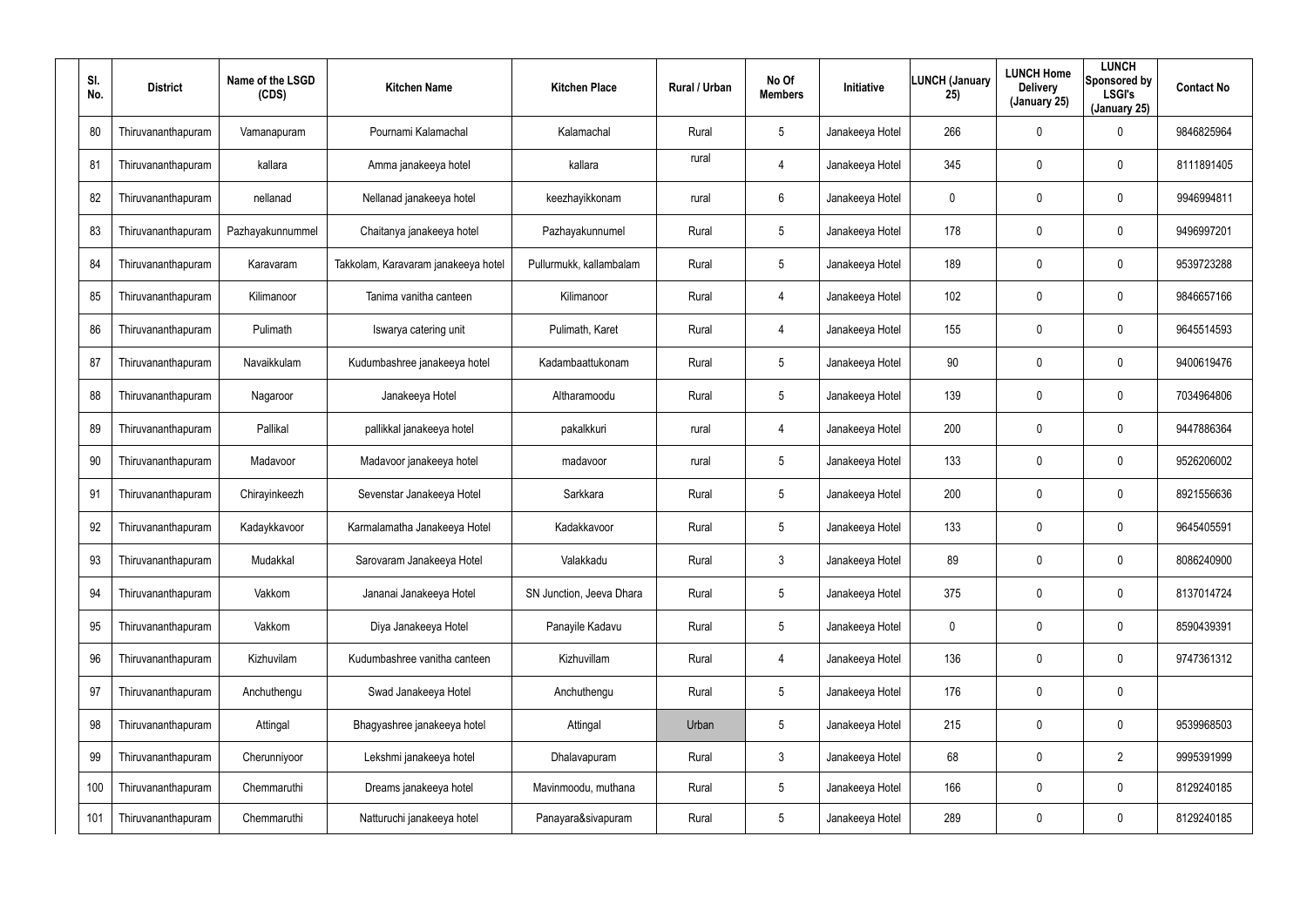| Sl. No. | District | Name of the LSGD (CDS) | Kitchen Name | Kitchen Place | Rural / Urban | No Of Members | Initiative | LUNCH (January 25) | LUNCH Home Delivery (January 25) | LUNCH Sponsored by LSGI's (January 25) | Contact No |
|---|---|---|---|---|---|---|---|---|---|---|---|
| 80 | Thiruvananthapuram | Vamanapuram | Pournami Kalamachal | Kalamachal | Rural | 5 | Janakeeya Hotel | 266 | 0 | 0 | 9846825964 |
| 81 | Thiruvananthapuram | kallara | Amma janakeeya hotel | kallara | rural | 4 | Janakeeya Hotel | 345 | 0 | 0 | 8111891405 |
| 82 | Thiruvananthapuram | nellanad | Nellanad janakeeya hotel | keezhayikkonam | rural | 6 | Janakeeya Hotel | 0 | 0 | 0 | 9946994811 |
| 83 | Thiruvananthapuram | Pazhayakunnummel | Chaitanya janakeeya hotel | Pazhayakunnumel | Rural | 5 | Janakeeya Hotel | 178 | 0 | 0 | 9496997201 |
| 84 | Thiruvananthapuram | Karavaram | Takkolam, Karavaram janakeeya hotel | Pullurmukk, kallambalam | Rural | 5 | Janakeeya Hotel | 189 | 0 | 0 | 9539723288 |
| 85 | Thiruvananthapuram | Kilimanoor | Tanima vanitha canteen | Kilimanoor | Rural | 4 | Janakeeya Hotel | 102 | 0 | 0 | 9846657166 |
| 86 | Thiruvananthapuram | Pulimath | Iswarya catering unit | Pulimath, Karet | Rural | 4 | Janakeeya Hotel | 155 | 0 | 0 | 9645514593 |
| 87 | Thiruvananthapuram | Navaikkulam | Kudumbashree janakeeya hotel | Kadambaattukonam | Rural | 5 | Janakeeya Hotel | 90 | 0 | 0 | 9400619476 |
| 88 | Thiruvananthapuram | Nagaroor | Janakeeya Hotel | Altharamoodu | Rural | 5 | Janakeeya Hotel | 139 | 0 | 0 | 7034964806 |
| 89 | Thiruvananthapuram | Pallikal | pallikkal janakeeya hotel | pakalkkuri | rural | 4 | Janakeeya Hotel | 200 | 0 | 0 | 9447886364 |
| 90 | Thiruvananthapuram | Madavoor | Madavoor janakeeya hotel | madavoor | rural | 5 | Janakeeya Hotel | 133 | 0 | 0 | 9526206002 |
| 91 | Thiruvananthapuram | Chirayinkeezh | Sevenstar Janakeeya Hotel | Sarkkara | Rural | 5 | Janakeeya Hotel | 200 | 0 | 0 | 8921556636 |
| 92 | Thiruvananthapuram | Kadaykkavoor | Karmalamatha Janakeeya Hotel | Kadakkavoor | Rural | 5 | Janakeeya Hotel | 133 | 0 | 0 | 9645405591 |
| 93 | Thiruvananthapuram | Mudakkal | Sarovaram Janakeeya Hotel | Valakkadu | Rural | 3 | Janakeeya Hotel | 89 | 0 | 0 | 8086240900 |
| 94 | Thiruvananthapuram | Vakkom | Jananai Janakeeya Hotel | SN Junction, Jeeva Dhara | Rural | 5 | Janakeeya Hotel | 375 | 0 | 0 | 8137014724 |
| 95 | Thiruvananthapuram | Vakkom | Diya Janakeeya Hotel | Panayile Kadavu | Rural | 5 | Janakeeya Hotel | 0 | 0 | 0 | 8590439391 |
| 96 | Thiruvananthapuram | Kizhuvilam | Kudumbashree vanitha canteen | Kizhuvillam | Rural | 4 | Janakeeya Hotel | 136 | 0 | 0 | 9747361312 |
| 97 | Thiruvananthapuram | Anchuthengu | Swad Janakeeya Hotel | Anchuthengu | Rural | 5 | Janakeeya Hotel | 176 | 0 | 0 | |
| 98 | Thiruvananthapuram | Attingal | Bhagyashree janakeeya hotel | Attingal | Urban | 5 | Janakeeya Hotel | 215 | 0 | 0 | 9539968503 |
| 99 | Thiruvananthapuram | Cherunniyoor | Lekshmi janakeeya hotel | Dhalavapuram | Rural | 3 | Janakeeya Hotel | 68 | 0 | 2 | 9995391999 |
| 100 | Thiruvananthapuram | Chemmaruthi | Dreams janakeeya hotel | Mavinmoodu, muthana | Rural | 5 | Janakeeya Hotel | 166 | 0 | 0 | 8129240185 |
| 101 | Thiruvananthapuram | Chemmaruthi | Natturuchi janakeeya hotel | Panayara&sivapuram | Rural | 5 | Janakeeya Hotel | 289 | 0 | 0 | 8129240185 |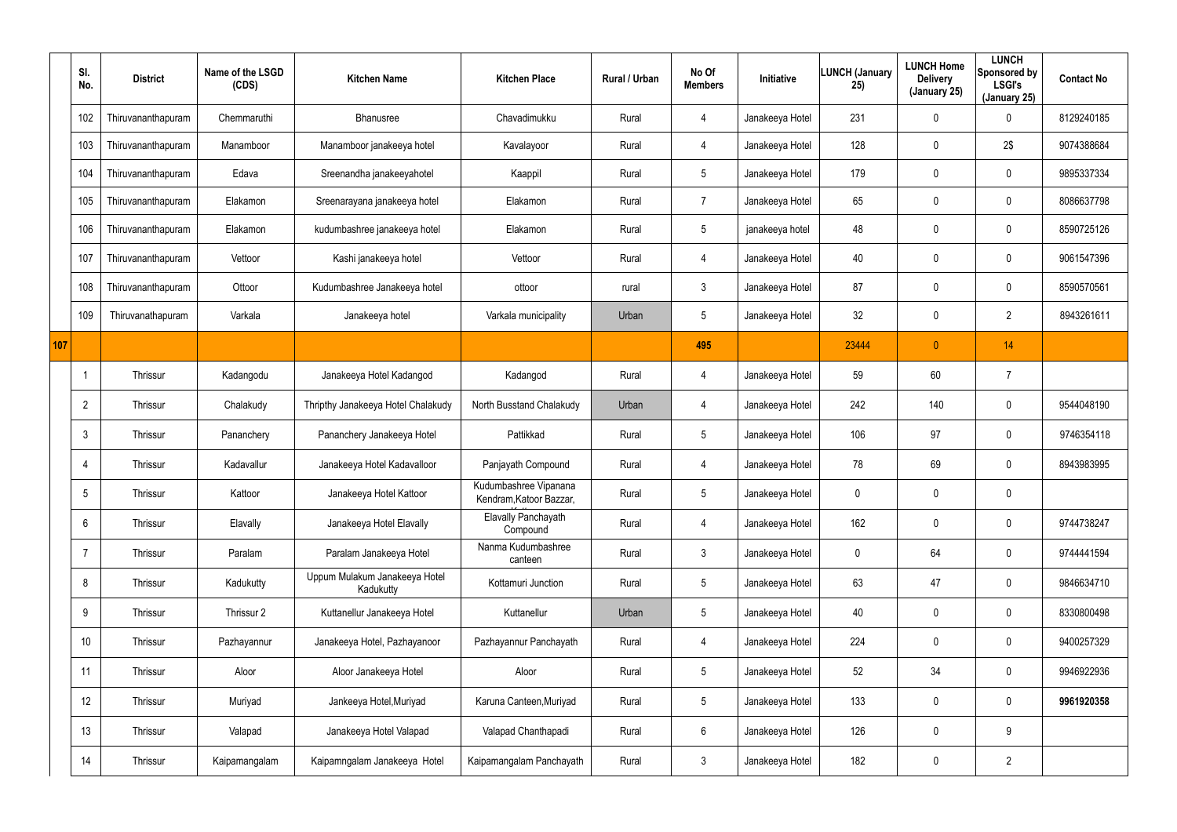| | Sl. No. | District | Name of the LSGD (CDS) | Kitchen Name | Kitchen Place | Rural / Urban | No Of Members | Initiative | LUNCH (January 25) | LUNCH Home Delivery (January 25) | LUNCH Sponsored by LSGI's (January 25) | Contact No |
|---|---|---|---|---|---|---|---|---|---|---|---|---|
| | 102 | Thiruvananthapuram | Chemmaruthi | Bhanusree | Chavadimukku | Rural | 4 | Janakeeya Hotel | 231 | 0 | 0 | 8129240185 |
| | 103 | Thiruvananthapuram | Manamboor | Manamboor janakeeya hotel | Kavalayoor | Rural | 4 | Janakeeya Hotel | 128 | 0 | 2$ | 9074388684 |
| | 104 | Thiruvananthapuram | Edava | Sreenandha janakeeyahotel | Kaappil | Rural | 5 | Janakeeya Hotel | 179 | 0 | 0 | 9895337334 |
| | 105 | Thiruvananthapuram | Elakamon | Sreenarayana janakeeya hotel | Elakamon | Rural | 7 | Janakeeya Hotel | 65 | 0 | 0 | 8086637798 |
| | 106 | Thiruvananthapuram | Elakamon | kudumbashree janakeeya hotel | Elakamon | Rural | 5 | janakeeya hotel | 48 | 0 | 0 | 8590725126 |
| | 107 | Thiruvananthapuram | Vettoor | Kashi janakeeya hotel | Vettoor | Rural | 4 | Janakeeya Hotel | 40 | 0 | 0 | 9061547396 |
| | 108 | Thiruvananthapuram | Ottoor | Kudumbashree Janakeeya hotel | ottoor | rural | 3 | Janakeeya Hotel | 87 | 0 | 0 | 8590570561 |
| | 109 | Thiruvanathapuram | Varkala | Janakeeya hotel | Varkala municipality | Urban | 5 | Janakeeya Hotel | 32 | 0 | 2 | 8943261611 |
| 107 | | | | | | | 495 | | 23444 | 0 | 14 | |
| | 1 | Thrissur | Kadangodu | Janakeeya Hotel Kadangod | Kadangod | Rural | 4 | Janakeeya Hotel | 59 | 60 | 7 | |
| | 2 | Thrissur | Chalakudy | Thripthy Janakeeya Hotel Chalakudy | North Busstand Chalakudy | Urban | 4 | Janakeeya Hotel | 242 | 140 | 0 | 9544048190 |
| | 3 | Thrissur | Pananchery | Pananchery Janakeeya Hotel | Pattikkad | Rural | 5 | Janakeeya Hotel | 106 | 97 | 0 | 9746354118 |
| | 4 | Thrissur | Kadavallur | Janakeeya Hotel Kadavalloor | Panjayath Compound | Rural | 4 | Janakeeya Hotel | 78 | 69 | 0 | 8943983995 |
| | 5 | Thrissur | Kattoor | Janakeeya Hotel Kattoor | Kudumbashree Vipanana Kendram,Katoor Bazzar, | Rural | 5 | Janakeeya Hotel | 0 | 0 | 0 | |
| | 6 | Thrissur | Elavally | Janakeeya Hotel Elavally | Elavally Panchayath Compound | Rural | 4 | Janakeeya Hotel | 162 | 0 | 0 | 9744738247 |
| | 7 | Thrissur | Paralam | Paralam Janakeeya Hotel | Nanma Kudumbashree canteen | Rural | 3 | Janakeeya Hotel | 0 | 64 | 0 | 9744441594 |
| | 8 | Thrissur | Kadukutty | Uppum Mulakum Janakeeya Hotel Kadukutty | Kottamuri Junction | Rural | 5 | Janakeeya Hotel | 63 | 47 | 0 | 9846634710 |
| | 9 | Thrissur | Thrissur 2 | Kuttanellur Janakeeya Hotel | Kuttanellur | Urban | 5 | Janakeeya Hotel | 40 | 0 | 0 | 8330800498 |
| | 10 | Thrissur | Pazhayannur | Janakeeya Hotel, Pazhayanoor | Pazhayannur Panchayath | Rural | 4 | Janakeeya Hotel | 224 | 0 | 0 | 9400257329 |
| | 11 | Thrissur | Aloor | Aloor Janakeeya Hotel | Aloor | Rural | 5 | Janakeeya Hotel | 52 | 34 | 0 | 9946922936 |
| | 12 | Thrissur | Muriyad | Jankeeya Hotel,Muriyad | Karuna Canteen,Muriyad | Rural | 5 | Janakeeya Hotel | 133 | 0 | 0 | **9961920358** |
| | 13 | Thrissur | Valapad | Janakeeya Hotel Valapad | Valapad Chanthapadi | Rural | 6 | Janakeeya Hotel | 126 | 0 | 9 | |
| | 14 | Thrissur | Kaipamangalam | Kaipamngalam Janakeeya Hotel | Kaipamangalam Panchayath | Rural | 3 | Janakeeya Hotel | 182 | 0 | 2 | |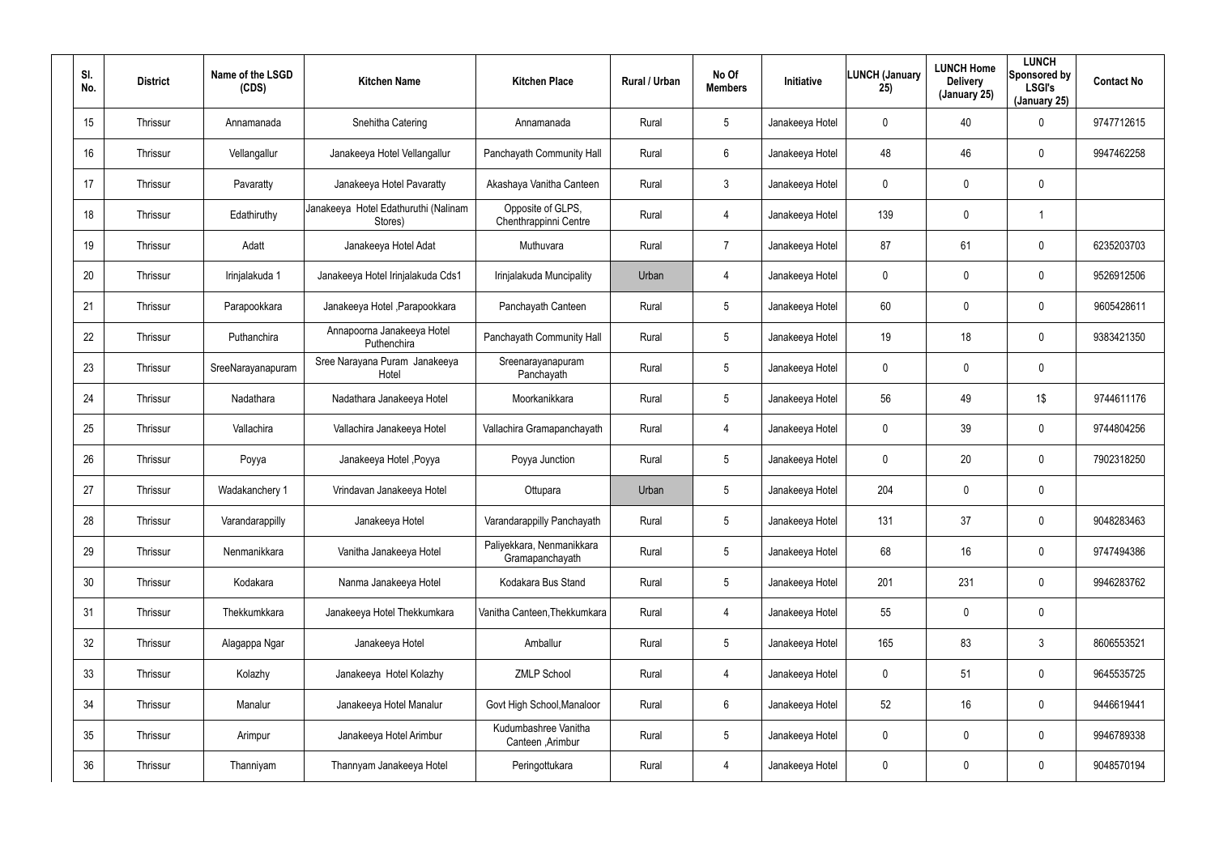| Sl. No. | District | Name of the LSGD (CDS) | Kitchen Name | Kitchen Place | Rural / Urban | No Of Members | Initiative | LUNCH (January 25) | LUNCH Home Delivery (January 25) | LUNCH Sponsored by LSGI's (January 25) | Contact No |
|---|---|---|---|---|---|---|---|---|---|---|---|
| 15 | Thrissur | Annamanada | Snehitha Catering | Annamanada | Rural | 5 | Janakeeya Hotel | 0 | 40 | 0 | 9747712615 |
| 16 | Thrissur | Vellangallur | Janakeeya Hotel Vellangallur | Panchayath Community Hall | Rural | 6 | Janakeeya Hotel | 48 | 46 | 0 | 9947462258 |
| 17 | Thrissur | Pavaratty | Janakeeya Hotel Pavaratty | Akashaya Vanitha Canteen | Rural | 3 | Janakeeya Hotel | 0 | 0 | 0 | |
| 18 | Thrissur | Edathiruthy | Janakeeya Hotel Edathuruthi (Nalinam Stores) | Opposite of GLPS, Chenthrappinni Centre | Rural | 4 | Janakeeya Hotel | 139 | 0 | 1 | |
| 19 | Thrissur | Adatt | Janakeeya Hotel Adat | Muthuvara | Rural | 7 | Janakeeya Hotel | 87 | 61 | 0 | 6235203703 |
| 20 | Thrissur | Irinjalakuda 1 | Janakeeya Hotel Irinjalakuda Cds1 | Irinjalakuda Muncipality | Urban | 4 | Janakeeya Hotel | 0 | 0 | 0 | 9526912506 |
| 21 | Thrissur | Parapookkara | Janakeeya Hotel ,Parapookkara | Panchayath Canteen | Rural | 5 | Janakeeya Hotel | 60 | 0 | 0 | 9605428611 |
| 22 | Thrissur | Puthanchira | Annapoorna Janakeeya Hotel Puthenchira | Panchayath Community Hall | Rural | 5 | Janakeeya Hotel | 19 | 18 | 0 | 9383421350 |
| 23 | Thrissur | SreeNarayanapuram | Sree Narayana Puram Janakeeya Hotel | Sreenarayanapuram Panchayath | Rural | 5 | Janakeeya Hotel | 0 | 0 | 0 | |
| 24 | Thrissur | Nadathara | Nadathara Janakeeya Hotel | Moorkanikkara | Rural | 5 | Janakeeya Hotel | 56 | 49 | 1$ | 9744611176 |
| 25 | Thrissur | Vallachira | Vallachira Janakeeya Hotel | Vallachira Gramapanchayath | Rural | 4 | Janakeeya Hotel | 0 | 39 | 0 | 9744804256 |
| 26 | Thrissur | Poyya | Janakeeya Hotel ,Poyya | Poyya Junction | Rural | 5 | Janakeeya Hotel | 0 | 20 | 0 | 7902318250 |
| 27 | Thrissur | Wadakanchery 1 | Vrindavan Janakeeya Hotel | Ottupara | Urban | 5 | Janakeeya Hotel | 204 | 0 | 0 | |
| 28 | Thrissur | Varandarappilly | Janakeeya Hotel | Varandarappilly Panchayath | Rural | 5 | Janakeeya Hotel | 131 | 37 | 0 | 9048283463 |
| 29 | Thrissur | Nenmanikkara | Vanitha Janakeeya Hotel | Paliyekkara, Nenmanikkara Gramapanchayath | Rural | 5 | Janakeeya Hotel | 68 | 16 | 0 | 9747494386 |
| 30 | Thrissur | Kodakara | Nanma Janakeeya Hotel | Kodakara Bus Stand | Rural | 5 | Janakeeya Hotel | 201 | 231 | 0 | 9946283762 |
| 31 | Thrissur | Thekkumkkara | Janakeeya Hotel Thekkumkara | Vanitha Canteen,Thekkumkara | Rural | 4 | Janakeeya Hotel | 55 | 0 | 0 | |
| 32 | Thrissur | Alagappa Ngar | Janakeeya Hotel | Amballur | Rural | 5 | Janakeeya Hotel | 165 | 83 | 3 | 8606553521 |
| 33 | Thrissur | Kolazhy | Janakeeya Hotel Kolazhy | ZMLP School | Rural | 4 | Janakeeya Hotel | 0 | 51 | 0 | 9645535725 |
| 34 | Thrissur | Manalur | Janakeeya Hotel Manalur | Govt High School,Manaloor | Rural | 6 | Janakeeya Hotel | 52 | 16 | 0 | 9446619441 |
| 35 | Thrissur | Arimpur | Janakeeya Hotel Arimbur | Kudumbashree Vanitha Canteen ,Arimbur | Rural | 5 | Janakeeya Hotel | 0 | 0 | 0 | 9946789338 |
| 36 | Thrissur | Thanniyam | Thannyam Janakeeya Hotel | Peringottukara | Rural | 4 | Janakeeya Hotel | 0 | 0 | 0 | 9048570194 |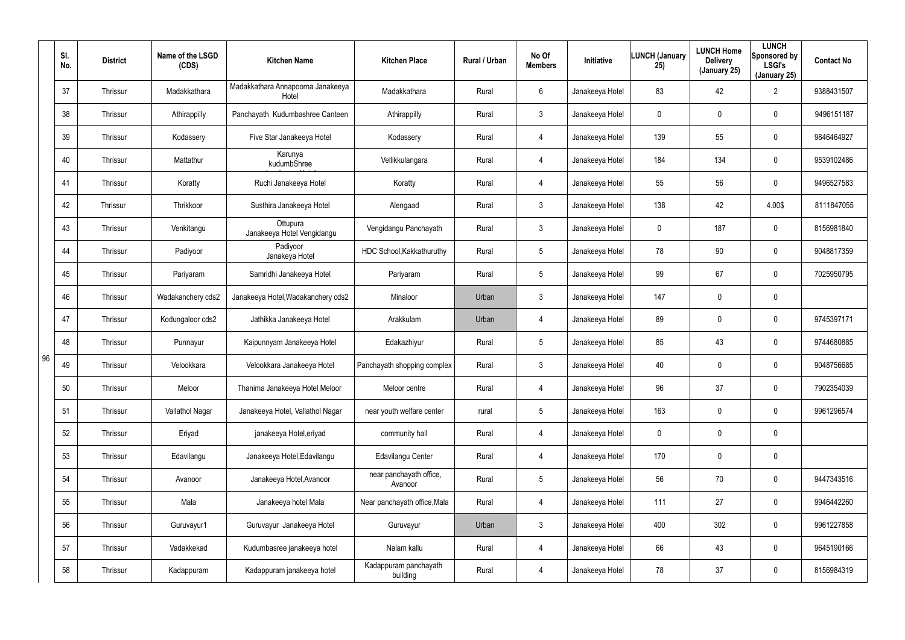| | Sl. No. | District | Name of the LSGD (CDS) | Kitchen Name | Kitchen Place | Rural / Urban | No Of Members | Initiative | LUNCH (January 25) | LUNCH Home Delivery (January 25) | LUNCH Sponsored by LSGI's (January 25) | Contact No |
|---|---|---|---|---|---|---|---|---|---|---|---|---|
| 96 | 37 | Thrissur | Madakkathara | Madakkathara Annapoorna Janakeeya Hotel | Madakkathara | Rural | 6 | Janakeeya Hotel | 83 | 42 | 2 | 9388431507 |
| | 38 | Thrissur | Athirappilly | Panchayath Kudumbashree Canteen | Athirappilly | Rural | 3 | Janakeeya Hotel | 0 | 0 | 0 | 9496151187 |
| | 39 | Thrissur | Kodassery | Five Star Janakeeya Hotel | Kodassery | Rural | 4 | Janakeeya Hotel | 139 | 55 | 0 | 9846464927 |
| | 40 | Thrissur | Mattathur | Karunya kudumbShree | Vellikkulangara | Rural | 4 | Janakeeya Hotel | 184 | 134 | 0 | 9539102486 |
| | 41 | Thrissur | Koratty | Ruchi Janakeeya Hotel | Koratty | Rural | 4 | Janakeeya Hotel | 55 | 56 | 0 | 9496527583 |
| | 42 | Thrissur | Thrikkoor | Susthira Janakeeya Hotel | Alengaad | Rural | 3 | Janakeeya Hotel | 138 | 42 | 4.00$ | 8111847055 |
| | 43 | Thrissur | Venkitangu | Ottupura Janakeeya Hotel Vengidangu | Vengidangu Panchayath | Rural | 3 | Janakeeya Hotel | 0 | 187 | 0 | 8156981840 |
| | 44 | Thrissur | Padiyoor | Padiyoor Janakeya Hotel | HDC School,Kakkathuruthy | Rural | 5 | Janakeeya Hotel | 78 | 90 | 0 | 9048817359 |
| | 45 | Thrissur | Pariyaram | Samridhi Janakeeya Hotel | Pariyaram | Rural | 5 | Janakeeya Hotel | 99 | 67 | 0 | 7025950795 |
| | 46 | Thrissur | Wadakanchery cds2 | Janakeeya Hotel,Wadakanchery cds2 | Minaloor | Urban | 3 | Janakeeya Hotel | 147 | 0 | 0 | |
| | 47 | Thrissur | Kodungaloor cds2 | Jathikka Janakeeya Hotel | Arakkulam | Urban | 4 | Janakeeya Hotel | 89 | 0 | 0 | 9745397171 |
| | 48 | Thrissur | Punnayur | Kaipunnyam Janakeeya Hotel | Edakazhiyur | Rural | 5 | Janakeeya Hotel | 85 | 43 | 0 | 9744680885 |
| | 49 | Thrissur | Velookkara | Velookkara Janakeeya Hotel | Panchayath shopping complex | Rural | 3 | Janakeeya Hotel | 40 | 0 | 0 | 9048756685 |
| | 50 | Thrissur | Meloor | Thanima Janakeeya Hotel Meloor | Meloor centre | Rural | 4 | Janakeeya Hotel | 96 | 37 | 0 | 7902354039 |
| | 51 | Thrissur | Vallathol Nagar | Janakeeya Hotel, Vallathol Nagar | near youth welfare center | rural | 5 | Janakeeya Hotel | 163 | 0 | 0 | 9961296574 |
| | 52 | Thrissur | Eriyad | janakeeya Hotel,eriyad | community hall | Rural | 4 | Janakeeya Hotel | 0 | 0 | 0 | |
| | 53 | Thrissur | Edavilangu | Janakeeya Hotel,Edavilangu | Edavilangu Center | Rural | 4 | Janakeeya Hotel | 170 | 0 | 0 | |
| | 54 | Thrissur | Avanoor | Janakeeya Hotel,Avanoor | near panchayath office, Avanoor | Rural | 5 | Janakeeya Hotel | 56 | 70 | 0 | 9447343516 |
| | 55 | Thrissur | Mala | Janakeeya hotel Mala | Near panchayath office,Mala | Rural | 4 | Janakeeya Hotel | 111 | 27 | 0 | 9946442260 |
| | 56 | Thrissur | Guruvayur1 | Guruvayur Janakeeya Hotel | Guruvayur | Urban | 3 | Janakeeya Hotel | 400 | 302 | 0 | 9961227858 |
| | 57 | Thrissur | Vadakkekad | Kudumbasree janakeeya hotel | Nalam kallu | Rural | 4 | Janakeeya Hotel | 66 | 43 | 0 | 9645190166 |
| | 58 | Thrissur | Kadappuram | Kadappuram janakeeya hotel | Kadappuram panchayath building | Rural | 4 | Janakeeya Hotel | 78 | 37 | 0 | 8156984319 |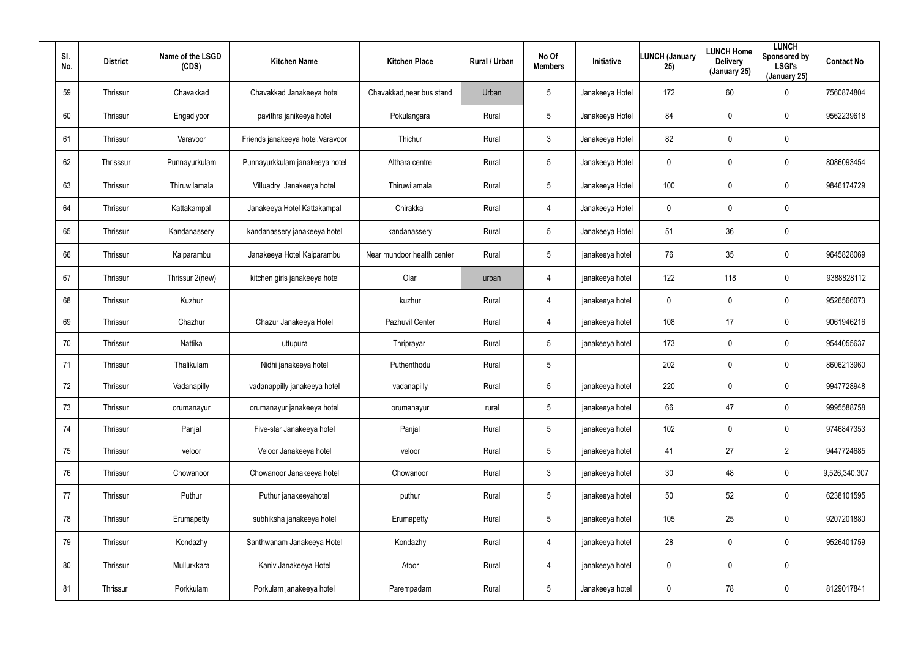| Sl. No. | District | Name of the LSGD (CDS) | Kitchen Name | Kitchen Place | Rural / Urban | No Of Members | Initiative | LUNCH (January 25) | LUNCH Home Delivery (January 25) | LUNCH Sponsored by LSGI's (January 25) | Contact No |
|---|---|---|---|---|---|---|---|---|---|---|---|
| 59 | Thrissur | Chavakkad | Chavakkad Janakeeya hotel | Chavakkad,near bus stand | Urban | 5 | Janakeeya Hotel | 172 | 60 | 0 | 7560874804 |
| 60 | Thrissur | Engadiyoor | pavithra janikeeya hotel | Pokulangara | Rural | 5 | Janakeeya Hotel | 84 | 0 | 0 | 9562239618 |
| 61 | Thrissur | Varavoor | Friends janakeeya hotel,Varavoor | Thichur | Rural | 3 | Janakeeya Hotel | 82 | 0 | 0 | |
| 62 | Thrisssur | Punnayurkulam | Punnayurkkulam janakeeya hotel | Althara centre | Rural | 5 | Janakeeya Hotel | 0 | 0 | 0 | 8086093454 |
| 63 | Thrissur | Thiruwilamala | Villuadry Janakeeya hotel | Thiruwilamala | Rural | 5 | Janakeeya Hotel | 100 | 0 | 0 | 9846174729 |
| 64 | Thrissur | Kattakampal | Janakeeya Hotel Kattakampal | Chirakkal | Rural | 4 | Janakeeya Hotel | 0 | 0 | 0 | |
| 65 | Thrissur | Kandanassery | kandanassery janakeeya hotel | kandanassery | Rural | 5 | Janakeeya Hotel | 51 | 36 | 0 | |
| 66 | Thrissur | Kaiparambu | Janakeeya Hotel Kaiparambu | Near mundoor health center | Rural | 5 | janakeeya hotel | 76 | 35 | 0 | 9645828069 |
| 67 | Thrissur | Thrissur 2(new) | kitchen girls janakeeya hotel | Olari | urban | 4 | janakeeya hotel | 122 | 118 | 0 | 9388828112 |
| 68 | Thrissur | Kuzhur | | kuzhur | Rural | 4 | janakeeya hotel | 0 | 0 | 0 | 9526566073 |
| 69 | Thrissur | Chazhur | Chazur Janakeeya Hotel | Pazhuvil Center | Rural | 4 | janakeeya hotel | 108 | 17 | 0 | 9061946216 |
| 70 | Thrissur | Nattika | uttupura | Thriprayar | Rural | 5 | janakeeya hotel | 173 | 0 | 0 | 9544055637 |
| 71 | Thrissur | Thalikulam | Nidhi janakeeya hotel | Puthenthodu | Rural | 5 | | 202 | 0 | 0 | 8606213960 |
| 72 | Thrissur | Vadanapilly | vadanappilly janakeeya hotel | vadanapilly | Rural | 5 | janakeeya hotel | 220 | 0 | 0 | 9947728948 |
| 73 | Thrissur | orumanayur | orumanayur janakeeya hotel | orumanayur | rural | 5 | janakeeya hotel | 66 | 47 | 0 | 9995588758 |
| 74 | Thrissur | Panjal | Five-star Janakeeya hotel | Panjal | Rural | 5 | janakeeya hotel | 102 | 0 | 0 | 9746847353 |
| 75 | Thrissur | veloor | Veloor Janakeeya hotel | veloor | Rural | 5 | janakeeya hotel | 41 | 27 | 2 | 9447724685 |
| 76 | Thrissur | Chowanoor | Chowanoor Janakeeya hotel | Chowanoor | Rural | 3 | janakeeya hotel | 30 | 48 | 0 | 9,526,340,307 |
| 77 | Thrissur | Puthur | Puthur janakeeyahotel | puthur | Rural | 5 | janakeeya hotel | 50 | 52 | 0 | 6238101595 |
| 78 | Thrissur | Erumapetty | subhiksha janakeeya hotel | Erumapetty | Rural | 5 | janakeeya hotel | 105 | 25 | 0 | 9207201880 |
| 79 | Thrissur | Kondazhy | Santhwanam Janakeeya Hotel | Kondazhy | Rural | 4 | janakeeya hotel | 28 | 0 | 0 | 9526401759 |
| 80 | Thrissur | Mullurkkara | Kaniv Janakeeya Hotel | Atoor | Rural | 4 | janakeeya hotel | 0 | 0 | 0 | |
| 81 | Thrissur | Porkkulam | Porkulam janakeeya hotel | Parempadam | Rural | 5 | Janakeeya hotel | 0 | 78 | 0 | 8129017841 |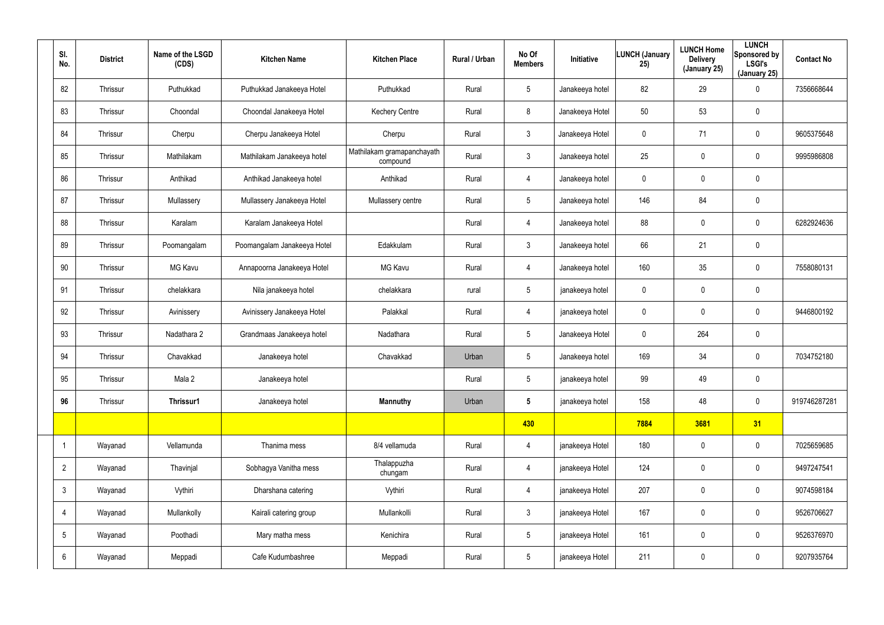| Sl. No. | District | Name of the LSGD (CDS) | Kitchen Name | Kitchen Place | Rural / Urban | No Of Members | Initiative | LUNCH (January 25) | LUNCH Home Delivery (January 25) | LUNCH Sponsored by LSGI's (January 25) | Contact No |
|---|---|---|---|---|---|---|---|---|---|---|---|
| 82 | Thrissur | Puthukkad | Puthukkad Janakeeya Hotel | Puthukkad | Rural | 5 | Janakeeya hotel | 82 | 29 | 0 | 7356668644 |
| 83 | Thrissur | Choondal | Choondal Janakeeya Hotel | Kechery Centre | Rural | 8 | Janakeeya Hotel | 50 | 53 | 0 | |
| 84 | Thrissur | Cherpu | Cherpu Janakeeya Hotel | Cherpu | Rural | 3 | Janakeeya Hotel | 0 | 71 | 0 | 9605375648 |
| 85 | Thrissur | Mathilakam | Mathilakam Janakeeya hotel | Mathilakam gramapanchayath compound | Rural | 3 | Janakeeya hotel | 25 | 0 | 0 | 9995986808 |
| 86 | Thrissur | Anthikad | Anthikad Janakeeya hotel | Anthikad | Rural | 4 | Janakeeya hotel | 0 | 0 | 0 | |
| 87 | Thrissur | Mullassery | Mullassery Janakeeya Hotel | Mullassery centre | Rural | 5 | Janakeeya hotel | 146 | 84 | 0 | |
| 88 | Thrissur | Karalam | Karalam Janakeeya Hotel | | Rural | 4 | Janakeeya hotel | 88 | 0 | 0 | 6282924636 |
| 89 | Thrissur | Poomangalam | Poomangalam Janakeeya Hotel | Edakkulam | Rural | 3 | Janakeeya hotel | 66 | 21 | 0 | |
| 90 | Thrissur | MG Kavu | Annapoorna Janakeeya Hotel | MG Kavu | Rural | 4 | Janakeeya hotel | 160 | 35 | 0 | 7558080131 |
| 91 | Thrissur | chelakkara | Nila janakeeya hotel | chelakkara | rural | 5 | janakeeya hotel | 0 | 0 | 0 | |
| 92 | Thrissur | Avinissery | Avinissery Janakeeya Hotel | Palakkal | Rural | 4 | janakeeya hotel | 0 | 0 | 0 | 9446800192 |
| 93 | Thrissur | Nadathara 2 | Grandmaas Janakeeya hotel | Nadathara | Rural | 5 | Janakeeya Hotel | 0 | 264 | 0 | |
| 94 | Thrissur | Chavakkad | Janakeeya hotel | Chavakkad | Urban | 5 | Janakeeya hotel | 169 | 34 | 0 | 7034752180 |
| 95 | Thrissur | Mala 2 | Janakeeya hotel | | Rural | 5 | janakeeya hotel | 99 | 49 | 0 | |
| **96** | Thrissur | **Thrissur1** | Janakeeya hotel | **Mannuthy** | Urban | **5** | janakeeya hotel | 158 | 48 | 0 | 919746287281 |
| | | | | | | **430** | | **7884** | **3681** | **31** | |
| 1 | Wayanad | Vellamunda | Thanima mess | 8/4 vellamuda | Rural | 4 | janakeeya Hotel | 180 | 0 | 0 | 7025659685 |
| 2 | Wayanad | Thavinjal | Sobhagya Vanitha mess | Thalappuzha chungam | Rural | 4 | janakeeya Hotel | 124 | 0 | 0 | 9497247541 |
| 3 | Wayanad | Vythiri | Dharshana catering | Vythiri | Rural | 4 | janakeeya Hotel | 207 | 0 | 0 | 9074598184 |
| 4 | Wayanad | Mullankolly | Kairali catering group | Mullankolli | Rural | 3 | janakeeya Hotel | 167 | 0 | 0 | 9526706627 |
| 5 | Wayanad | Poothadi | Mary matha mess | Kenichira | Rural | 5 | janakeeya Hotel | 161 | 0 | 0 | 9526376970 |
| 6 | Wayanad | Meppadi | Cafe Kudumbashree | Meppadi | Rural | 5 | janakeeya Hotel | 211 | 0 | 0 | 9207935764 |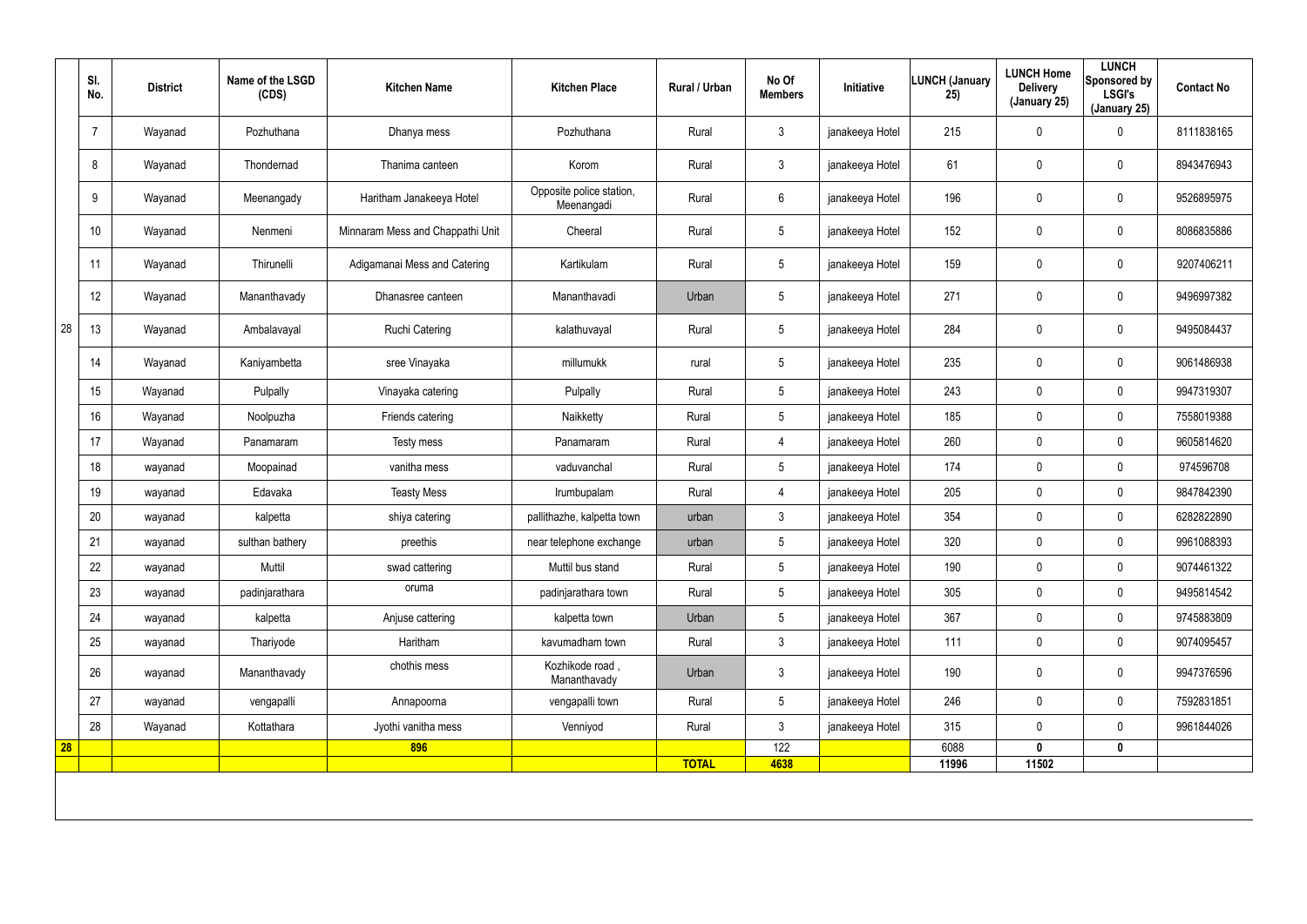| | Sl. No. | District | Name of the LSGD (CDS) | Kitchen Name | Kitchen Place | Rural / Urban | No Of Members | Initiative | LUNCH (January 25) | LUNCH Home Delivery (January 25) | LUNCH Sponsored by LSGI's (January 25) | Contact No |
|---|---|---|---|---|---|---|---|---|---|---|---|---|
| 28 | 7 | Wayanad | Pozhuthana | Dhanya mess | Pozhuthana | Rural | 3 | janakeeya Hotel | 215 | 0 | 0 | 8111838165 |
| | 8 | Wayanad | Thondernad | Thanima canteen | Korom | Rural | 3 | janakeeya Hotel | 61 | 0 | 0 | 8943476943 |
| | 9 | Wayanad | Meenangady | Haritham Janakeeya Hotel | Opposite police station, Meenangadi | Rural | 6 | janakeeya Hotel | 196 | 0 | 0 | 9526895975 |
| | 10 | Wayanad | Nenmeni | Minnaram Mess and Chappathi Unit | Cheeral | Rural | 5 | janakeeya Hotel | 152 | 0 | 0 | 8086835886 |
| | 11 | Wayanad | Thirunelli | Adigamanai Mess and Catering | Kartikulam | Rural | 5 | janakeeya Hotel | 159 | 0 | 0 | 9207406211 |
| | 12 | Wayanad | Mananthavady | Dhanasree canteen | Mananthavadi | Urban | 5 | janakeeya Hotel | 271 | 0 | 0 | 9496997382 |
| | 13 | Wayanad | Ambalavayal | Ruchi Catering | kalathuvayal | Rural | 5 | janakeeya Hotel | 284 | 0 | 0 | 9495084437 |
| | 14 | Wayanad | Kaniyambetta | sree Vinayaka | millumukk | rural | 5 | janakeeya Hotel | 235 | 0 | 0 | 9061486938 |
| | 15 | Wayanad | Pulpally | Vinayaka catering | Pulpally | Rural | 5 | janakeeya Hotel | 243 | 0 | 0 | 9947319307 |
| | 16 | Wayanad | Noolpuzha | Friends catering | Naikketty | Rural | 5 | janakeeya Hotel | 185 | 0 | 0 | 7558019388 |
| | 17 | Wayanad | Panamaram | Testy mess | Panamaram | Rural | 4 | janakeeya Hotel | 260 | 0 | 0 | 9605814620 |
| | 18 | wayanad | Moopainad | vanitha mess | vaduvanchal | Rural | 5 | janakeeya Hotel | 174 | 0 | 0 | 974596708 |
| | 19 | wayanad | Edavaka | Teasty Mess | Irumbupalam | Rural | 4 | janakeeya Hotel | 205 | 0 | 0 | 9847842390 |
| | 20 | wayanad | kalpetta | shiya catering | pallithazhe, kalpetta town | urban | 3 | janakeeya Hotel | 354 | 0 | 0 | 6282822890 |
| | 21 | wayanad | sulthan bathery | preethis | near telephone exchange | urban | 5 | janakeeya Hotel | 320 | 0 | 0 | 9961088393 |
| | 22 | wayanad | Muttil | swad cattering | Muttil bus stand | Rural | 5 | janakeeya Hotel | 190 | 0 | 0 | 9074461322 |
| | 23 | wayanad | padinjarathara | oruma | padinjarathara town | Rural | 5 | janakeeya Hotel | 305 | 0 | 0 | 9495814542 |
| | 24 | wayanad | kalpetta | Anjuse cattering | kalpetta town | Urban | 5 | janakeeya Hotel | 367 | 0 | 0 | 9745883809 |
| | 25 | wayanad | Thariyode | Haritham | kavumadham town | Rural | 3 | janakeeya Hotel | 111 | 0 | 0 | 9074095457 |
| | 26 | wayanad | Mananthavady | chothis mess | Kozhikode road , Mananthavady | Urban | 3 | janakeeya Hotel | 190 | 0 | 0 | 9947376596 |
| | 27 | wayanad | vengapalli | Annapoorna | vengapalli town | Rural | 5 | janakeeya Hotel | 246 | 0 | 0 | 7592831851 |
| | 28 | Wayanad | Kottathara | Jyothi vanitha mess | Venniyod | Rural | 3 | janakeeya Hotel | 315 | 0 | 0 | 9961844026 |
| **28** | | | | **896** | | | 122 | | 6088 | **0** | **0** | |
| | | | | | | **TOTAL** | **4638** | | **11996** | **11502** | | |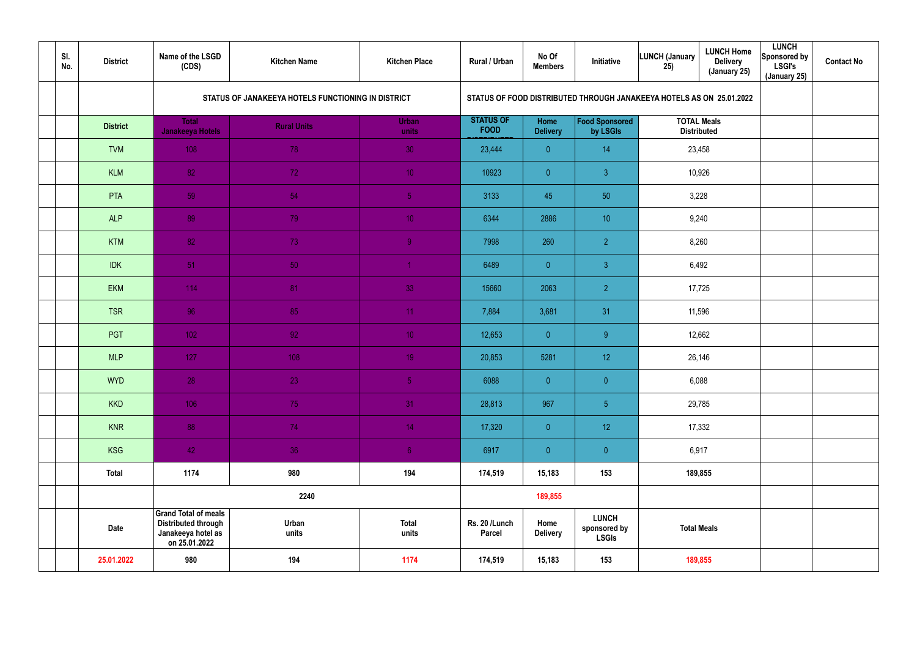| | Sl. No. | District | Name of the LSGD (CDS) | Kitchen Name | Kitchen Place | Rural / Urban | No Of Members | Initiative | LUNCH (January 25) | LUNCH Home Delivery (January 25) | LUNCH Sponsored by LSGI's (January 25) | Contact No |
|---|---|---|---|---|---|---|---|---|---|---|---|---|
| | | | STATUS OF JANAKEEYA HOTELS FUNCTIONING IN DISTRICT | | | STATUS OF FOOD DISTRIBUTED THROUGH JANAKEEYA HOTELS AS ON 25.01.2022 | | | | | | |
| | | District | Total Janakeeya Hotels | Rural Units | Urban units | STATUS OF FOOD DISTRIBUTED | Home Delivery | Food Sponsored by LSGIs | TOTAL Meals Distributed | | | |
| | | TVM | 108 | 78 | 30 | 23,444 | 0 | 14 | 23,458 | | | |
| | | KLM | 82 | 72 | 10 | 10923 | 0 | 3 | 10,926 | | | |
| | | PTA | 59 | 54 | 5 | 3133 | 45 | 50 | 3,228 | | | |
| | | ALP | 89 | 79 | 10 | 6344 | 2886 | 10 | 9,240 | | | |
| | | KTM | 82 | 73 | 9 | 7998 | 260 | 2 | 8,260 | | | |
| | | IDK | 51 | 50 | 1 | 6489 | 0 | 3 | 6,492 | | | |
| | | EKM | 114 | 81 | 33 | 15660 | 2063 | 2 | 17,725 | | | |
| | | TSR | 96 | 85 | 11 | 7,884 | 3,681 | 31 | 11,596 | | | |
| | | PGT | 102 | 92 | 10 | 12,653 | 0 | 9 | 12,662 | | | |
| | | MLP | 127 | 108 | 19 | 20,853 | 5281 | 12 | 26,146 | | | |
| | | WYD | 28 | 23 | 5 | 6088 | 0 | 0 | 6,088 | | | |
| | | KKD | 106 | 75 | 31 | 28,813 | 967 | 5 | 29,785 | | | |
| | | KNR | 88 | 74 | 14 | 17,320 | 0 | 12 | 17,332 | | | |
| | | KSG | 42 | 36 | 6 | 6917 | 0 | 0 | 6,917 | | | |
| | | Total | 1174 | 980 | 194 | 174,519 | 15,183 | 153 | 189,855 | | | |
| | | | 2240 | | | 189,855 | | | | | | |
| | | Date | Grand Total of meals Distributed through Janakeeya hotel as on 25.01.2022 | Urban units | Total units | Rs. 20 /Lunch Parcel | Home Delivery | LUNCH sponsored by LSGIs | Total Meals | | | |
| | | 25.01.2022 | 980 | 194 | 1174 | 174,519 | 15,183 | 153 | 189,855 | | | |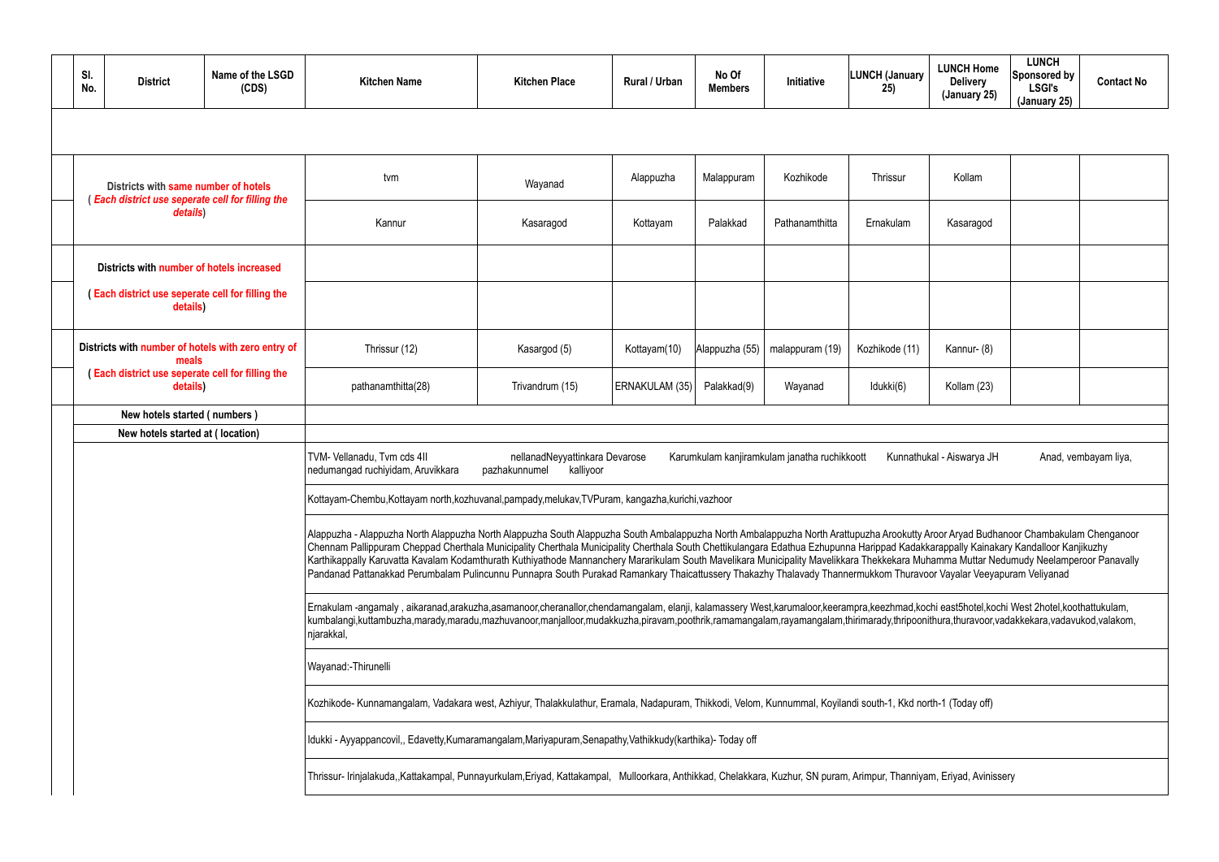| Sl. No. | District | Name of the LSGD (CDS) | Kitchen Name | Kitchen Place | Rural / Urban | No Of Members | Initiative | LUNCH (January 25) | LUNCH Home Delivery (January 25) | LUNCH Sponsored by LSGI's (January 25) | Contact No |
|---|---|---|---|---|---|---|---|---|---|---|---|
| | | | | | | | | | | | |
| | Districts with same number of hotels ( *Each district use seperate cell for filling the details*) | | tvm | Wayanad | Alappuzha | Malappuram | Kozhikode | Thrissur | Kollam | | |
| | | | Kannur | Kasaragod | Kottayam | Palakkad | Pathanamthitta | Ernakulam | Kasaragod | | |
| | Districts with number of hotels increased | | | | | | | | | | |
| | ( Each district use seperate cell for filling the details) | | | | | | | | | | |
| | Districts with number of hotels with zero entry of meals | | Thrissur (12) | Kasargod (5) | Kottayam(10) | Alappuzha (55) | malappuram (19) | Kozhikode (11) | Kannur- (8) | | |
| | ( Each district use seperate cell for filling the details) | | pathanamthitta(28) | Trivandrum (15) | ERNAKULAM (35) | Palakkad(9) | Wayanad | Idukki(6) | Kollam (23) | | |
| | New hotels started ( numbers ) | | | | | | | | | | |
| | New hotels started at ( location) | | | | | | | | | | |
| | | | TVM- Vellanadu, Tvm cds 4II nellanadNeyyattinkara Devarose Karumkulam kanjiramkulam janatha ruchikkoott Kunnathukal - Aiswarya JH Anad, vembayam liya, nedumangad ruchiyidam, Aruvikkara pazhakunnumel kalliyoor | | | | | | | | |
| | | | Kottayam-Chembu,Kottayam north,kozhuvanal,pampady,melukav,TVPuram, kangazha,kurichi,vazhoor | | | | | | | | |
| | | | Alappuzha - Alappuzha North Alappuzha North Alappuzha South Alappuzha South Ambalappuzha North Ambalappuzha North Arattupuzha Arookutty Aroor Aryad Budhanoor Chambakulam Chenganoor Chennam Pallippuram Cheppad Cherthala Municipality Cherthala Municipality Cherthala South Chettikulangara Edathua Ezhupunna Harippad Kadakkarappally Kainakary Kandalloor Kanjikuzhy Karthikappally Karuvatta Kavalam Kodamthurath Kuthiyathode Mannanchery Mararikulam South Mavelikara Municipality Mavelikkara Thekkekara Muhamma Muttar Nedumudy Neelamperoor Panavally Pandanad Pattanakkad Perumbalam Pulincunnu Punnapra South Purakad Ramankary Thaicattussery Thakazhy Thalavady Thannermukkom Thuravoor Vayalar Veeyapuram Veliyanad | | | | | | | | |
| | | | Ernakulam -angamaly , aikaranad,arakuzha,asamanoor,cheranallor,chendamangalam, elanji, kalamassery West,karumaloor,keerampra,keezhmad,kochi east5hotel,kochi West 2hotel,koothattukulam, kumbalangi,kuttambuzha,marady,maradu,mazhuvanoor,manjalloor,mudakkuzha,piravam,poothrik,ramamangalam,rayamangalam,thirimarady,thripoonithura,thuravoor,vadakkekara,vadavukod,valakom, njarakkal, | | | | | | | | |
| | | | Wayanad:-Thirunelli | | | | | | | | |
| | | | Kozhikode- Kunnamangalam, Vadakara west, Azhiyur, Thalakkulathur, Eramala, Nadapuram, Thikkodi, Velom, Kunnummal, Koyilandi south-1, Kkd north-1 (Today off) | | | | | | | | |
| | | | Idukki - Ayyappancovil,, Edavetty,Kumaramangalam,Mariyapuram,Senapathy,Vathikkudy(karthika)- Today off | | | | | | | | |
| | | | Thrissur- Irinjalakuda,,Kattakampal, Punnayurkulam,Eriyad, Kattakampal, Mulloorkara, Anthikkad, Chelakkara, Kuzhur, SN puram, Arimpur, Thanniyam, Eriyad, Avinissery | | | | | | | | |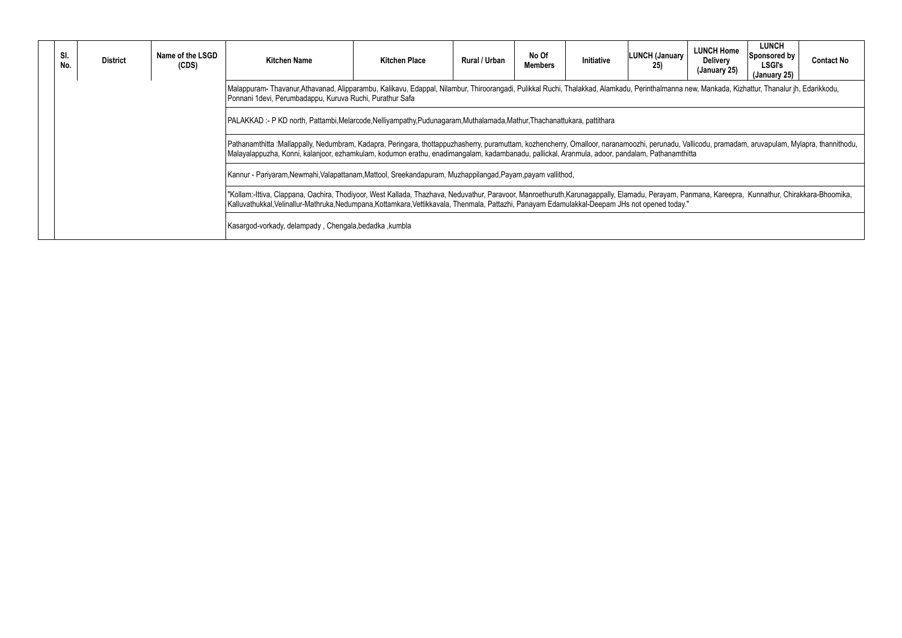| Sl. No. | District | Name of the LSGD (CDS) | Kitchen Name | Kitchen Place | Rural / Urban | No Of Members | Initiative | LUNCH (January 25) | LUNCH Home Delivery (January 25) | LUNCH Sponsored by LSGI's (January 25) | Contact No |
|---|---|---|---|---|---|---|---|---|---|---|---|
| | | | Malappuram- Thavanur,Athavanad, Alipparambu, Kalikavu, Edappal, Nilambur, Thiroorangadi, Pulikkal Ruchi, Thalakkad, Alamkadu, Perinthalmanna new, Mankada, Kizhattur, Thanalur jh, Edarikkodu, Ponnani 1devi, Perumbadappu, Kuruva Ruchi, Purathur Safa | | | | | | | | |
| | | | PALAKKAD :- P KD north, Pattambi,Melarcode,Nelliyampathy,Pudunagaram,Muthalamada,Mathur,Thachanattukara, pattithara | | | | | | | | |
| | | | Pathanamthitta :Mallappally, Nedumbram, Kadapra, Peringara, thottappuzhasherry, puramuttam, kozhencherry, Omalloor, naranamoozhi, perunadu, Vallicodu, pramadam, aruvapulam, Mylapra, thannithodu, Malayalappuzha, Konni, kalanjoor, ezhamkulam, kodumon erathu, enadimangalam, kadambanadu, pallickal, Aranmula, adoor, pandalam, Pathanamthitta | | | | | | | | |
| | | | Kannur - Pariyaram,Newmahi,Valapattanam,Mattool, Sreekandapuram, Muzhappilangad,Payam,payam vallithod, | | | | | | | | |
| | | | "Kollam:-Ittiva, Clappana, Oachira, Thodiyoor, West Kallada, Thazhava, Neduvathur, Paravoor, Manroethuruth,Karunagappally, Elamadu, Perayam, Panmana, Kareepra, Kunnathur, Chirakkara-Bhoomika, Kalluvathukkal,Velinallur-Mathruka,Nedumpana,Kottamkara,Vettikkavala, Thenmala, Pattazhi, Panayam Edamulakkal-Deepam JHs not opened today." | | | | | | | | |
| | | | Kasargod-vorkady, delampady , Chengala,bedadka ,kumbla | | | | | | | | |